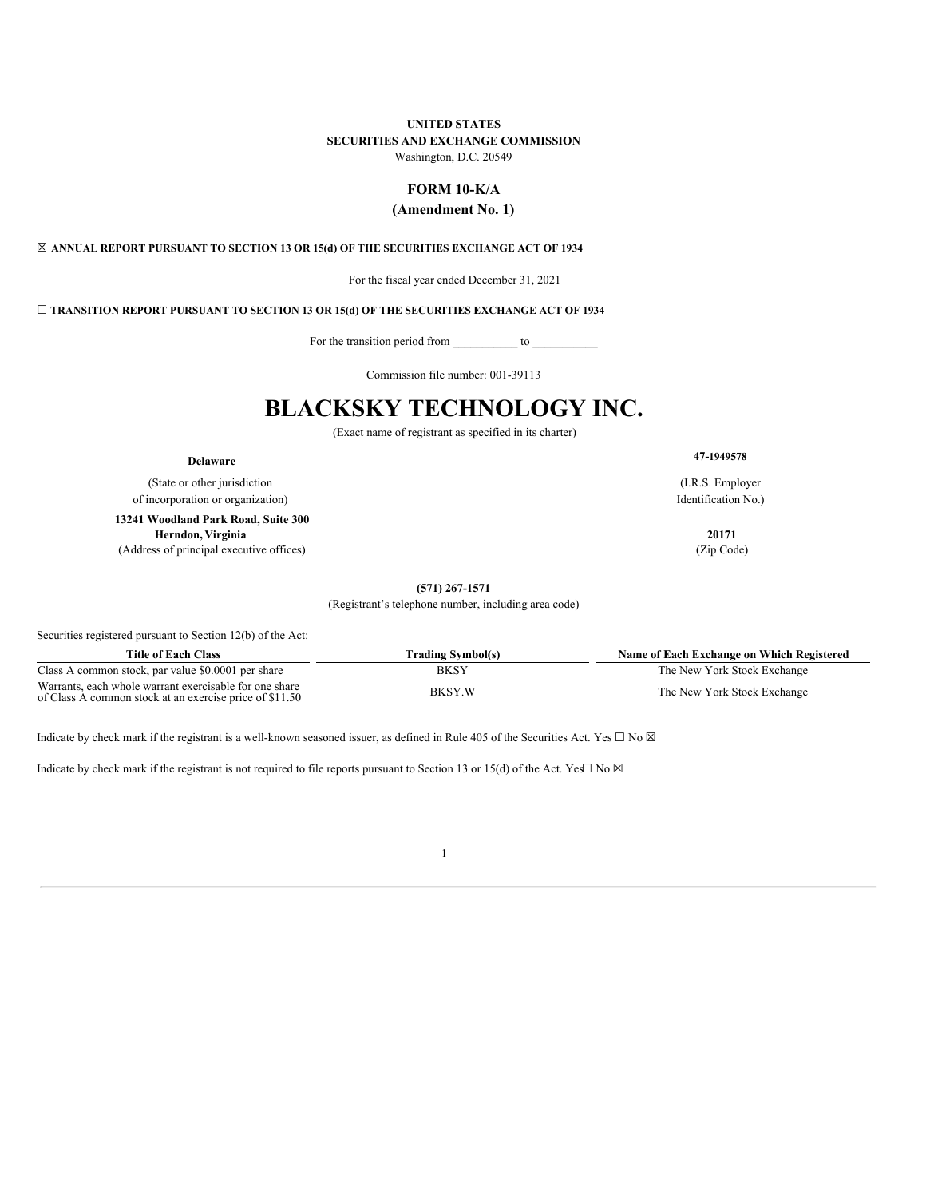**UNITED STATES**
**SECURITIES AND EXCHANGE COMMISSION**
Washington, D.C. 20549

**FORM 10-K/A**
**(Amendment No. 1)**

☒ **ANNUAL REPORT PURSUANT TO SECTION 13 OR 15(d) OF THE SECURITIES EXCHANGE ACT OF 1934**

For the fiscal year ended December 31, 2021

☐ **TRANSITION REPORT PURSUANT TO SECTION 13 OR 15(d) OF THE SECURITIES EXCHANGE ACT OF 1934**

For the transition period from ___________ to ___________

Commission file number: 001-39113

# BLACKSKY TECHNOLOGY INC.

(Exact name of registrant as specified in its charter)

| | |
|---|---|
| **Delaware** | **47-1949578** |
| (State or other jurisdiction of incorporation or organization) | (I.R.S. Employer Identification No.) |
| **13241 Woodland Park Road, Suite 300 Herndon, Virginia** | **20171** |
| (Address of principal executive offices) | (Zip Code) |

**(571) 267-1571**
(Registrant's telephone number, including area code)

Securities registered pursuant to Section 12(b) of the Act:

| Title of Each Class | Trading Symbol(s) | Name of Each Exchange on Which Registered |
|---|---|---|
| Class A common stock, par value $0.0001 per share | BKSY | The New York Stock Exchange |
| Warrants, each whole warrant exercisable for one share of Class A common stock at an exercise price of $11.50 | BKSY.W | The New York Stock Exchange |

Indicate by check mark if the registrant is a well-known seasoned issuer, as defined in Rule 405 of the Securities Act. Yes ☐ No ☒

Indicate by check mark if the registrant is not required to file reports pursuant to Section 13 or 15(d) of the Act. Yes☐ No ☒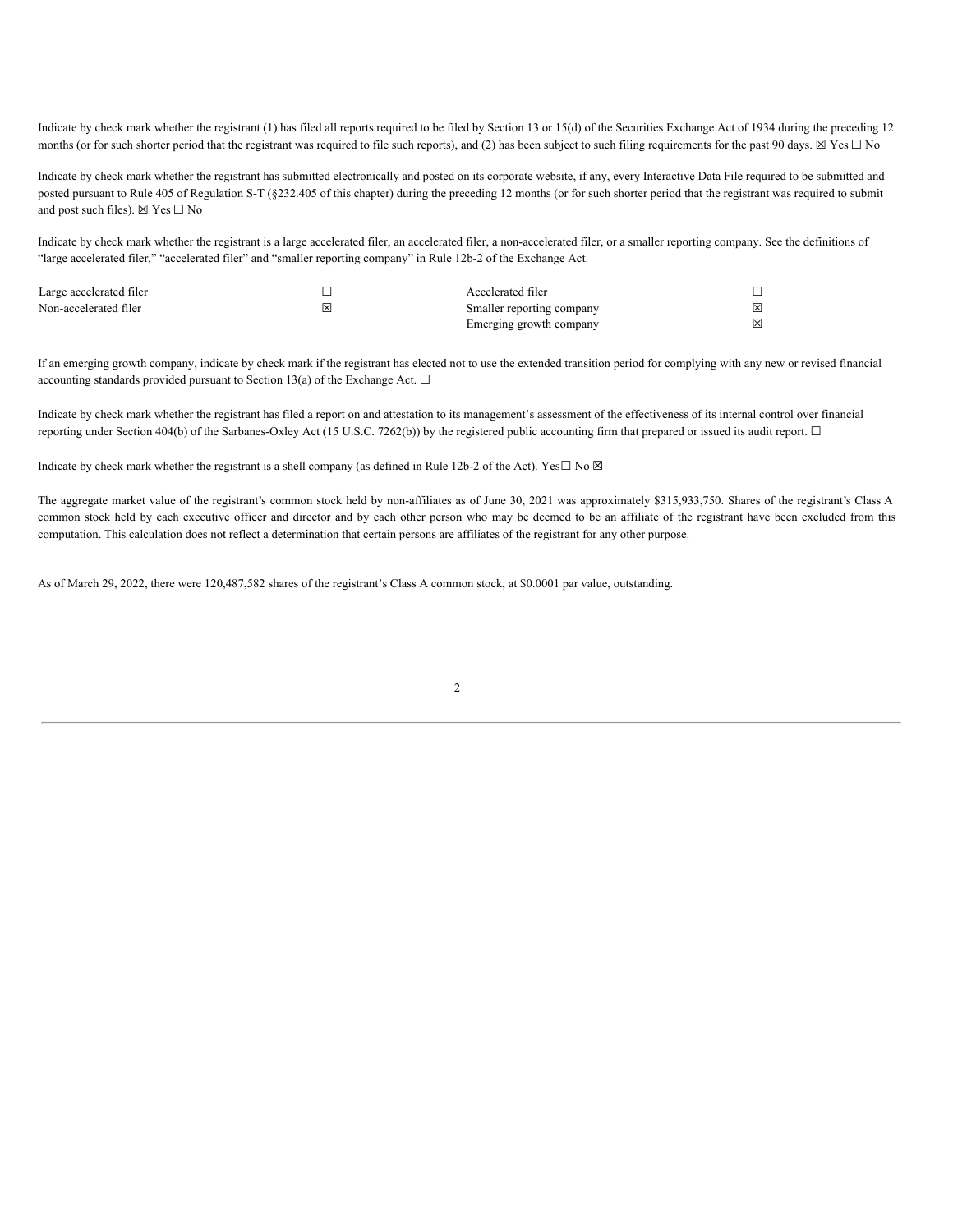Indicate by check mark whether the registrant (1) has filed all reports required to be filed by Section 13 or 15(d) of the Securities Exchange Act of 1934 during the preceding 12 months (or for such shorter period that the registrant was required to file such reports), and (2) has been subject to such filing requirements for the past 90 days. ☒ Yes ☐ No

Indicate by check mark whether the registrant has submitted electronically and posted on its corporate website, if any, every Interactive Data File required to be submitted and posted pursuant to Rule 405 of Regulation S-T (§232.405 of this chapter) during the preceding 12 months (or for such shorter period that the registrant was required to submit and post such files). ☒ Yes ☐ No

Indicate by check mark whether the registrant is a large accelerated filer, an accelerated filer, a non-accelerated filer, or a smaller reporting company. See the definitions of "large accelerated filer," "accelerated filer" and "smaller reporting company" in Rule 12b-2 of the Exchange Act.

| | | | |
|---|---|---|---|
| Large accelerated filer | ☐ | Accelerated filer | ☐ |
| Non-accelerated filer | ☒ | Smaller reporting company | ☒ |
| | | Emerging growth company | ☒ |

If an emerging growth company, indicate by check mark if the registrant has elected not to use the extended transition period for complying with any new or revised financial accounting standards provided pursuant to Section 13(a) of the Exchange Act. ☐

Indicate by check mark whether the registrant has filed a report on and attestation to its management's assessment of the effectiveness of its internal control over financial reporting under Section 404(b) of the Sarbanes-Oxley Act (15 U.S.C. 7262(b)) by the registered public accounting firm that prepared or issued its audit report. ☐

Indicate by check mark whether the registrant is a shell company (as defined in Rule 12b-2 of the Act). Yes☐ No ☒

The aggregate market value of the registrant's common stock held by non-affiliates as of June 30, 2021 was approximately $315,933,750. Shares of the registrant's Class A common stock held by each executive officer and director and by each other person who may be deemed to be an affiliate of the registrant have been excluded from this computation. This calculation does not reflect a determination that certain persons are affiliates of the registrant for any other purpose.

As of March 29, 2022, there were 120,487,582 shares of the registrant's Class A common stock, at $0.0001 par value, outstanding.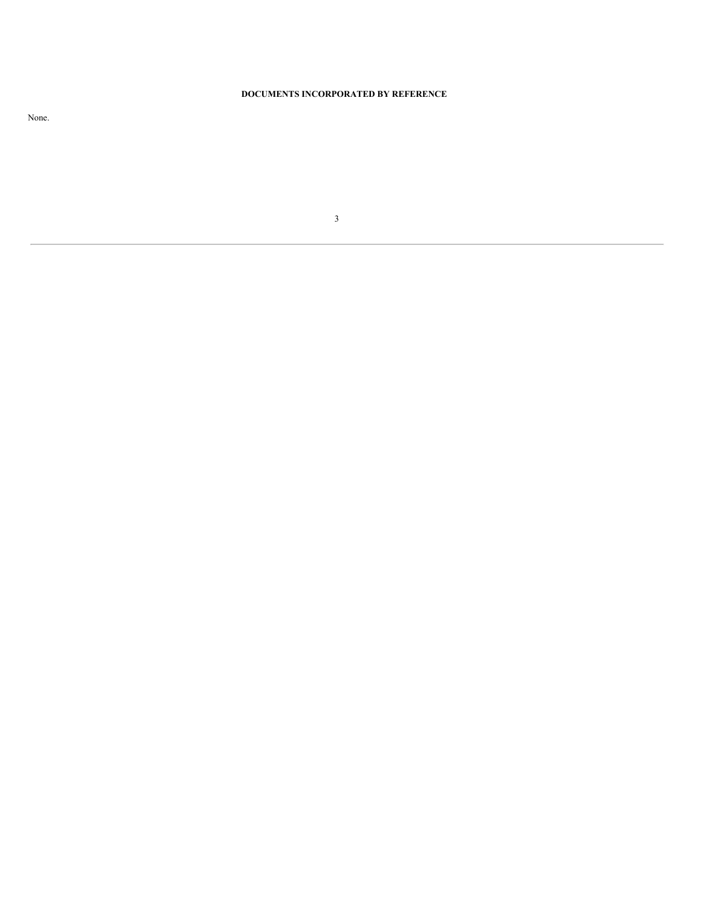## DOCUMENTS INCORPORATED BY REFERENCE

None.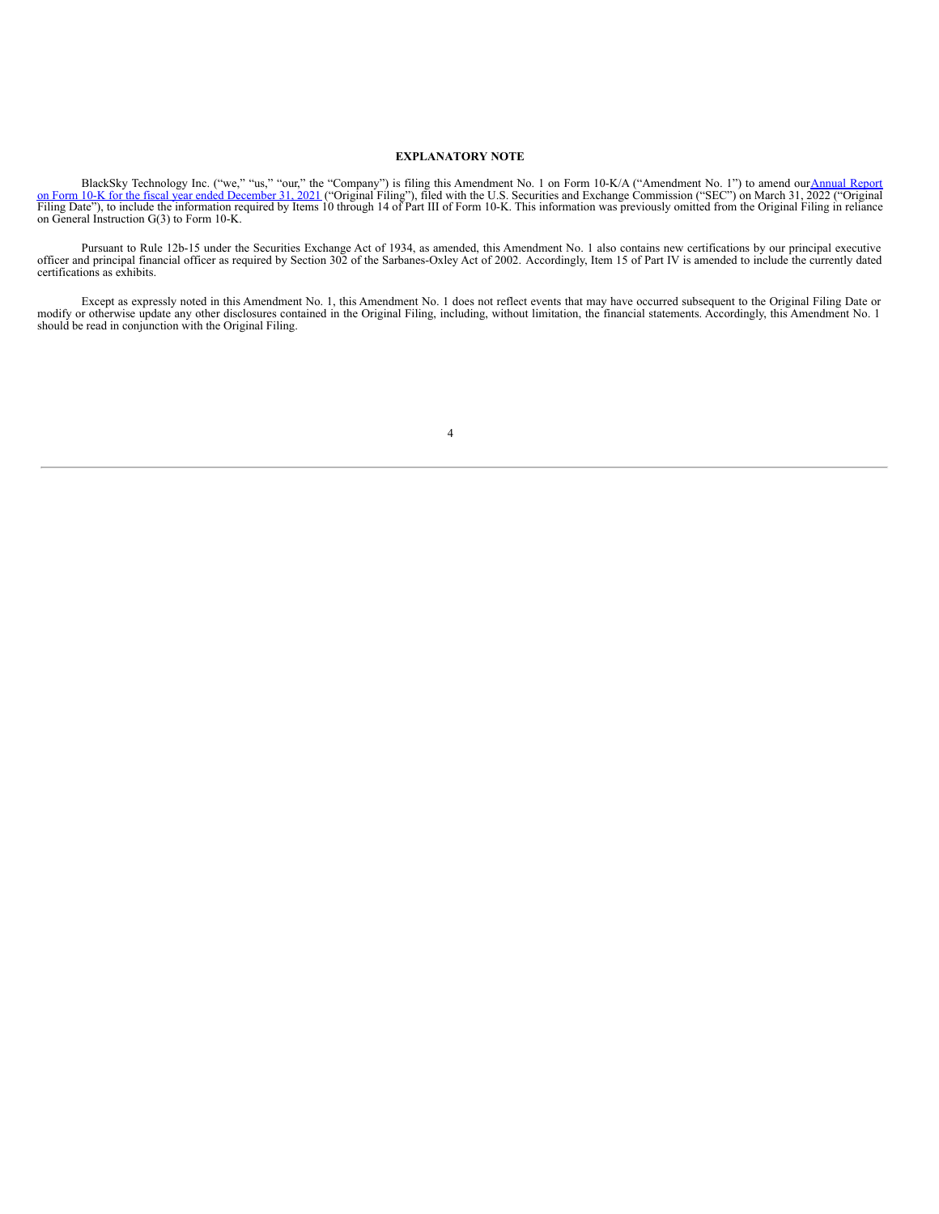## EXPLANATORY NOTE

BlackSky Technology Inc. ("we," "us," "our," the "Company") is filing this Amendment No. 1 on Form 10-K/A ("Amendment No. 1") to amend our Annual Report on Form 10-K for the fiscal year ended December 31, 2021 ("Original Filing"), filed with the U.S. Securities and Exchange Commission ("SEC") on March 31, 2022 ("Original Filing Date"), to include the information required by Items 10 through 14 of Part III of Form 10-K. This information was previously omitted from the Original Filing in reliance on General Instruction G(3) to Form 10-K.

Pursuant to Rule 12b-15 under the Securities Exchange Act of 1934, as amended, this Amendment No. 1 also contains new certifications by our principal executive officer and principal financial officer as required by Section 302 of the Sarbanes-Oxley Act of 2002. Accordingly, Item 15 of Part IV is amended to include the currently dated certifications as exhibits.

Except as expressly noted in this Amendment No. 1, this Amendment No. 1 does not reflect events that may have occurred subsequent to the Original Filing Date or modify or otherwise update any other disclosures contained in the Original Filing, including, without limitation, the financial statements. Accordingly, this Amendment No. 1 should be read in conjunction with the Original Filing.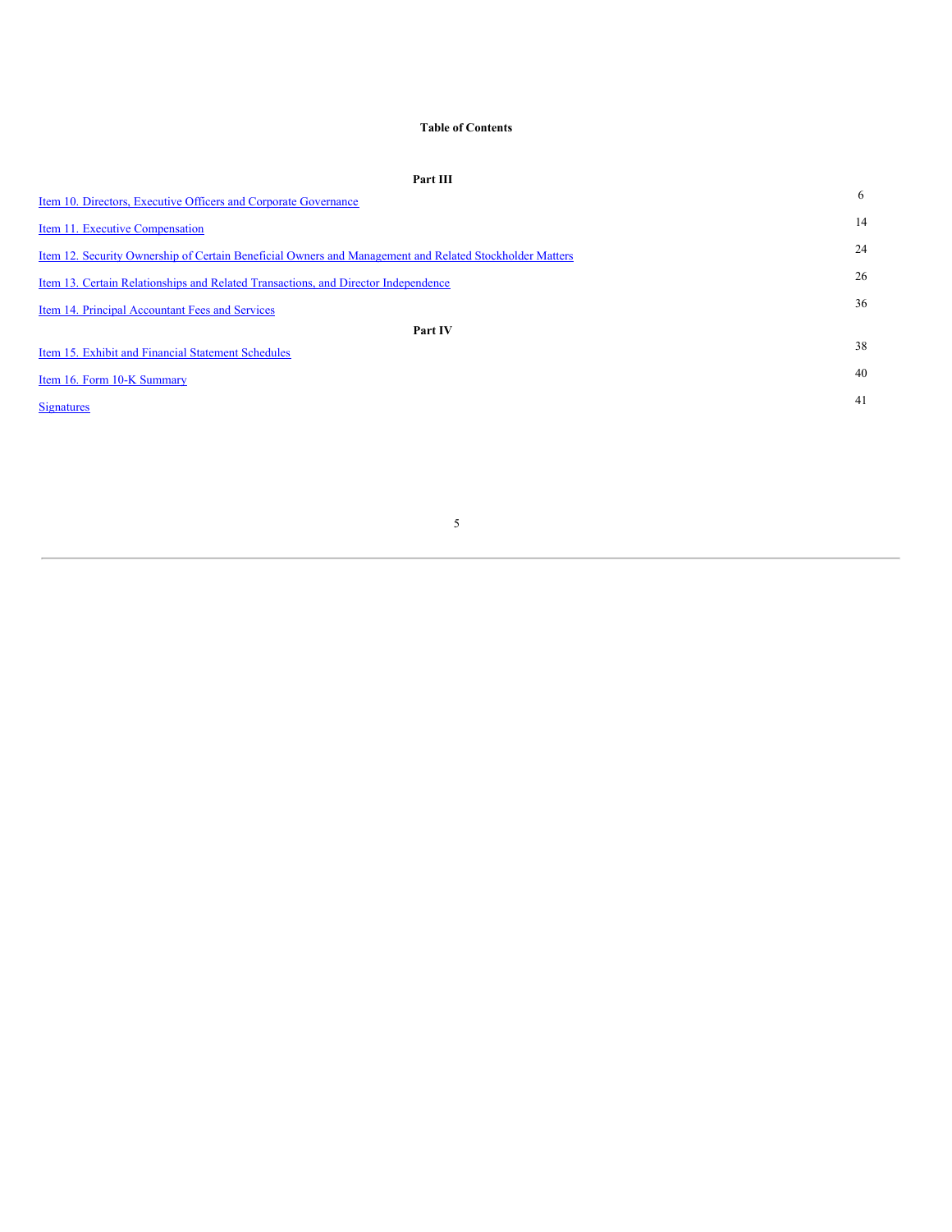**Table of Contents**

| | |
|---|---|
| **Part III** | |
| Item 10. Directors, Executive Officers and Corporate Governance | 6 |
| Item 11. Executive Compensation | 14 |
| Item 12. Security Ownership of Certain Beneficial Owners and Management and Related Stockholder Matters | 24 |
| Item 13. Certain Relationships and Related Transactions, and Director Independence | 26 |
| Item 14. Principal Accountant Fees and Services | 36 |
| **Part IV** | |
| Item 15. Exhibit and Financial Statement Schedules | 38 |
| Item 16. Form 10-K Summary | 40 |
| Signatures | 41 |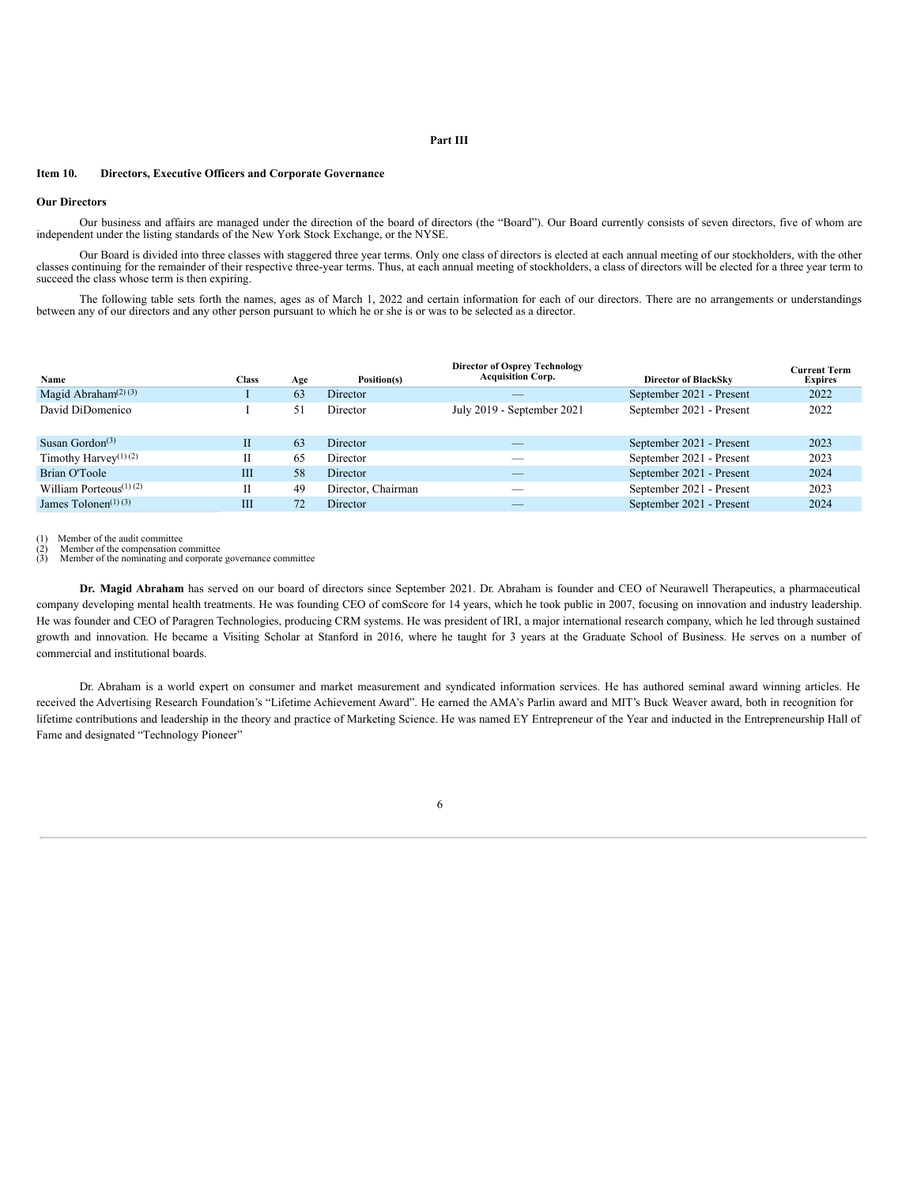# Part III

## Item 10. Directors, Executive Officers and Corporate Governance

### Our Directors

Our business and affairs are managed under the direction of the board of directors (the "Board"). Our Board currently consists of seven directors, five of whom are independent under the listing standards of the New York Stock Exchange, or the NYSE.

Our Board is divided into three classes with staggered three year terms. Only one class of directors is elected at each annual meeting of our stockholders, with the other classes continuing for the remainder of their respective three-year terms. Thus, at each annual meeting of stockholders, a class of directors will be elected for a three year term to succeed the class whose term is then expiring.

The following table sets forth the names, ages as of March 1, 2022 and certain information for each of our directors. There are no arrangements or understandings between any of our directors and any other person pursuant to which he or she is or was to be selected as a director.

| Name | Class | Age | Position(s) | Director of Osprey Technology Acquisition Corp. | Director of BlackSky | Current Term Expires |
|---|---|---|---|---|---|---|
| Magid Abraham[(2)(3)] | I | 63 | Director | — | September 2021 - Present | 2022 |
| David DiDomenico | I | 51 | Director | July 2019 - September 2021 | September 2021 - Present | 2022 |
| Susan Gordon[(3)] | II | 63 | Director | — | September 2021 - Present | 2023 |
| Timothy Harvey[(1)(2)] | II | 65 | Director | — | September 2021 - Present | 2023 |
| Brian O'Toole | III | 58 | Director | — | September 2021 - Present | 2024 |
| William Porteous[(1)(2)] | II | 49 | Director, Chairman | — | September 2021 - Present | 2023 |
| James Tolonen[(1)(3)] | III | 72 | Director | — | September 2021 - Present | 2024 |

(1) Member of the audit committee
(2) Member of the compensation committee
(3) Member of the nominating and corporate governance committee

**Dr. Magid Abraham** has served on our board of directors since September 2021. Dr. Abraham is founder and CEO of Neurawell Therapeutics, a pharmaceutical company developing mental health treatments. He was founding CEO of comScore for 14 years, which he took public in 2007, focusing on innovation and industry leadership. He was founder and CEO of Paragren Technologies, producing CRM systems. He was president of IRI, a major international research company, which he led through sustained growth and innovation. He became a Visiting Scholar at Stanford in 2016, where he taught for 3 years at the Graduate School of Business. He serves on a number of commercial and institutional boards.

Dr. Abraham is a world expert on consumer and market measurement and syndicated information services. He has authored seminal award winning articles. He received the Advertising Research Foundation's "Lifetime Achievement Award". He earned the AMA's Parlin award and MIT's Buck Weaver award, both in recognition for lifetime contributions and leadership in the theory and practice of Marketing Science. He was named EY Entrepreneur of the Year and inducted in the Entrepreneurship Hall of Fame and designated "Technology Pioneer"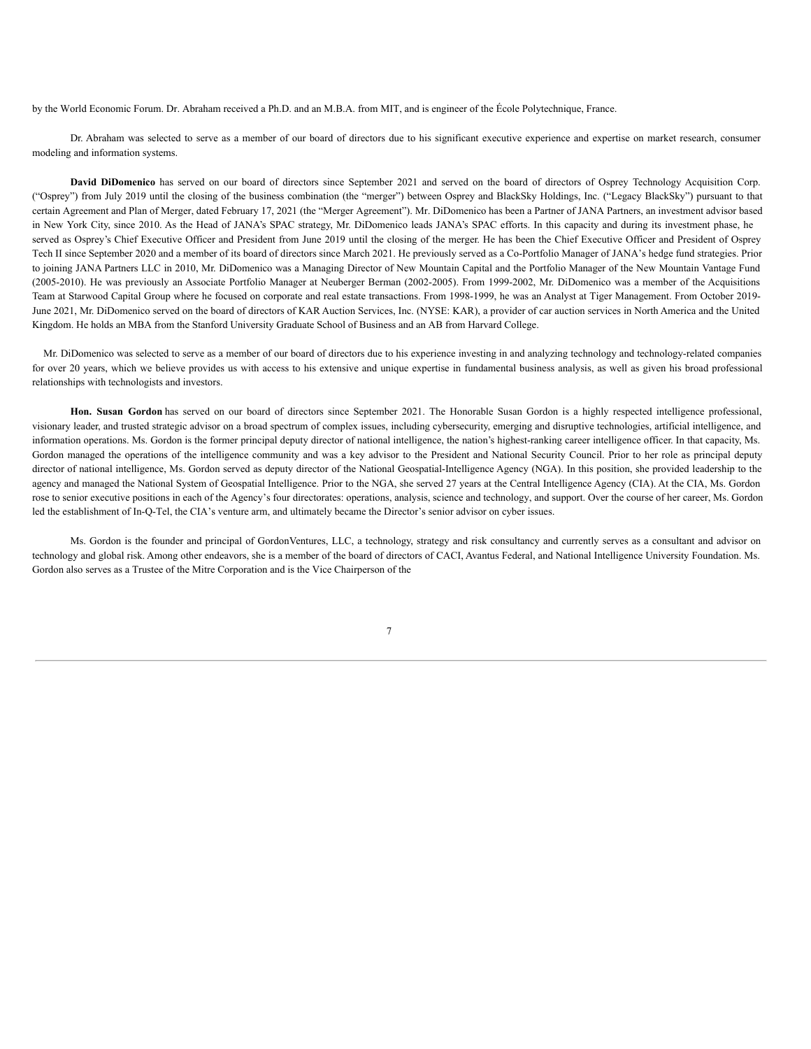by the World Economic Forum. Dr. Abraham received a Ph.D. and an M.B.A. from MIT, and is engineer of the École Polytechnique, France.

Dr. Abraham was selected to serve as a member of our board of directors due to his significant executive experience and expertise on market research, consumer modeling and information systems.

**David DiDomenico** has served on our board of directors since September 2021 and served on the board of directors of Osprey Technology Acquisition Corp. ("Osprey") from July 2019 until the closing of the business combination (the "merger") between Osprey and BlackSky Holdings, Inc. ("Legacy BlackSky") pursuant to that certain Agreement and Plan of Merger, dated February 17, 2021 (the "Merger Agreement"). Mr. DiDomenico has been a Partner of JANA Partners, an investment advisor based in New York City, since 2010. As the Head of JANA's SPAC strategy, Mr. DiDomenico leads JANA's SPAC efforts. In this capacity and during its investment phase, he served as Osprey's Chief Executive Officer and President from June 2019 until the closing of the merger. He has been the Chief Executive Officer and President of Osprey Tech II since September 2020 and a member of its board of directors since March 2021. He previously served as a Co-Portfolio Manager of JANA's hedge fund strategies. Prior to joining JANA Partners LLC in 2010, Mr. DiDomenico was a Managing Director of New Mountain Capital and the Portfolio Manager of the New Mountain Vantage Fund (2005-2010). He was previously an Associate Portfolio Manager at Neuberger Berman (2002-2005). From 1999-2002, Mr. DiDomenico was a member of the Acquisitions Team at Starwood Capital Group where he focused on corporate and real estate transactions. From 1998-1999, he was an Analyst at Tiger Management. From October 2019-June 2021, Mr. DiDomenico served on the board of directors of KAR Auction Services, Inc. (NYSE: KAR), a provider of car auction services in North America and the United Kingdom. He holds an MBA from the Stanford University Graduate School of Business and an AB from Harvard College.

Mr. DiDomenico was selected to serve as a member of our board of directors due to his experience investing in and analyzing technology and technology-related companies for over 20 years, which we believe provides us with access to his extensive and unique expertise in fundamental business analysis, as well as given his broad professional relationships with technologists and investors.

**Hon. Susan Gordon** has served on our board of directors since September 2021. The Honorable Susan Gordon is a highly respected intelligence professional, visionary leader, and trusted strategic advisor on a broad spectrum of complex issues, including cybersecurity, emerging and disruptive technologies, artificial intelligence, and information operations. Ms. Gordon is the former principal deputy director of national intelligence, the nation's highest-ranking career intelligence officer. In that capacity, Ms. Gordon managed the operations of the intelligence community and was a key advisor to the President and National Security Council. Prior to her role as principal deputy director of national intelligence, Ms. Gordon served as deputy director of the National Geospatial-Intelligence Agency (NGA). In this position, she provided leadership to the agency and managed the National System of Geospatial Intelligence. Prior to the NGA, she served 27 years at the Central Intelligence Agency (CIA). At the CIA, Ms. Gordon rose to senior executive positions in each of the Agency's four directorates: operations, analysis, science and technology, and support. Over the course of her career, Ms. Gordon led the establishment of In-Q-Tel, the CIA's venture arm, and ultimately became the Director's senior advisor on cyber issues.

Ms. Gordon is the founder and principal of GordonVentures, LLC, a technology, strategy and risk consultancy and currently serves as a consultant and advisor on technology and global risk. Among other endeavors, she is a member of the board of directors of CACI, Avantus Federal, and National Intelligence University Foundation. Ms. Gordon also serves as a Trustee of the Mitre Corporation and is the Vice Chairperson of the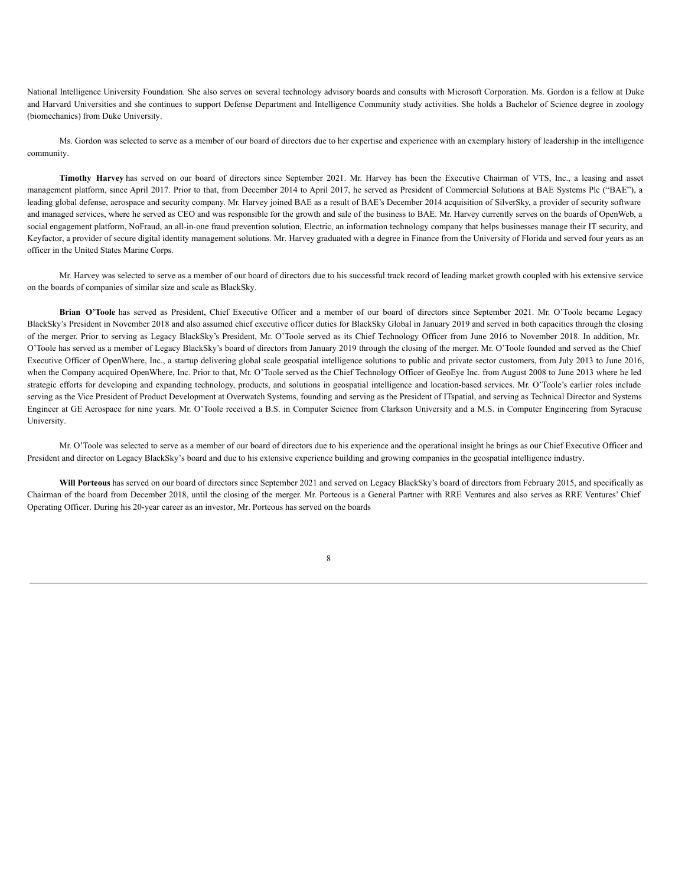National Intelligence University Foundation. She also serves on several technology advisory boards and consults with Microsoft Corporation. Ms. Gordon is a fellow at Duke and Harvard Universities and she continues to support Defense Department and Intelligence Community study activities. She holds a Bachelor of Science degree in zoology (biomechanics) from Duke University.

Ms. Gordon was selected to serve as a member of our board of directors due to her expertise and experience with an exemplary history of leadership in the intelligence community.

**Timothy Harvey** has served on our board of directors since September 2021. Mr. Harvey has been the Executive Chairman of VTS, Inc., a leasing and asset management platform, since April 2017. Prior to that, from December 2014 to April 2017, he served as President of Commercial Solutions at BAE Systems Plc ("BAE"), a leading global defense, aerospace and security company. Mr. Harvey joined BAE as a result of BAE's December 2014 acquisition of SilverSky, a provider of security software and managed services, where he served as CEO and was responsible for the growth and sale of the business to BAE. Mr. Harvey currently serves on the boards of OpenWeb, a social engagement platform, NoFraud, an all-in-one fraud prevention solution, Electric, an information technology company that helps businesses manage their IT security, and Keyfactor, a provider of secure digital identity management solutions. Mr. Harvey graduated with a degree in Finance from the University of Florida and served four years as an officer in the United States Marine Corps.

Mr. Harvey was selected to serve as a member of our board of directors due to his successful track record of leading market growth coupled with his extensive service on the boards of companies of similar size and scale as BlackSky.

**Brian O'Toole** has served as President, Chief Executive Officer and a member of our board of directors since September 2021. Mr. O'Toole became Legacy BlackSky's President in November 2018 and also assumed chief executive officer duties for BlackSky Global in January 2019 and served in both capacities through the closing of the merger. Prior to serving as Legacy BlackSky's President, Mr. O'Toole served as its Chief Technology Officer from June 2016 to November 2018. In addition, Mr. O'Toole has served as a member of Legacy BlackSky's board of directors from January 2019 through the closing of the merger. Mr. O'Toole founded and served as the Chief Executive Officer of OpenWhere, Inc., a startup delivering global scale geospatial intelligence solutions to public and private sector customers, from July 2013 to June 2016, when the Company acquired OpenWhere, Inc. Prior to that, Mr. O'Toole served as the Chief Technology Officer of GeoEye Inc. from August 2008 to June 2013 where he led strategic efforts for developing and expanding technology, products, and solutions in geospatial intelligence and location-based services. Mr. O'Toole's earlier roles include serving as the Vice President of Product Development at Overwatch Systems, founding and serving as the President of ITspatial, and serving as Technical Director and Systems Engineer at GE Aerospace for nine years. Mr. O'Toole received a B.S. in Computer Science from Clarkson University and a M.S. in Computer Engineering from Syracuse University.

Mr. O'Toole was selected to serve as a member of our board of directors due to his experience and the operational insight he brings as our Chief Executive Officer and President and director on Legacy BlackSky's board and due to his extensive experience building and growing companies in the geospatial intelligence industry.

**Will Porteous** has served on our board of directors since September 2021 and served on Legacy BlackSky's board of directors from February 2015, and specifically as Chairman of the board from December 2018, until the closing of the merger. Mr. Porteous is a General Partner with RRE Ventures and also serves as RRE Ventures' Chief Operating Officer. During his 20-year career as an investor, Mr. Porteous has served on the boards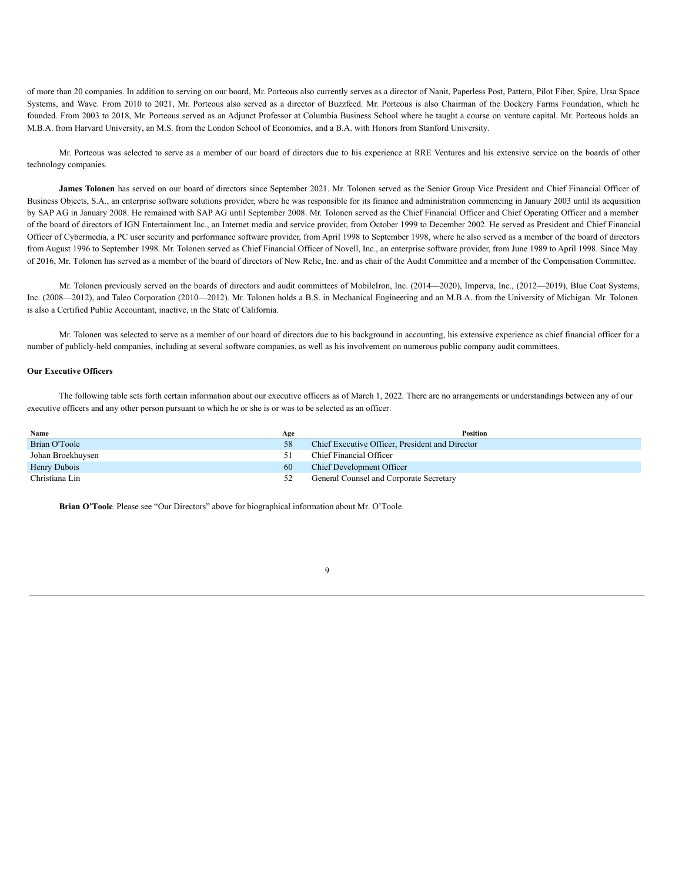of more than 20 companies. In addition to serving on our board, Mr. Porteous also currently serves as a director of Nanit, Paperless Post, Pattern, Pilot Fiber, Spire, Ursa Space Systems, and Wave. From 2010 to 2021, Mr. Porteous also served as a director of Buzzfeed. Mr. Porteous is also Chairman of the Dockery Farms Foundation, which he founded. From 2003 to 2018, Mr. Porteous served as an Adjunct Professor at Columbia Business School where he taught a course on venture capital. Mr. Porteous holds an M.B.A. from Harvard University, an M.S. from the London School of Economics, and a B.A. with Honors from Stanford University.

Mr. Porteous was selected to serve as a member of our board of directors due to his experience at RRE Ventures and his extensive service on the boards of other technology companies.

**James Tolonen** has served on our board of directors since September 2021. Mr. Tolonen served as the Senior Group Vice President and Chief Financial Officer of Business Objects, S.A., an enterprise software solutions provider, where he was responsible for its finance and administration commencing in January 2003 until its acquisition by SAP AG in January 2008. He remained with SAP AG until September 2008. Mr. Tolonen served as the Chief Financial Officer and Chief Operating Officer and a member of the board of directors of IGN Entertainment Inc., an Internet media and service provider, from October 1999 to December 2002. He served as President and Chief Financial Officer of Cybermedia, a PC user security and performance software provider, from April 1998 to September 1998, where he also served as a member of the board of directors from August 1996 to September 1998. Mr. Tolonen served as Chief Financial Officer of Novell, Inc., an enterprise software provider, from June 1989 to April 1998. Since May of 2016, Mr. Tolonen has served as a member of the board of directors of New Relic, Inc. and as chair of the Audit Committee and a member of the Compensation Committee.

Mr. Tolonen previously served on the boards of directors and audit committees of MobileIron, Inc. (2014—2020), Imperva, Inc., (2012—2019), Blue Coat Systems, Inc. (2008—2012), and Taleo Corporation (2010—2012). Mr. Tolonen holds a B.S. in Mechanical Engineering and an M.B.A. from the University of Michigan. Mr. Tolonen is also a Certified Public Accountant, inactive, in the State of California.

Mr. Tolonen was selected to serve as a member of our board of directors due to his background in accounting, his extensive experience as chief financial officer for a number of publicly-held companies, including at several software companies, as well as his involvement on numerous public company audit committees.

**Our Executive Officers**

The following table sets forth certain information about our executive officers as of March 1, 2022. There are no arrangements or understandings between any of our executive officers and any other person pursuant to which he or she is or was to be selected as an officer.

| Name | Age | Position |
|---|---|---|
| Brian O'Toole | 58 | Chief Executive Officer, President and Director |
| Johan Broekhuysen | 51 | Chief Financial Officer |
| Henry Dubois | 60 | Chief Development Officer |
| Christiana Lin | 52 | General Counsel and Corporate Secretary |

**Brian O'Toole**. Please see "Our Directors" above for biographical information about Mr. O'Toole.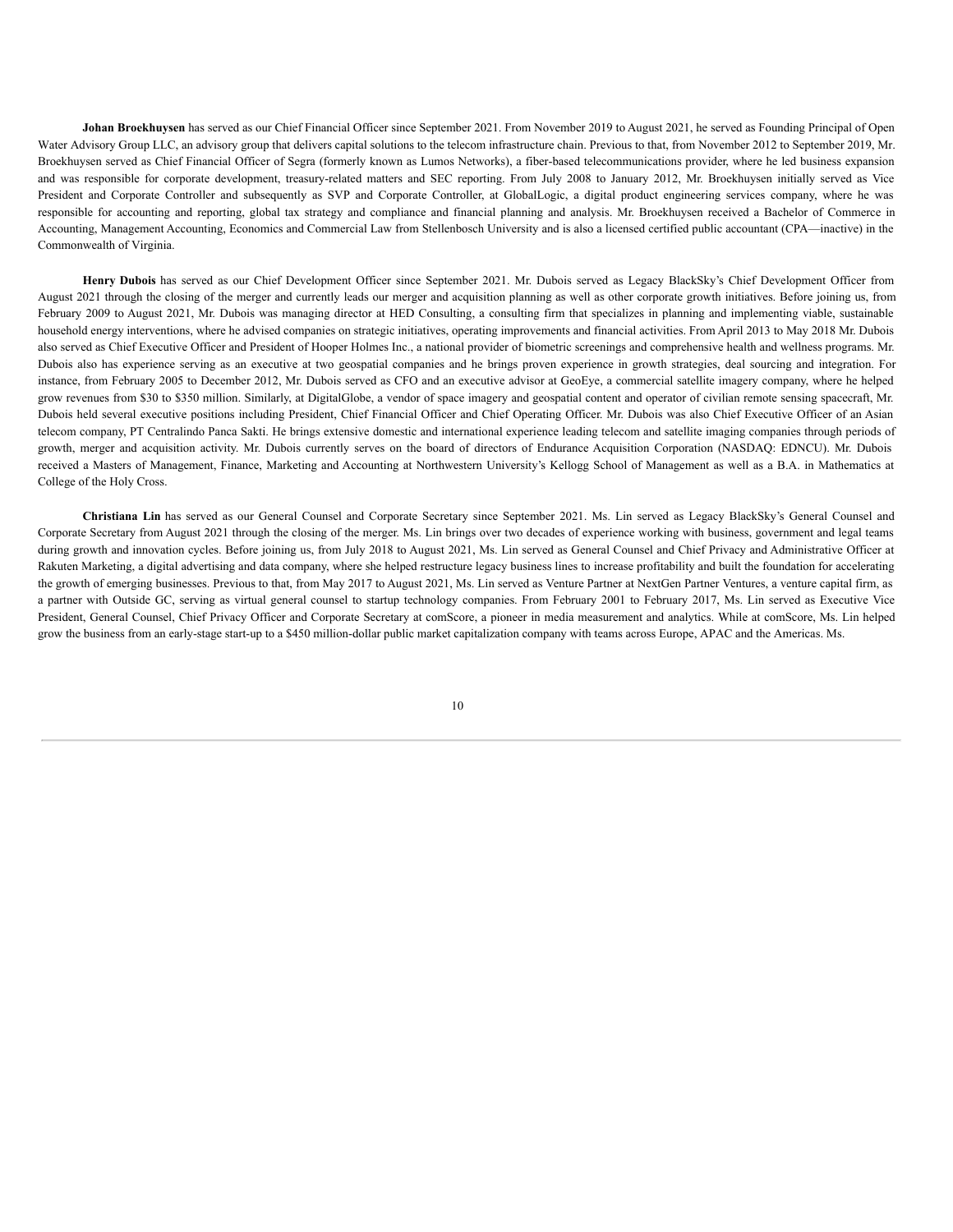**Johan Broekhuysen** has served as our Chief Financial Officer since September 2021. From November 2019 to August 2021, he served as Founding Principal of Open Water Advisory Group LLC, an advisory group that delivers capital solutions to the telecom infrastructure chain. Previous to that, from November 2012 to September 2019, Mr. Broekhuysen served as Chief Financial Officer of Segra (formerly known as Lumos Networks), a fiber-based telecommunications provider, where he led business expansion and was responsible for corporate development, treasury-related matters and SEC reporting. From July 2008 to January 2012, Mr. Broekhuysen initially served as Vice President and Corporate Controller and subsequently as SVP and Corporate Controller, at GlobalLogic, a digital product engineering services company, where he was responsible for accounting and reporting, global tax strategy and compliance and financial planning and analysis. Mr. Broekhuysen received a Bachelor of Commerce in Accounting, Management Accounting, Economics and Commercial Law from Stellenbosch University and is also a licensed certified public accountant (CPA—inactive) in the Commonwealth of Virginia.

**Henry Dubois** has served as our Chief Development Officer since September 2021. Mr. Dubois served as Legacy BlackSky's Chief Development Officer from August 2021 through the closing of the merger and currently leads our merger and acquisition planning as well as other corporate growth initiatives. Before joining us, from February 2009 to August 2021, Mr. Dubois was managing director at HED Consulting, a consulting firm that specializes in planning and implementing viable, sustainable household energy interventions, where he advised companies on strategic initiatives, operating improvements and financial activities. From April 2013 to May 2018 Mr. Dubois also served as Chief Executive Officer and President of Hooper Holmes Inc., a national provider of biometric screenings and comprehensive health and wellness programs. Mr. Dubois also has experience serving as an executive at two geospatial companies and he brings proven experience in growth strategies, deal sourcing and integration. For instance, from February 2005 to December 2012, Mr. Dubois served as CFO and an executive advisor at GeoEye, a commercial satellite imagery company, where he helped grow revenues from $30 to $350 million. Similarly, at DigitalGlobe, a vendor of space imagery and geospatial content and operator of civilian remote sensing spacecraft, Mr. Dubois held several executive positions including President, Chief Financial Officer and Chief Operating Officer. Mr. Dubois was also Chief Executive Officer of an Asian telecom company, PT Centralindo Panca Sakti. He brings extensive domestic and international experience leading telecom and satellite imaging companies through periods of growth, merger and acquisition activity. Mr. Dubois currently serves on the board of directors of Endurance Acquisition Corporation (NASDAQ: EDNCU). Mr. Dubois received a Masters of Management, Finance, Marketing and Accounting at Northwestern University's Kellogg School of Management as well as a B.A. in Mathematics at College of the Holy Cross.

**Christiana Lin** has served as our General Counsel and Corporate Secretary since September 2021. Ms. Lin served as Legacy BlackSky's General Counsel and Corporate Secretary from August 2021 through the closing of the merger. Ms. Lin brings over two decades of experience working with business, government and legal teams during growth and innovation cycles. Before joining us, from July 2018 to August 2021, Ms. Lin served as General Counsel and Chief Privacy and Administrative Officer at Rakuten Marketing, a digital advertising and data company, where she helped restructure legacy business lines to increase profitability and built the foundation for accelerating the growth of emerging businesses. Previous to that, from May 2017 to August 2021, Ms. Lin served as Venture Partner at NextGen Partner Ventures, a venture capital firm, as a partner with Outside GC, serving as virtual general counsel to startup technology companies. From February 2001 to February 2017, Ms. Lin served as Executive Vice President, General Counsel, Chief Privacy Officer and Corporate Secretary at comScore, a pioneer in media measurement and analytics. While at comScore, Ms. Lin helped grow the business from an early-stage start-up to a $450 million-dollar public market capitalization company with teams across Europe, APAC and the Americas. Ms.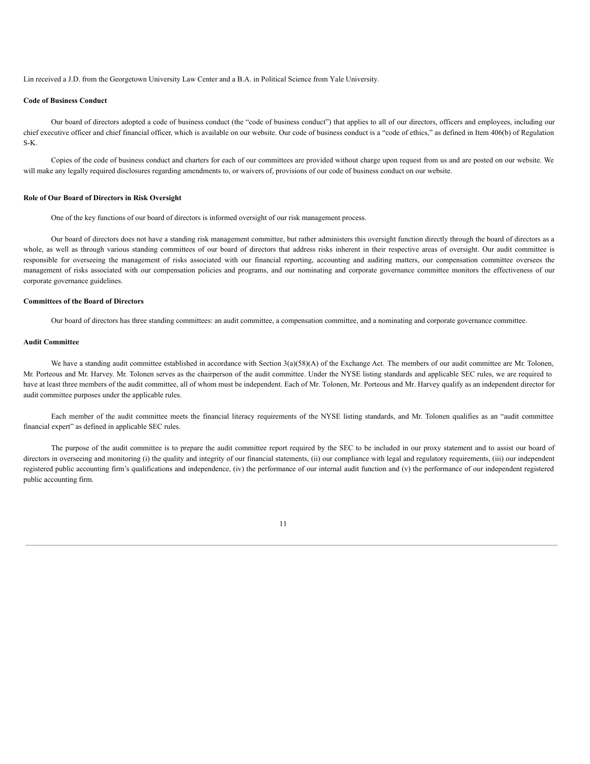Lin received a J.D. from the Georgetown University Law Center and a B.A. in Political Science from Yale University.

**Code of Business Conduct**

Our board of directors adopted a code of business conduct (the "code of business conduct") that applies to all of our directors, officers and employees, including our chief executive officer and chief financial officer, which is available on our website. Our code of business conduct is a "code of ethics," as defined in Item 406(b) of Regulation S-K.

Copies of the code of business conduct and charters for each of our committees are provided without charge upon request from us and are posted on our website. We will make any legally required disclosures regarding amendments to, or waivers of, provisions of our code of business conduct on our website.

**Role of Our Board of Directors in Risk Oversight**

One of the key functions of our board of directors is informed oversight of our risk management process.

Our board of directors does not have a standing risk management committee, but rather administers this oversight function directly through the board of directors as a whole, as well as through various standing committees of our board of directors that address risks inherent in their respective areas of oversight. Our audit committee is responsible for overseeing the management of risks associated with our financial reporting, accounting and auditing matters, our compensation committee oversees the management of risks associated with our compensation policies and programs, and our nominating and corporate governance committee monitors the effectiveness of our corporate governance guidelines.

**Committees of the Board of Directors**

Our board of directors has three standing committees: an audit committee, a compensation committee, and a nominating and corporate governance committee.

**Audit Committee**

We have a standing audit committee established in accordance with Section 3(a)(58)(A) of the Exchange Act. The members of our audit committee are Mr. Tolonen, Mr. Porteous and Mr. Harvey. Mr. Tolonen serves as the chairperson of the audit committee. Under the NYSE listing standards and applicable SEC rules, we are required to have at least three members of the audit committee, all of whom must be independent. Each of Mr. Tolonen, Mr. Porteous and Mr. Harvey qualify as an independent director for audit committee purposes under the applicable rules.

Each member of the audit committee meets the financial literacy requirements of the NYSE listing standards, and Mr. Tolonen qualifies as an "audit committee financial expert" as defined in applicable SEC rules.

The purpose of the audit committee is to prepare the audit committee report required by the SEC to be included in our proxy statement and to assist our board of directors in overseeing and monitoring (i) the quality and integrity of our financial statements, (ii) our compliance with legal and regulatory requirements, (iii) our independent registered public accounting firm's qualifications and independence, (iv) the performance of our internal audit function and (v) the performance of our independent registered public accounting firm.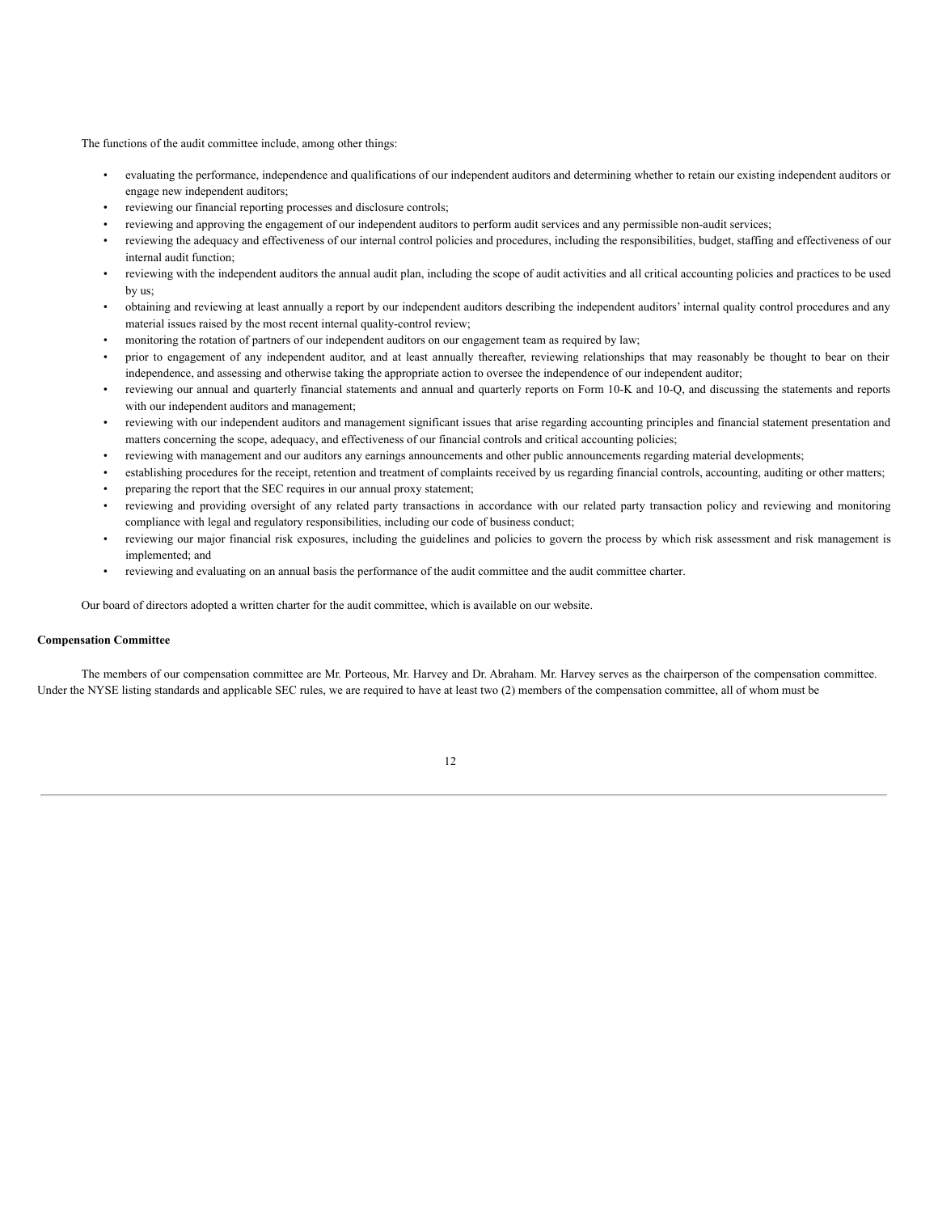The functions of the audit committee include, among other things:

- evaluating the performance, independence and qualifications of our independent auditors and determining whether to retain our existing independent auditors or engage new independent auditors;
- reviewing our financial reporting processes and disclosure controls;
- reviewing and approving the engagement of our independent auditors to perform audit services and any permissible non-audit services;
- reviewing the adequacy and effectiveness of our internal control policies and procedures, including the responsibilities, budget, staffing and effectiveness of our internal audit function;
- reviewing with the independent auditors the annual audit plan, including the scope of audit activities and all critical accounting policies and practices to be used by us;
- obtaining and reviewing at least annually a report by our independent auditors describing the independent auditors' internal quality control procedures and any material issues raised by the most recent internal quality-control review;
- monitoring the rotation of partners of our independent auditors on our engagement team as required by law;
- prior to engagement of any independent auditor, and at least annually thereafter, reviewing relationships that may reasonably be thought to bear on their independence, and assessing and otherwise taking the appropriate action to oversee the independence of our independent auditor;
- reviewing our annual and quarterly financial statements and annual and quarterly reports on Form 10-K and 10-Q, and discussing the statements and reports with our independent auditors and management;
- reviewing with our independent auditors and management significant issues that arise regarding accounting principles and financial statement presentation and matters concerning the scope, adequacy, and effectiveness of our financial controls and critical accounting policies;
- reviewing with management and our auditors any earnings announcements and other public announcements regarding material developments;
- establishing procedures for the receipt, retention and treatment of complaints received by us regarding financial controls, accounting, auditing or other matters;
- preparing the report that the SEC requires in our annual proxy statement;
- reviewing and providing oversight of any related party transactions in accordance with our related party transaction policy and reviewing and monitoring compliance with legal and regulatory responsibilities, including our code of business conduct;
- reviewing our major financial risk exposures, including the guidelines and policies to govern the process by which risk assessment and risk management is implemented; and
- reviewing and evaluating on an annual basis the performance of the audit committee and the audit committee charter.

Our board of directors adopted a written charter for the audit committee, which is available on our website.

**Compensation Committee**

The members of our compensation committee are Mr. Porteous, Mr. Harvey and Dr. Abraham. Mr. Harvey serves as the chairperson of the compensation committee. Under the NYSE listing standards and applicable SEC rules, we are required to have at least two (2) members of the compensation committee, all of whom must be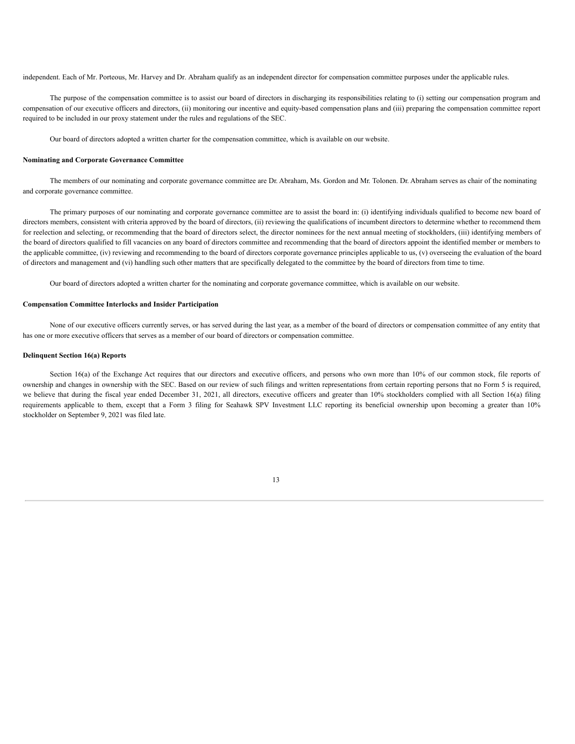independent. Each of Mr. Porteous, Mr. Harvey and Dr. Abraham qualify as an independent director for compensation committee purposes under the applicable rules.

The purpose of the compensation committee is to assist our board of directors in discharging its responsibilities relating to (i) setting our compensation program and compensation of our executive officers and directors, (ii) monitoring our incentive and equity-based compensation plans and (iii) preparing the compensation committee report required to be included in our proxy statement under the rules and regulations of the SEC.

Our board of directors adopted a written charter for the compensation committee, which is available on our website.

**Nominating and Corporate Governance Committee**

The members of our nominating and corporate governance committee are Dr. Abraham, Ms. Gordon and Mr. Tolonen. Dr. Abraham serves as chair of the nominating and corporate governance committee.

The primary purposes of our nominating and corporate governance committee are to assist the board in: (i) identifying individuals qualified to become new board of directors members, consistent with criteria approved by the board of directors, (ii) reviewing the qualifications of incumbent directors to determine whether to recommend them for reelection and selecting, or recommending that the board of directors select, the director nominees for the next annual meeting of stockholders, (iii) identifying members of the board of directors qualified to fill vacancies on any board of directors committee and recommending that the board of directors appoint the identified member or members to the applicable committee, (iv) reviewing and recommending to the board of directors corporate governance principles applicable to us, (v) overseeing the evaluation of the board of directors and management and (vi) handling such other matters that are specifically delegated to the committee by the board of directors from time to time.

Our board of directors adopted a written charter for the nominating and corporate governance committee, which is available on our website.

**Compensation Committee Interlocks and Insider Participation**

None of our executive officers currently serves, or has served during the last year, as a member of the board of directors or compensation committee of any entity that has one or more executive officers that serves as a member of our board of directors or compensation committee.

**Delinquent Section 16(a) Reports**

Section 16(a) of the Exchange Act requires that our directors and executive officers, and persons who own more than 10% of our common stock, file reports of ownership and changes in ownership with the SEC. Based on our review of such filings and written representations from certain reporting persons that no Form 5 is required, we believe that during the fiscal year ended December 31, 2021, all directors, executive officers and greater than 10% stockholders complied with all Section 16(a) filing requirements applicable to them, except that a Form 3 filing for Seahawk SPV Investment LLC reporting its beneficial ownership upon becoming a greater than 10% stockholder on September 9, 2021 was filed late.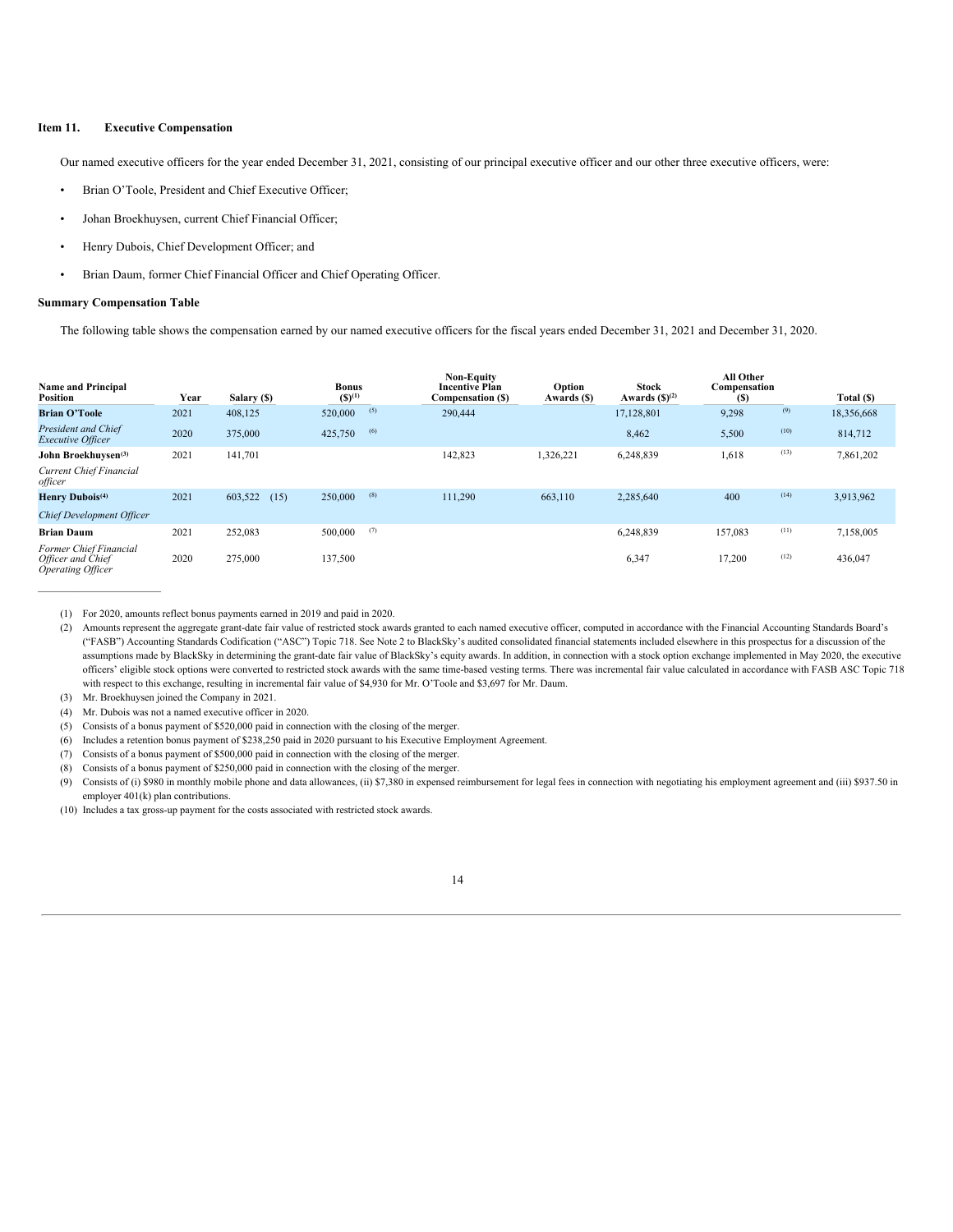**Item 11. Executive Compensation**

Our named executive officers for the year ended December 31, 2021, consisting of our principal executive officer and our other three executive officers, were:

- Brian O'Toole, President and Chief Executive Officer;
- Johan Broekhuysen, current Chief Financial Officer;
- Henry Dubois, Chief Development Officer; and
- Brian Daum, former Chief Financial Officer and Chief Operating Officer.

**Summary Compensation Table**

The following table shows the compensation earned by our named executive officers for the fiscal years ended December 31, 2021 and December 31, 2020.

| Name and Principal Position | Year | Salary ($) | Bonus ($)[1] | Non-Equity Incentive Plan Compensation ($) | Option Awards ($) | Stock Awards ($)[2] | All Other Compensation ($) | Total ($) |
|---|---|---|---|---|---|---|---|---|
| **Brian O'Toole** | 2021 | 408,125 | 520,000 [5] | 290,444 | | 17,128,801 | 9,298 [9] | 18,356,668 |
| *President and Chief Executive Officer* | 2020 | 375,000 | 425,750 [6] | | | 8,462 | 5,500 [10] | 814,712 |
| **John Broekhuysen**[3] | 2021 | 141,701 | | 142,823 | 1,326,221 | 6,248,839 | 1,618 [13] | 7,861,202 |
| *Current Chief Financial officer* | | | | | | | | |
| **Henry Dubois**[4] | 2021 | 603,522 (15) | 250,000 [8] | 111,290 | 663,110 | 2,285,640 | 400 [14] | 3,913,962 |
| *Chief Development Officer* | | | | | | | | |
| **Brian Daum** | 2021 | 252,083 | 500,000 [7] | | | 6,248,839 | 157,083 [11] | 7,158,005 |
| *Former Chief Financial Officer and Chief Operating Officer* | 2020 | 275,000 | 137,500 | | | 6,347 | 17,200 [12] | 436,047 |

(1) For 2020, amounts reflect bonus payments earned in 2019 and paid in 2020.

(2) Amounts represent the aggregate grant-date fair value of restricted stock awards granted to each named executive officer, computed in accordance with the Financial Accounting Standards Board's ("FASB") Accounting Standards Codification ("ASC") Topic 718. See Note 2 to BlackSky's audited consolidated financial statements included elsewhere in this prospectus for a discussion of the assumptions made by BlackSky in determining the grant-date fair value of BlackSky's equity awards. In addition, in connection with a stock option exchange implemented in May 2020, the executive officers' eligible stock options were converted to restricted stock awards with the same time-based vesting terms. There was incremental fair value calculated in accordance with FASB ASC Topic 718 with respect to this exchange, resulting in incremental fair value of $4,930 for Mr. O'Toole and $3,697 for Mr. Daum.

(3) Mr. Broekhuysen joined the Company in 2021.

(4) Mr. Dubois was not a named executive officer in 2020.

(5) Consists of a bonus payment of $520,000 paid in connection with the closing of the merger.

(6) Includes a retention bonus payment of $238,250 paid in 2020 pursuant to his Executive Employment Agreement.

(7) Consists of a bonus payment of $500,000 paid in connection with the closing of the merger.

(8) Consists of a bonus payment of $250,000 paid in connection with the closing of the merger.

(9) Consists of (i) $980 in monthly mobile phone and data allowances, (ii) $7,380 in expensed reimbursement for legal fees in connection with negotiating his employment agreement and (iii) $937.50 in employer 401(k) plan contributions.

(10) Includes a tax gross-up payment for the costs associated with restricted stock awards.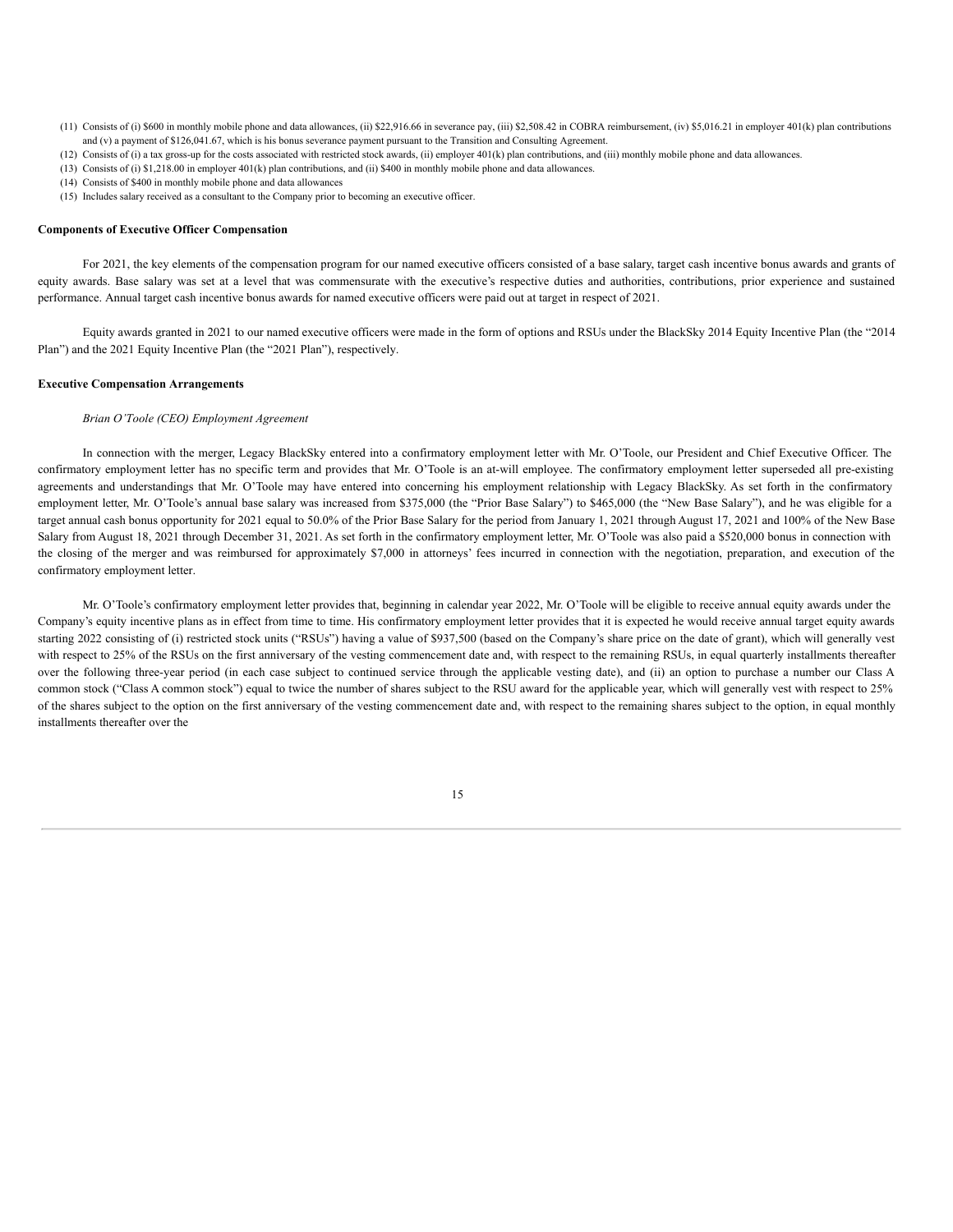(11) Consists of (i) $600 in monthly mobile phone and data allowances, (ii) $22,916.66 in severance pay, (iii) $2,508.42 in COBRA reimbursement, (iv) $5,016.21 in employer 401(k) plan contributions and (v) a payment of $126,041.67, which is his bonus severance payment pursuant to the Transition and Consulting Agreement.

(12) Consists of (i) a tax gross-up for the costs associated with restricted stock awards, (ii) employer 401(k) plan contributions, and (iii) monthly mobile phone and data allowances.

(13) Consists of (i) $1,218.00 in employer 401(k) plan contributions, and (ii) $400 in monthly mobile phone and data allowances.

(14) Consists of $400 in monthly mobile phone and data allowances

(15) Includes salary received as a consultant to the Company prior to becoming an executive officer.

**Components of Executive Officer Compensation**

For 2021, the key elements of the compensation program for our named executive officers consisted of a base salary, target cash incentive bonus awards and grants of equity awards. Base salary was set at a level that was commensurate with the executive's respective duties and authorities, contributions, prior experience and sustained performance. Annual target cash incentive bonus awards for named executive officers were paid out at target in respect of 2021.

Equity awards granted in 2021 to our named executive officers were made in the form of options and RSUs under the BlackSky 2014 Equity Incentive Plan (the "2014 Plan") and the 2021 Equity Incentive Plan (the "2021 Plan"), respectively.

**Executive Compensation Arrangements**

*Brian O'Toole (CEO) Employment Agreement*

In connection with the merger, Legacy BlackSky entered into a confirmatory employment letter with Mr. O'Toole, our President and Chief Executive Officer. The confirmatory employment letter has no specific term and provides that Mr. O'Toole is an at-will employee. The confirmatory employment letter superseded all pre-existing agreements and understandings that Mr. O'Toole may have entered into concerning his employment relationship with Legacy BlackSky. As set forth in the confirmatory employment letter, Mr. O'Toole's annual base salary was increased from $375,000 (the "Prior Base Salary") to $465,000 (the "New Base Salary"), and he was eligible for a target annual cash bonus opportunity for 2021 equal to 50.0% of the Prior Base Salary for the period from January 1, 2021 through August 17, 2021 and 100% of the New Base Salary from August 18, 2021 through December 31, 2021. As set forth in the confirmatory employment letter, Mr. O'Toole was also paid a $520,000 bonus in connection with the closing of the merger and was reimbursed for approximately $7,000 in attorneys' fees incurred in connection with the negotiation, preparation, and execution of the confirmatory employment letter.

Mr. O'Toole's confirmatory employment letter provides that, beginning in calendar year 2022, Mr. O'Toole will be eligible to receive annual equity awards under the Company's equity incentive plans as in effect from time to time. His confirmatory employment letter provides that it is expected he would receive annual target equity awards starting 2022 consisting of (i) restricted stock units ("RSUs") having a value of $937,500 (based on the Company's share price on the date of grant), which will generally vest with respect to 25% of the RSUs on the first anniversary of the vesting commencement date and, with respect to the remaining RSUs, in equal quarterly installments thereafter over the following three-year period (in each case subject to continued service through the applicable vesting date), and (ii) an option to purchase a number our Class A common stock ("Class A common stock") equal to twice the number of shares subject to the RSU award for the applicable year, which will generally vest with respect to 25% of the shares subject to the option on the first anniversary of the vesting commencement date and, with respect to the remaining shares subject to the option, in equal monthly installments thereafter over the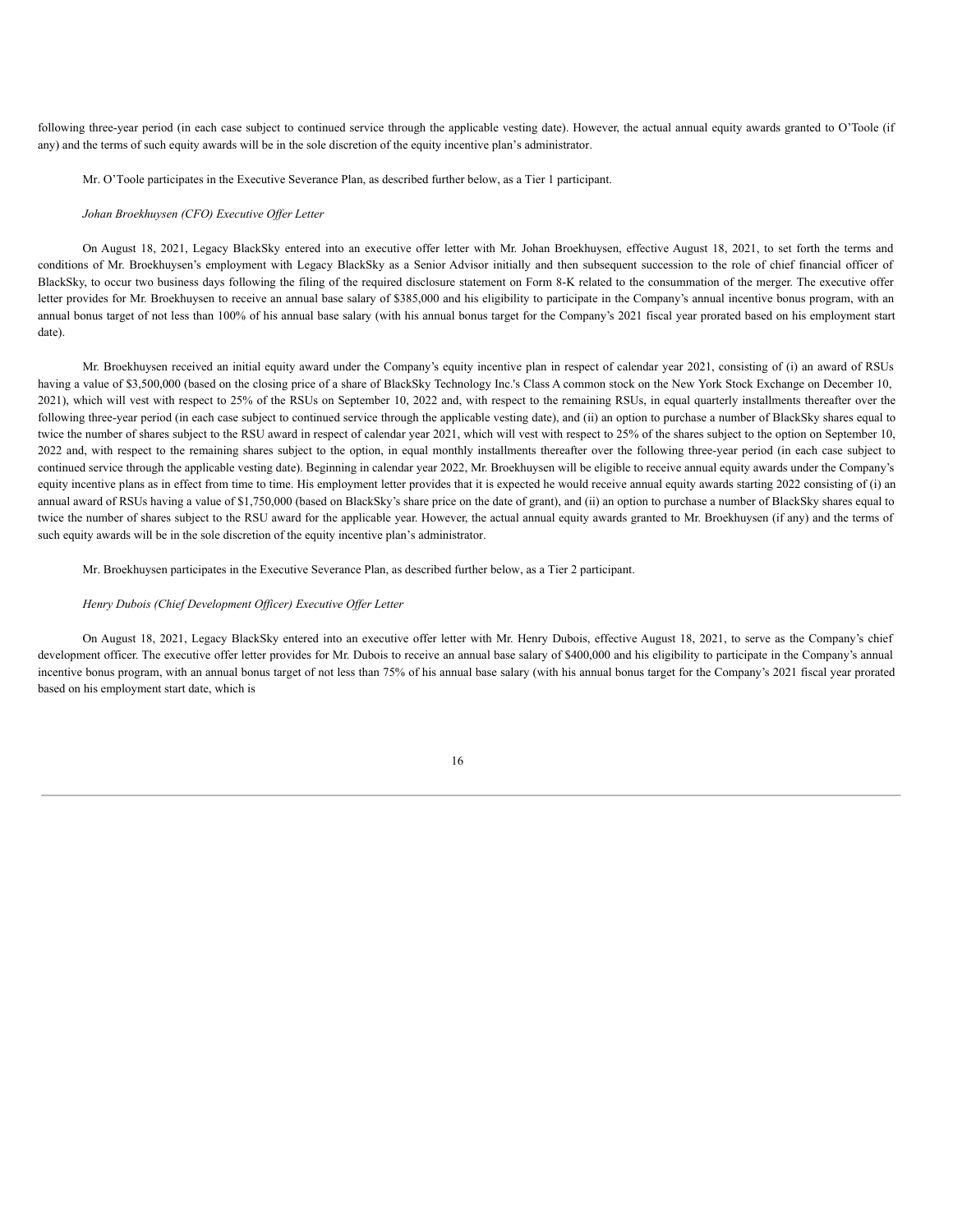following three-year period (in each case subject to continued service through the applicable vesting date). However, the actual annual equity awards granted to O'Toole (if any) and the terms of such equity awards will be in the sole discretion of the equity incentive plan's administrator.

Mr. O'Toole participates in the Executive Severance Plan, as described further below, as a Tier 1 participant.

*Johan Broekhuysen (CFO) Executive Offer Letter*

On August 18, 2021, Legacy BlackSky entered into an executive offer letter with Mr. Johan Broekhuysen, effective August 18, 2021, to set forth the terms and conditions of Mr. Broekhuysen's employment with Legacy BlackSky as a Senior Advisor initially and then subsequent succession to the role of chief financial officer of BlackSky, to occur two business days following the filing of the required disclosure statement on Form 8-K related to the consummation of the merger. The executive offer letter provides for Mr. Broekhuysen to receive an annual base salary of $385,000 and his eligibility to participate in the Company's annual incentive bonus program, with an annual bonus target of not less than 100% of his annual base salary (with his annual bonus target for the Company's 2021 fiscal year prorated based on his employment start date).

Mr. Broekhuysen received an initial equity award under the Company's equity incentive plan in respect of calendar year 2021, consisting of (i) an award of RSUs having a value of $3,500,000 (based on the closing price of a share of BlackSky Technology Inc.'s Class A common stock on the New York Stock Exchange on December 10, 2021), which will vest with respect to 25% of the RSUs on September 10, 2022 and, with respect to the remaining RSUs, in equal quarterly installments thereafter over the following three-year period (in each case subject to continued service through the applicable vesting date), and (ii) an option to purchase a number of BlackSky shares equal to twice the number of shares subject to the RSU award in respect of calendar year 2021, which will vest with respect to 25% of the shares subject to the option on September 10, 2022 and, with respect to the remaining shares subject to the option, in equal monthly installments thereafter over the following three-year period (in each case subject to continued service through the applicable vesting date). Beginning in calendar year 2022, Mr. Broekhuysen will be eligible to receive annual equity awards under the Company's equity incentive plans as in effect from time to time. His employment letter provides that it is expected he would receive annual equity awards starting 2022 consisting of (i) an annual award of RSUs having a value of $1,750,000 (based on BlackSky's share price on the date of grant), and (ii) an option to purchase a number of BlackSky shares equal to twice the number of shares subject to the RSU award for the applicable year. However, the actual annual equity awards granted to Mr. Broekhuysen (if any) and the terms of such equity awards will be in the sole discretion of the equity incentive plan's administrator.

Mr. Broekhuysen participates in the Executive Severance Plan, as described further below, as a Tier 2 participant.

*Henry Dubois (Chief Development Officer) Executive Offer Letter*

On August 18, 2021, Legacy BlackSky entered into an executive offer letter with Mr. Henry Dubois, effective August 18, 2021, to serve as the Company's chief development officer. The executive offer letter provides for Mr. Dubois to receive an annual base salary of $400,000 and his eligibility to participate in the Company's annual incentive bonus program, with an annual bonus target of not less than 75% of his annual base salary (with his annual bonus target for the Company's 2021 fiscal year prorated based on his employment start date, which is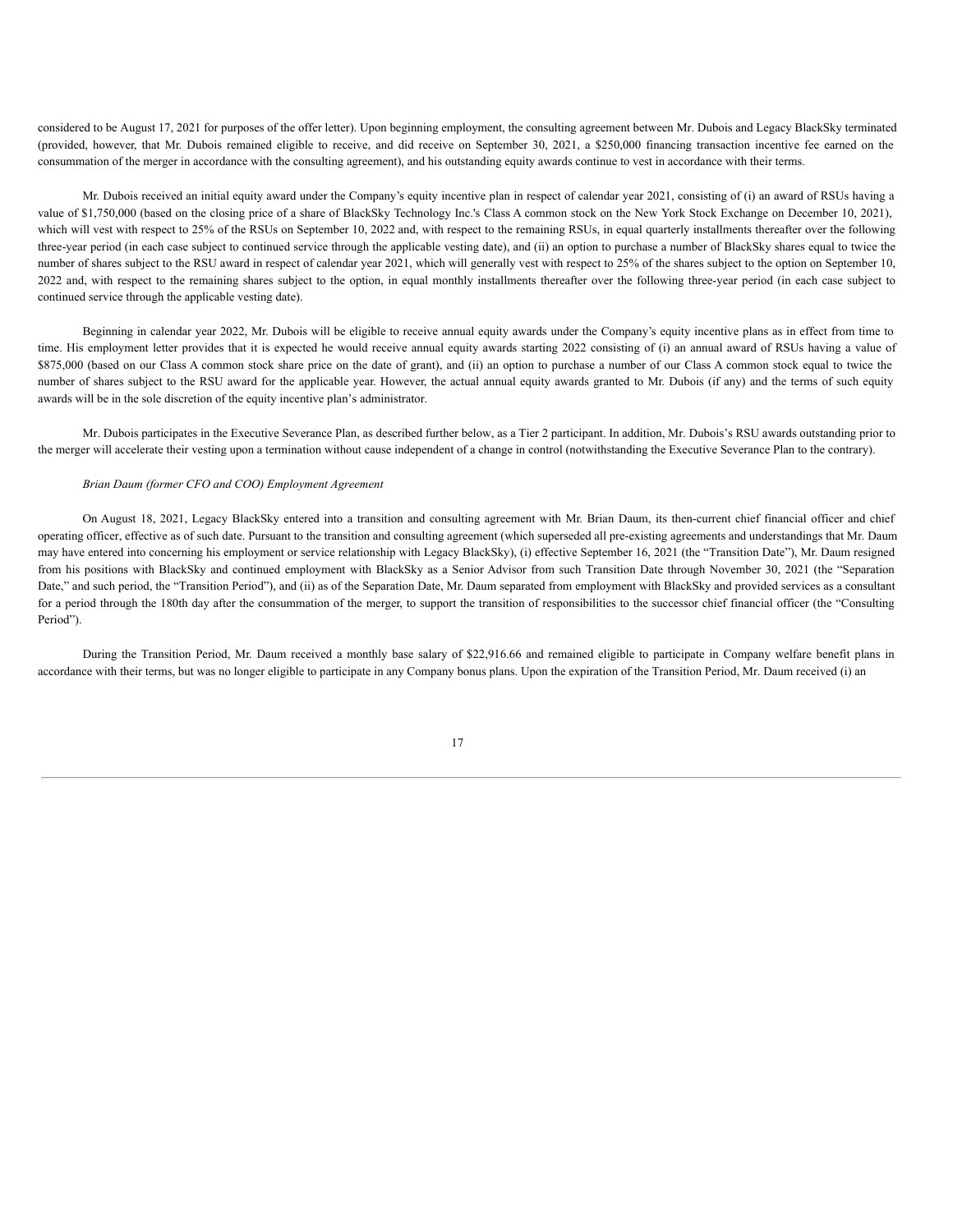considered to be August 17, 2021 for purposes of the offer letter). Upon beginning employment, the consulting agreement between Mr. Dubois and Legacy BlackSky terminated (provided, however, that Mr. Dubois remained eligible to receive, and did receive on September 30, 2021, a $250,000 financing transaction incentive fee earned on the consummation of the merger in accordance with the consulting agreement), and his outstanding equity awards continue to vest in accordance with their terms.

Mr. Dubois received an initial equity award under the Company's equity incentive plan in respect of calendar year 2021, consisting of (i) an award of RSUs having a value of $1,750,000 (based on the closing price of a share of BlackSky Technology Inc.'s Class A common stock on the New York Stock Exchange on December 10, 2021), which will vest with respect to 25% of the RSUs on September 10, 2022 and, with respect to the remaining RSUs, in equal quarterly installments thereafter over the following three-year period (in each case subject to continued service through the applicable vesting date), and (ii) an option to purchase a number of BlackSky shares equal to twice the number of shares subject to the RSU award in respect of calendar year 2021, which will generally vest with respect to 25% of the shares subject to the option on September 10, 2022 and, with respect to the remaining shares subject to the option, in equal monthly installments thereafter over the following three-year period (in each case subject to continued service through the applicable vesting date).

Beginning in calendar year 2022, Mr. Dubois will be eligible to receive annual equity awards under the Company's equity incentive plans as in effect from time to time. His employment letter provides that it is expected he would receive annual equity awards starting 2022 consisting of (i) an annual award of RSUs having a value of $875,000 (based on our Class A common stock share price on the date of grant), and (ii) an option to purchase a number of our Class A common stock equal to twice the number of shares subject to the RSU award for the applicable year. However, the actual annual equity awards granted to Mr. Dubois (if any) and the terms of such equity awards will be in the sole discretion of the equity incentive plan's administrator.

Mr. Dubois participates in the Executive Severance Plan, as described further below, as a Tier 2 participant. In addition, Mr. Dubois's RSU awards outstanding prior to the merger will accelerate their vesting upon a termination without cause independent of a change in control (notwithstanding the Executive Severance Plan to the contrary).

*Brian Daum (former CFO and COO) Employment Agreement*

On August 18, 2021, Legacy BlackSky entered into a transition and consulting agreement with Mr. Brian Daum, its then-current chief financial officer and chief operating officer, effective as of such date. Pursuant to the transition and consulting agreement (which superseded all pre-existing agreements and understandings that Mr. Daum may have entered into concerning his employment or service relationship with Legacy BlackSky), (i) effective September 16, 2021 (the "Transition Date"), Mr. Daum resigned from his positions with BlackSky and continued employment with BlackSky as a Senior Advisor from such Transition Date through November 30, 2021 (the "Separation Date," and such period, the "Transition Period"), and (ii) as of the Separation Date, Mr. Daum separated from employment with BlackSky and provided services as a consultant for a period through the 180th day after the consummation of the merger, to support the transition of responsibilities to the successor chief financial officer (the "Consulting Period").

During the Transition Period, Mr. Daum received a monthly base salary of $22,916.66 and remained eligible to participate in Company welfare benefit plans in accordance with their terms, but was no longer eligible to participate in any Company bonus plans. Upon the expiration of the Transition Period, Mr. Daum received (i) an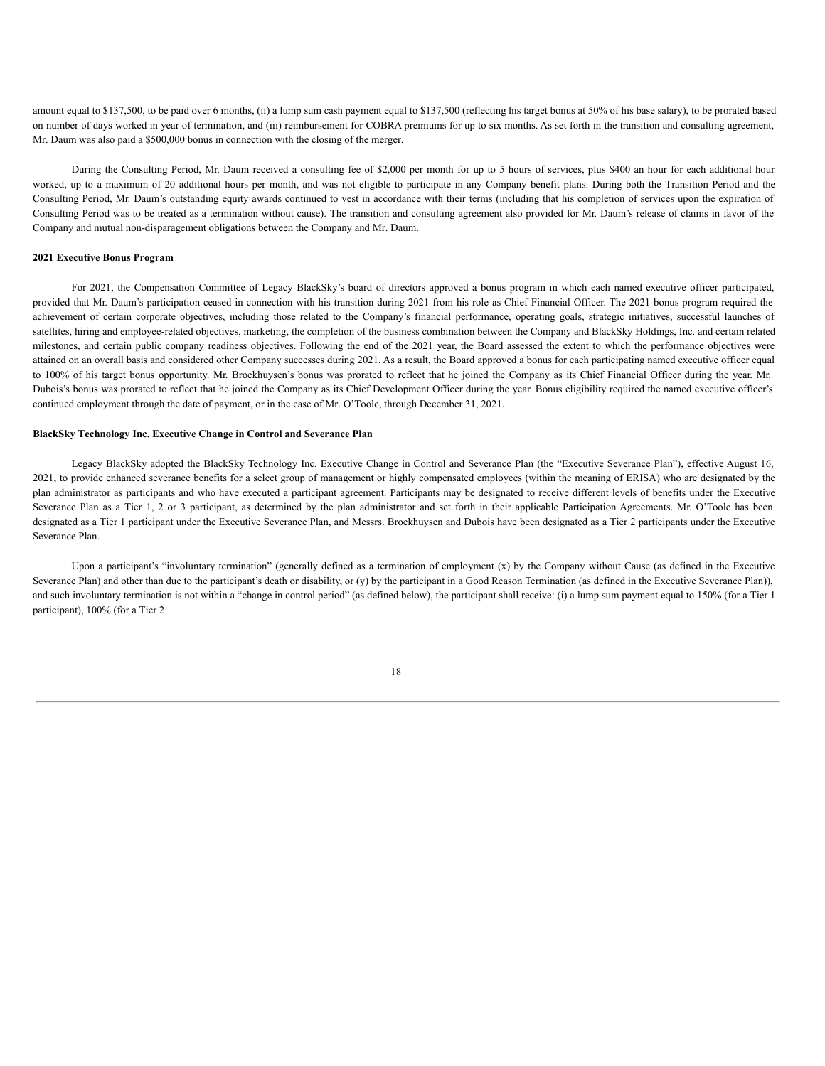amount equal to $137,500, to be paid over 6 months, (ii) a lump sum cash payment equal to $137,500 (reflecting his target bonus at 50% of his base salary), to be prorated based on number of days worked in year of termination, and (iii) reimbursement for COBRA premiums for up to six months. As set forth in the transition and consulting agreement, Mr. Daum was also paid a $500,000 bonus in connection with the closing of the merger.

During the Consulting Period, Mr. Daum received a consulting fee of $2,000 per month for up to 5 hours of services, plus $400 an hour for each additional hour worked, up to a maximum of 20 additional hours per month, and was not eligible to participate in any Company benefit plans. During both the Transition Period and the Consulting Period, Mr. Daum's outstanding equity awards continued to vest in accordance with their terms (including that his completion of services upon the expiration of Consulting Period was to be treated as a termination without cause). The transition and consulting agreement also provided for Mr. Daum's release of claims in favor of the Company and mutual non-disparagement obligations between the Company and Mr. Daum.

**2021 Executive Bonus Program**

For 2021, the Compensation Committee of Legacy BlackSky's board of directors approved a bonus program in which each named executive officer participated, provided that Mr. Daum's participation ceased in connection with his transition during 2021 from his role as Chief Financial Officer. The 2021 bonus program required the achievement of certain corporate objectives, including those related to the Company's financial performance, operating goals, strategic initiatives, successful launches of satellites, hiring and employee-related objectives, marketing, the completion of the business combination between the Company and BlackSky Holdings, Inc. and certain related milestones, and certain public company readiness objectives. Following the end of the 2021 year, the Board assessed the extent to which the performance objectives were attained on an overall basis and considered other Company successes during 2021. As a result, the Board approved a bonus for each participating named executive officer equal to 100% of his target bonus opportunity. Mr. Broekhuysen's bonus was prorated to reflect that he joined the Company as its Chief Financial Officer during the year. Mr. Dubois's bonus was prorated to reflect that he joined the Company as its Chief Development Officer during the year. Bonus eligibility required the named executive officer's continued employment through the date of payment, or in the case of Mr. O'Toole, through December 31, 2021.

**BlackSky Technology Inc. Executive Change in Control and Severance Plan**

Legacy BlackSky adopted the BlackSky Technology Inc. Executive Change in Control and Severance Plan (the "Executive Severance Plan"), effective August 16, 2021, to provide enhanced severance benefits for a select group of management or highly compensated employees (within the meaning of ERISA) who are designated by the plan administrator as participants and who have executed a participant agreement. Participants may be designated to receive different levels of benefits under the Executive Severance Plan as a Tier 1, 2 or 3 participant, as determined by the plan administrator and set forth in their applicable Participation Agreements. Mr. O'Toole has been designated as a Tier 1 participant under the Executive Severance Plan, and Messrs. Broekhuysen and Dubois have been designated as a Tier 2 participants under the Executive Severance Plan.

Upon a participant's "involuntary termination" (generally defined as a termination of employment (x) by the Company without Cause (as defined in the Executive Severance Plan) and other than due to the participant's death or disability, or (y) by the participant in a Good Reason Termination (as defined in the Executive Severance Plan)), and such involuntary termination is not within a "change in control period" (as defined below), the participant shall receive: (i) a lump sum payment equal to 150% (for a Tier 1 participant), 100% (for a Tier 2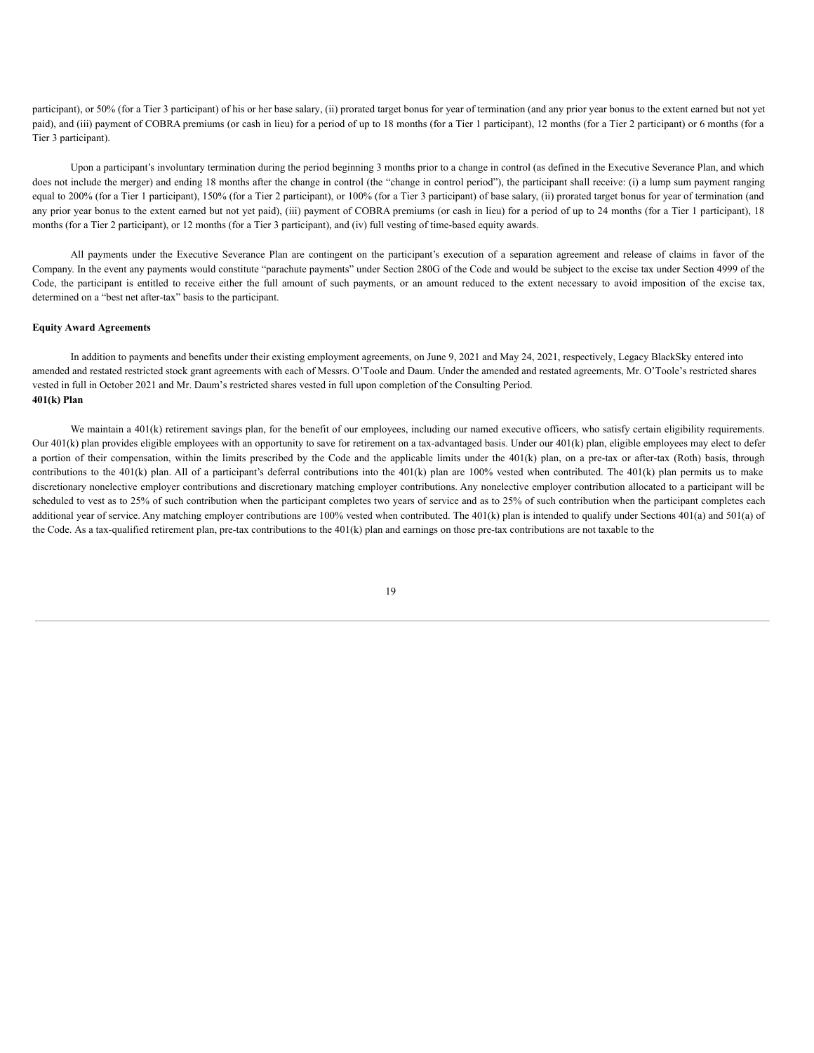participant), or 50% (for a Tier 3 participant) of his or her base salary, (ii) prorated target bonus for year of termination (and any prior year bonus to the extent earned but not yet paid), and (iii) payment of COBRA premiums (or cash in lieu) for a period of up to 18 months (for a Tier 1 participant), 12 months (for a Tier 2 participant) or 6 months (for a Tier 3 participant).

Upon a participant's involuntary termination during the period beginning 3 months prior to a change in control (as defined in the Executive Severance Plan, and which does not include the merger) and ending 18 months after the change in control (the "change in control period"), the participant shall receive: (i) a lump sum payment ranging equal to 200% (for a Tier 1 participant), 150% (for a Tier 2 participant), or 100% (for a Tier 3 participant) of base salary, (ii) prorated target bonus for year of termination (and any prior year bonus to the extent earned but not yet paid), (iii) payment of COBRA premiums (or cash in lieu) for a period of up to 24 months (for a Tier 1 participant), 18 months (for a Tier 2 participant), or 12 months (for a Tier 3 participant), and (iv) full vesting of time-based equity awards.

All payments under the Executive Severance Plan are contingent on the participant's execution of a separation agreement and release of claims in favor of the Company. In the event any payments would constitute "parachute payments" under Section 280G of the Code and would be subject to the excise tax under Section 4999 of the Code, the participant is entitled to receive either the full amount of such payments, or an amount reduced to the extent necessary to avoid imposition of the excise tax, determined on a "best net after-tax" basis to the participant.

**Equity Award Agreements**

In addition to payments and benefits under their existing employment agreements, on June 9, 2021 and May 24, 2021, respectively, Legacy BlackSky entered into amended and restated restricted stock grant agreements with each of Messrs. O'Toole and Daum. Under the amended and restated agreements, Mr. O'Toole's restricted shares vested in full in October 2021 and Mr. Daum's restricted shares vested in full upon completion of the Consulting Period.

**401(k) Plan**

We maintain a 401(k) retirement savings plan, for the benefit of our employees, including our named executive officers, who satisfy certain eligibility requirements. Our 401(k) plan provides eligible employees with an opportunity to save for retirement on a tax-advantaged basis. Under our 401(k) plan, eligible employees may elect to defer a portion of their compensation, within the limits prescribed by the Code and the applicable limits under the 401(k) plan, on a pre-tax or after-tax (Roth) basis, through contributions to the 401(k) plan. All of a participant's deferral contributions into the 401(k) plan are 100% vested when contributed. The 401(k) plan permits us to make discretionary nonelective employer contributions and discretionary matching employer contributions. Any nonelective employer contribution allocated to a participant will be scheduled to vest as to 25% of such contribution when the participant completes two years of service and as to 25% of such contribution when the participant completes each additional year of service. Any matching employer contributions are 100% vested when contributed. The 401(k) plan is intended to qualify under Sections 401(a) and 501(a) of the Code. As a tax-qualified retirement plan, pre-tax contributions to the 401(k) plan and earnings on those pre-tax contributions are not taxable to the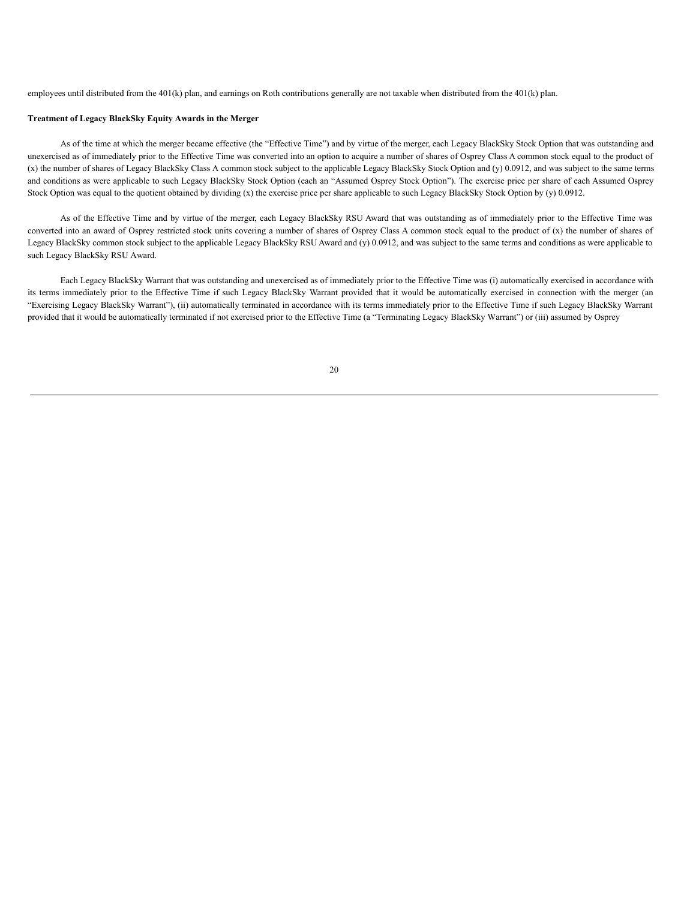employees until distributed from the 401(k) plan, and earnings on Roth contributions generally are not taxable when distributed from the 401(k) plan.

**Treatment of Legacy BlackSky Equity Awards in the Merger**

As of the time at which the merger became effective (the "Effective Time") and by virtue of the merger, each Legacy BlackSky Stock Option that was outstanding and unexercised as of immediately prior to the Effective Time was converted into an option to acquire a number of shares of Osprey Class A common stock equal to the product of (x) the number of shares of Legacy BlackSky Class A common stock subject to the applicable Legacy BlackSky Stock Option and (y) 0.0912, and was subject to the same terms and conditions as were applicable to such Legacy BlackSky Stock Option (each an "Assumed Osprey Stock Option"). The exercise price per share of each Assumed Osprey Stock Option was equal to the quotient obtained by dividing (x) the exercise price per share applicable to such Legacy BlackSky Stock Option by (y) 0.0912.

As of the Effective Time and by virtue of the merger, each Legacy BlackSky RSU Award that was outstanding as of immediately prior to the Effective Time was converted into an award of Osprey restricted stock units covering a number of shares of Osprey Class A common stock equal to the product of (x) the number of shares of Legacy BlackSky common stock subject to the applicable Legacy BlackSky RSU Award and (y) 0.0912, and was subject to the same terms and conditions as were applicable to such Legacy BlackSky RSU Award.

Each Legacy BlackSky Warrant that was outstanding and unexercised as of immediately prior to the Effective Time was (i) automatically exercised in accordance with its terms immediately prior to the Effective Time if such Legacy BlackSky Warrant provided that it would be automatically exercised in connection with the merger (an "Exercising Legacy BlackSky Warrant"), (ii) automatically terminated in accordance with its terms immediately prior to the Effective Time if such Legacy BlackSky Warrant provided that it would be automatically terminated if not exercised prior to the Effective Time (a "Terminating Legacy BlackSky Warrant") or (iii) assumed by Osprey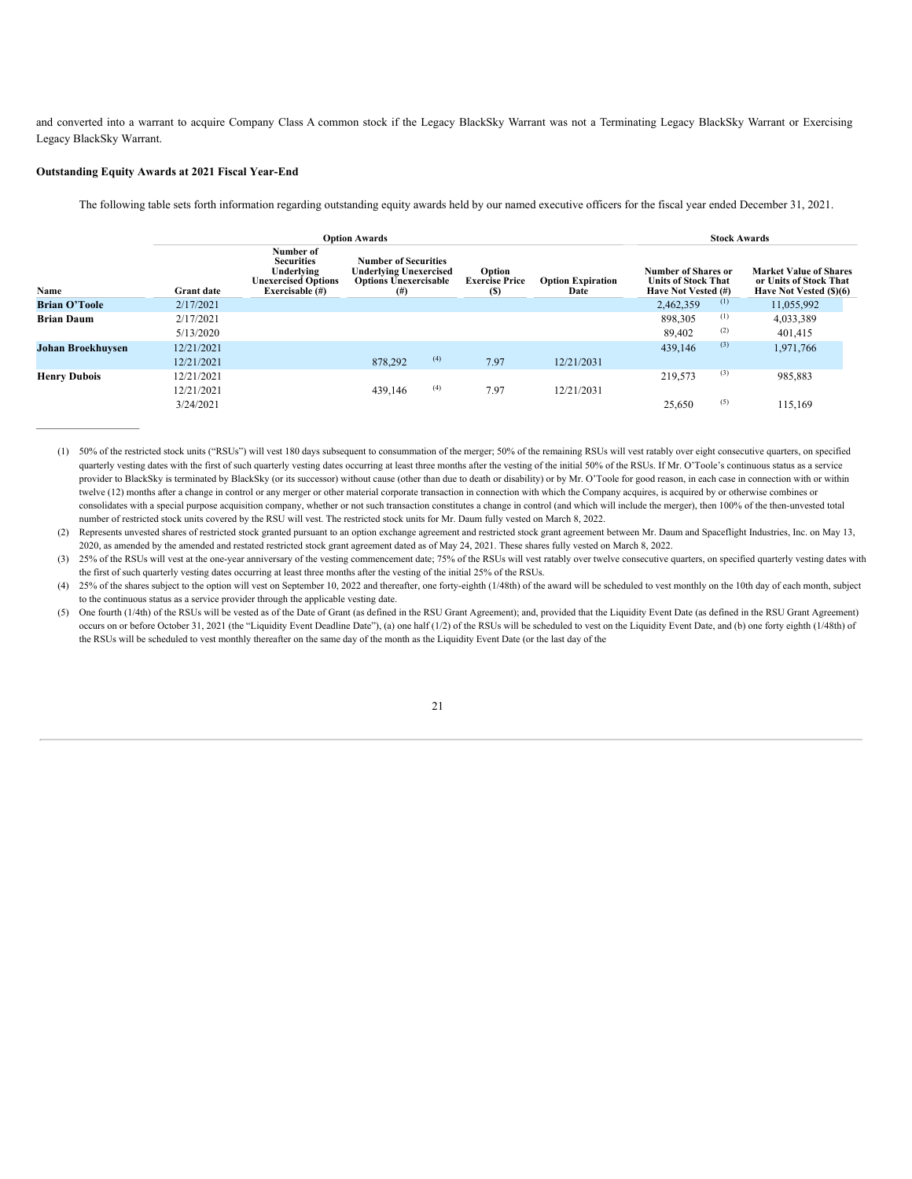and converted into a warrant to acquire Company Class A common stock if the Legacy BlackSky Warrant was not a Terminating Legacy BlackSky Warrant or Exercising Legacy BlackSky Warrant.

**Outstanding Equity Awards at 2021 Fiscal Year-End**

The following table sets forth information regarding outstanding equity awards held by our named executive officers for the fiscal year ended December 31, 2021.

| | | Option Awards | | | | Stock Awards | |
|---|---|---|---|---|---|---|---|
| Name | Grant date | Number of Securities Underlying Unexercised Options Exercisable (#) | Number of Securities Underlying Unexercised Options Unexercisable (#) | Option Exercise Price ($) | Option Expiration Date | Number of Shares or Units of Stock That Have Not Vested (#) | Market Value of Shares or Units of Stock That Have Not Vested ($)(6) |
| **Brian O'Toole** | 2/17/2021 | | | | | 2,462,359 (1) | 11,055,992 |
| **Brian Daum** | 2/17/2021 | | | | | 898,305 (1) | 4,033,389 |
| | 5/13/2020 | | | | | 89,402 (2) | 401,415 |
| **Johan Broekhuysen** | 12/21/2021 | | | | | 439,146 (3) | 1,971,766 |
| | 12/21/2021 | | 878,292 (4) | 7.97 | 12/21/2031 | | |
| **Henry Dubois** | 12/21/2021 | | | | | 219,573 (3) | 985,883 |
| | 12/21/2021 | | 439,146 (4) | 7.97 | 12/21/2031 | | |
| | 3/24/2021 | | | | | 25,650 (5) | 115,169 |

(1) 50% of the restricted stock units ("RSUs") will vest 180 days subsequent to consummation of the merger; 50% of the remaining RSUs will vest ratably over eight consecutive quarters, on specified quarterly vesting dates with the first of such quarterly vesting dates occurring at least three months after the vesting of the initial 50% of the RSUs. If Mr. O'Toole's continuous status as a service provider to BlackSky is terminated by BlackSky (or its successor) without cause (other than due to death or disability) or by Mr. O'Toole for good reason, in each case in connection with or within twelve (12) months after a change in control or any merger or other material corporate transaction in connection with which the Company acquires, is acquired by or otherwise combines or consolidates with a special purpose acquisition company, whether or not such transaction constitutes a change in control (and which will include the merger), then 100% of the then-unvested total number of restricted stock units covered by the RSU will vest. The restricted stock units for Mr. Daum fully vested on March 8, 2022.

(2) Represents unvested shares of restricted stock granted pursuant to an option exchange agreement and restricted stock grant agreement between Mr. Daum and Spaceflight Industries, Inc. on May 13, 2020, as amended by the amended and restated restricted stock grant agreement dated as of May 24, 2021. These shares fully vested on March 8, 2022.

(3) 25% of the RSUs will vest at the one-year anniversary of the vesting commencement date; 75% of the RSUs will vest ratably over twelve consecutive quarters, on specified quarterly vesting dates with the first of such quarterly vesting dates occurring at least three months after the vesting of the initial 25% of the RSUs.

(4) 25% of the shares subject to the option will vest on September 10, 2022 and thereafter, one forty-eighth (1/48th) of the award will be scheduled to vest monthly on the 10th day of each month, subject to the continuous status as a service provider through the applicable vesting date.

(5) One fourth (1/4th) of the RSUs will be vested as of the Date of Grant (as defined in the RSU Grant Agreement); and, provided that the Liquidity Event Date (as defined in the RSU Grant Agreement) occurs on or before October 31, 2021 (the "Liquidity Event Deadline Date"), (a) one half (1/2) of the RSUs will be scheduled to vest on the Liquidity Event Date, and (b) one forty eighth (1/48th) of the RSUs will be scheduled to vest monthly thereafter on the same day of the month as the Liquidity Event Date (or the last day of the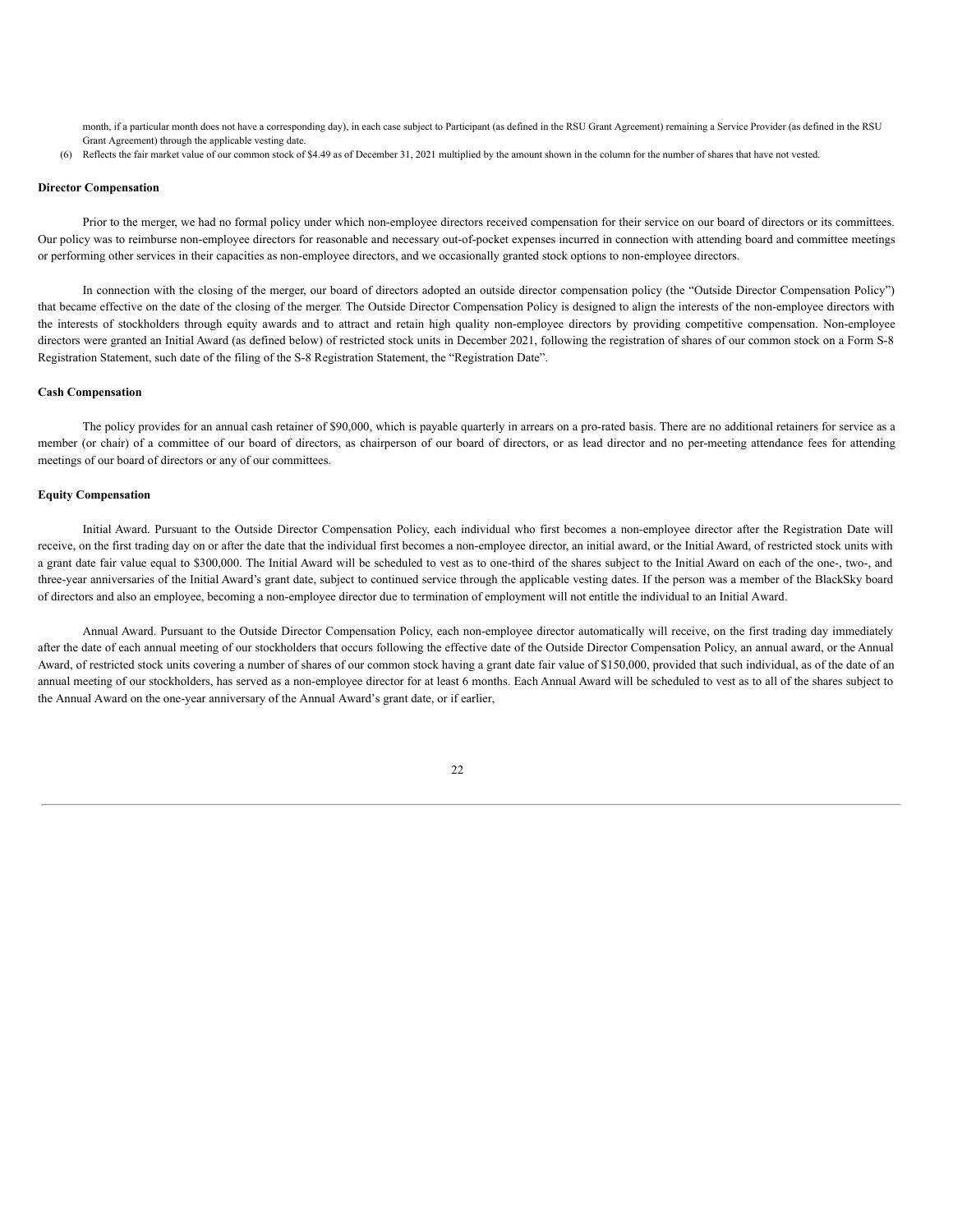month, if a particular month does not have a corresponding day), in each case subject to Participant (as defined in the RSU Grant Agreement) remaining a Service Provider (as defined in the RSU Grant Agreement) through the applicable vesting date.

(6) Reflects the fair market value of our common stock of $4.49 as of December 31, 2021 multiplied by the amount shown in the column for the number of shares that have not vested.

**Director Compensation**

Prior to the merger, we had no formal policy under which non-employee directors received compensation for their service on our board of directors or its committees. Our policy was to reimburse non-employee directors for reasonable and necessary out-of-pocket expenses incurred in connection with attending board and committee meetings or performing other services in their capacities as non-employee directors, and we occasionally granted stock options to non-employee directors.

In connection with the closing of the merger, our board of directors adopted an outside director compensation policy (the "Outside Director Compensation Policy") that became effective on the date of the closing of the merger. The Outside Director Compensation Policy is designed to align the interests of the non-employee directors with the interests of stockholders through equity awards and to attract and retain high quality non-employee directors by providing competitive compensation. Non-employee directors were granted an Initial Award (as defined below) of restricted stock units in December 2021, following the registration of shares of our common stock on a Form S-8 Registration Statement, such date of the filing of the S-8 Registration Statement, the "Registration Date".

**Cash Compensation**

The policy provides for an annual cash retainer of $90,000, which is payable quarterly in arrears on a pro-rated basis. There are no additional retainers for service as a member (or chair) of a committee of our board of directors, as chairperson of our board of directors, or as lead director and no per-meeting attendance fees for attending meetings of our board of directors or any of our committees.

**Equity Compensation**

Initial Award. Pursuant to the Outside Director Compensation Policy, each individual who first becomes a non-employee director after the Registration Date will receive, on the first trading day on or after the date that the individual first becomes a non-employee director, an initial award, or the Initial Award, of restricted stock units with a grant date fair value equal to $300,000. The Initial Award will be scheduled to vest as to one-third of the shares subject to the Initial Award on each of the one-, two-, and three-year anniversaries of the Initial Award's grant date, subject to continued service through the applicable vesting dates. If the person was a member of the BlackSky board of directors and also an employee, becoming a non-employee director due to termination of employment will not entitle the individual to an Initial Award.

Annual Award. Pursuant to the Outside Director Compensation Policy, each non-employee director automatically will receive, on the first trading day immediately after the date of each annual meeting of our stockholders that occurs following the effective date of the Outside Director Compensation Policy, an annual award, or the Annual Award, of restricted stock units covering a number of shares of our common stock having a grant date fair value of $150,000, provided that such individual, as of the date of an annual meeting of our stockholders, has served as a non-employee director for at least 6 months. Each Annual Award will be scheduled to vest as to all of the shares subject to the Annual Award on the one-year anniversary of the Annual Award's grant date, or if earlier,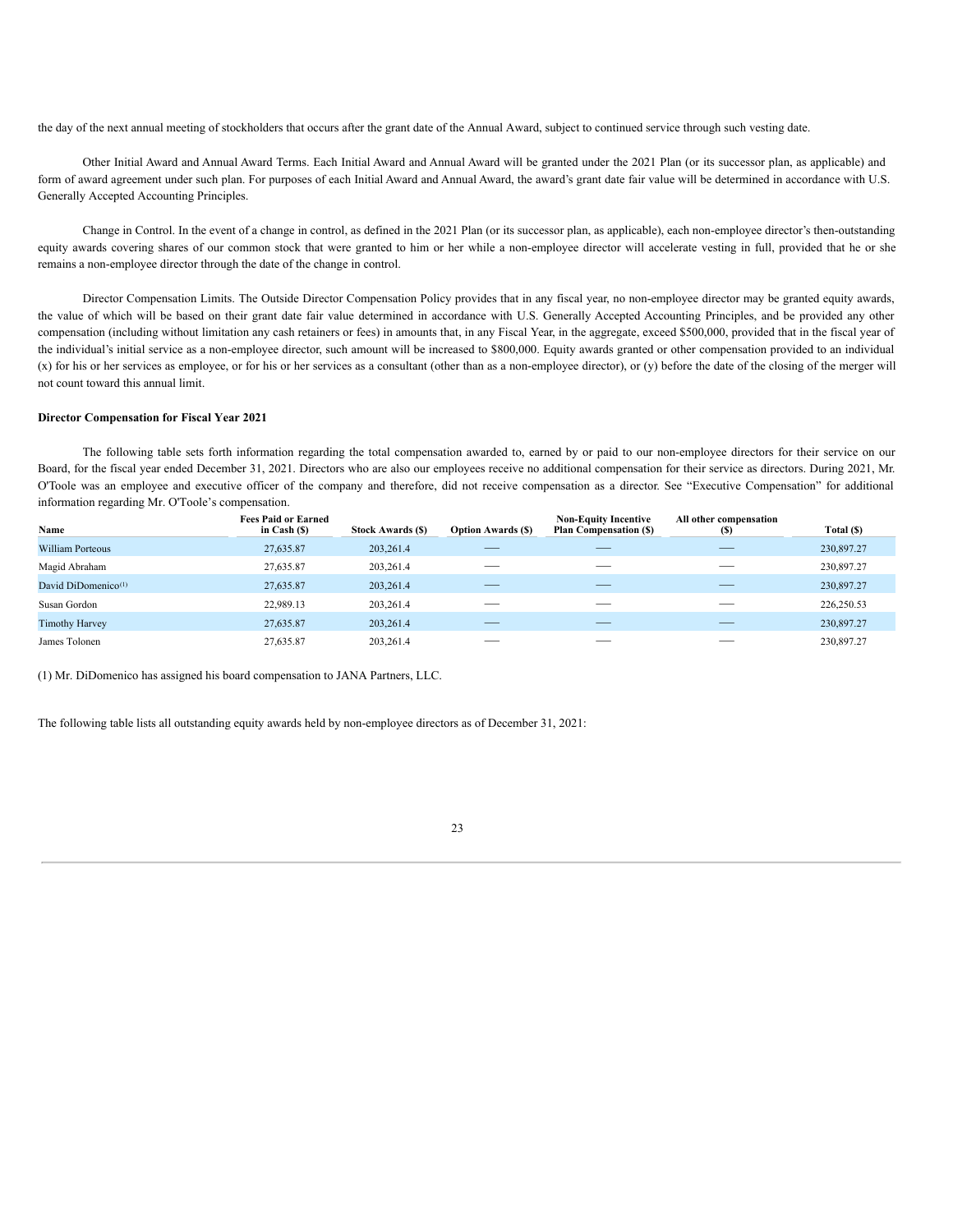the day of the next annual meeting of stockholders that occurs after the grant date of the Annual Award, subject to continued service through such vesting date.

Other Initial Award and Annual Award Terms. Each Initial Award and Annual Award will be granted under the 2021 Plan (or its successor plan, as applicable) and form of award agreement under such plan. For purposes of each Initial Award and Annual Award, the award's grant date fair value will be determined in accordance with U.S. Generally Accepted Accounting Principles.

Change in Control. In the event of a change in control, as defined in the 2021 Plan (or its successor plan, as applicable), each non-employee director's then-outstanding equity awards covering shares of our common stock that were granted to him or her while a non-employee director will accelerate vesting in full, provided that he or she remains a non-employee director through the date of the change in control.

Director Compensation Limits. The Outside Director Compensation Policy provides that in any fiscal year, no non-employee director may be granted equity awards, the value of which will be based on their grant date fair value determined in accordance with U.S. Generally Accepted Accounting Principles, and be provided any other compensation (including without limitation any cash retainers or fees) in amounts that, in any Fiscal Year, in the aggregate, exceed $500,000, provided that in the fiscal year of the individual's initial service as a non-employee director, such amount will be increased to $800,000. Equity awards granted or other compensation provided to an individual (x) for his or her services as employee, or for his or her services as a consultant (other than as a non-employee director), or (y) before the date of the closing of the merger will not count toward this annual limit.

**Director Compensation for Fiscal Year 2021**

The following table sets forth information regarding the total compensation awarded to, earned by or paid to our non-employee directors for their service on our Board, for the fiscal year ended December 31, 2021. Directors who are also our employees receive no additional compensation for their service as directors. During 2021, Mr. O'Toole was an employee and executive officer of the company and therefore, did not receive compensation as a director. See "Executive Compensation" for additional information regarding Mr. O'Toole's compensation.

| Name | Fees Paid or Earned in Cash ($) | Stock Awards ($) | Option Awards ($) | Non-Equity Incentive Plan Compensation ($) | All other compensation ($) | Total ($) |
|---|---|---|---|---|---|---|
| William Porteous | 27,635.87 | 203,261.4 | — | — | — | 230,897.27 |
| Magid Abraham | 27,635.87 | 203,261.4 | — | — | — | 230,897.27 |
| David DiDomenico[1] | 27,635.87 | 203,261.4 | — | — | — | 230,897.27 |
| Susan Gordon | 22,989.13 | 203,261.4 | — | — | — | 226,250.53 |
| Timothy Harvey | 27,635.87 | 203,261.4 | — | — | — | 230,897.27 |
| James Tolonen | 27,635.87 | 203,261.4 | — | — | — | 230,897.27 |

(1) Mr. DiDomenico has assigned his board compensation to JANA Partners, LLC.

The following table lists all outstanding equity awards held by non-employee directors as of December 31, 2021: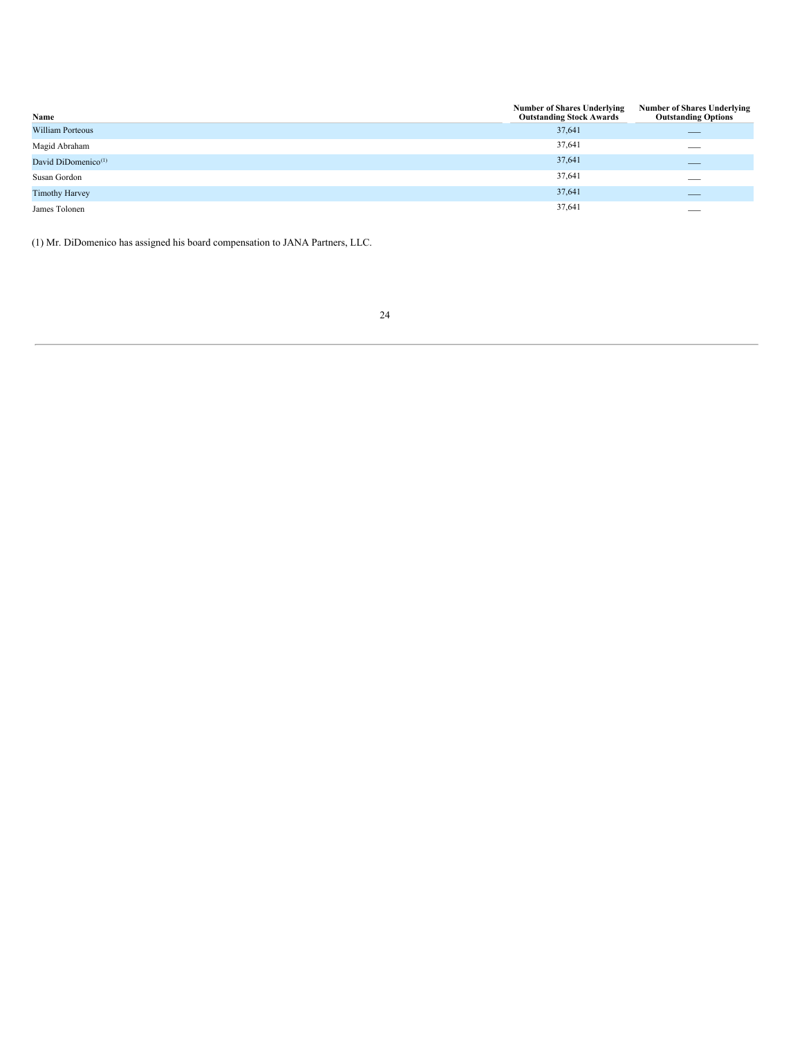| Name | Number of Shares Underlying Outstanding Stock Awards | Number of Shares Underlying Outstanding Options |
|---|---|---|
| William Porteous | 37,641 | — |
| Magid Abraham | 37,641 | — |
| David DiDomenico[(1)] | 37,641 | — |
| Susan Gordon | 37,641 | — |
| Timothy Harvey | 37,641 | — |
| James Tolonen | 37,641 | — |

(1) Mr. DiDomenico has assigned his board compensation to JANA Partners, LLC.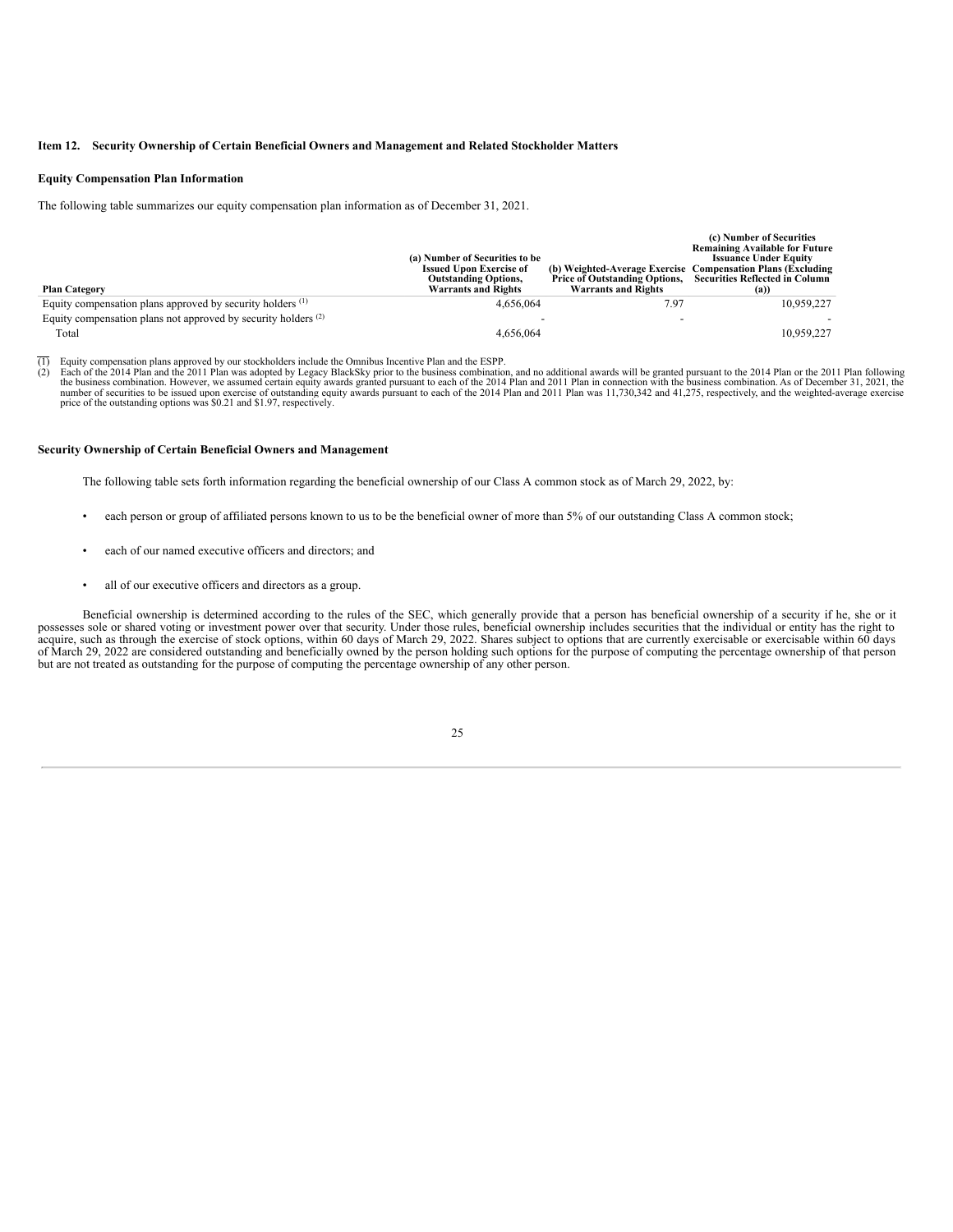**Item 12. Security Ownership of Certain Beneficial Owners and Management and Related Stockholder Matters**

**Equity Compensation Plan Information**

The following table summarizes our equity compensation plan information as of December 31, 2021.

| Plan Category | (a) Number of Securities to be Issued Upon Exercise of Outstanding Options, Warrants and Rights | (b) Weighted-Average Exercise Price of Outstanding Options, Warrants and Rights | (c) Number of Securities Remaining Available for Future Issuance Under Equity Compensation Plans (Excluding Securities Reflected in Column (a)) |
|---|---|---|---|
| Equity compensation plans approved by security holders [(1)] | 4,656,064 | 7.97 | 10,959,227 |
| Equity compensation plans not approved by security holders [(2)] | - | - | - |
| Total | 4,656,064 | | 10,959,227 |

(1) Equity compensation plans approved by our stockholders include the Omnibus Incentive Plan and the ESPP.
(2) Each of the 2014 Plan and the 2011 Plan was adopted by Legacy BlackSky prior to the business combination, and no additional awards will be granted pursuant to the 2014 Plan or the 2011 Plan following the business combination. However, we assumed certain equity awards granted pursuant to each of the 2014 Plan and 2011 Plan in connection with the business combination. As of December 31, 2021, the number of securities to be issued upon exercise of outstanding equity awards pursuant to each of the 2014 Plan and 2011 Plan was 11,730,342 and 41,275, respectively, and the weighted-average exercise price of the outstanding options was $0.21 and $1.97, respectively.

**Security Ownership of Certain Beneficial Owners and Management**

The following table sets forth information regarding the beneficial ownership of our Class A common stock as of March 29, 2022, by:

- each person or group of affiliated persons known to us to be the beneficial owner of more than 5% of our outstanding Class A common stock;
- each of our named executive officers and directors; and
- all of our executive officers and directors as a group.

Beneficial ownership is determined according to the rules of the SEC, which generally provide that a person has beneficial ownership of a security if he, she or it possesses sole or shared voting or investment power over that security. Under those rules, beneficial ownership includes securities that the individual or entity has the right to acquire, such as through the exercise of stock options, within 60 days of March 29, 2022. Shares subject to options that are currently exercisable or exercisable within 60 days of March 29, 2022 are considered outstanding and beneficially owned by the person holding such options for the purpose of computing the percentage ownership of that person but are not treated as outstanding for the purpose of computing the percentage ownership of any other person.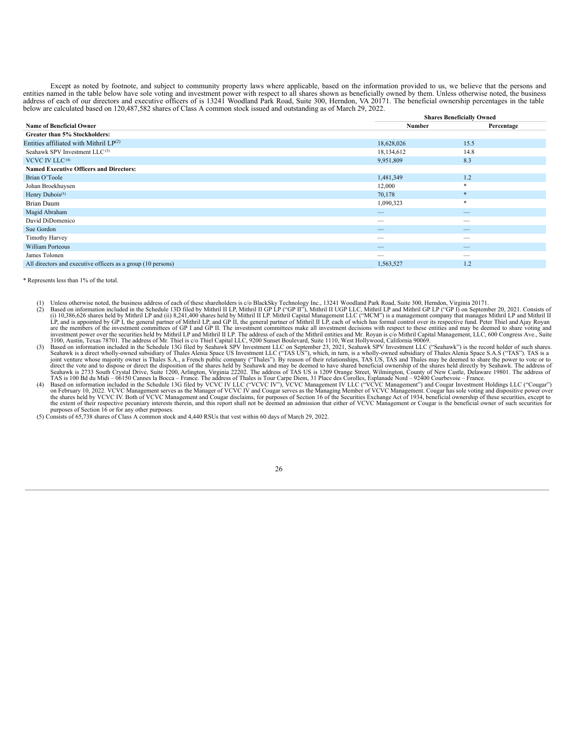Except as noted by footnote, and subject to community property laws where applicable, based on the information provided to us, we believe that the persons and entities named in the table below have sole voting and investment power with respect to all shares shown as beneficially owned by them. Unless otherwise noted, the business address of each of our directors and executive officers of is 13241 Woodland Park Road, Suite 300, Herndon, VA 20171. The beneficial ownership percentages in the table below are calculated based on 120,487,582 shares of Class A common stock issued and outstanding as of March 29, 2022.

| | Shares Beneficially Owned | |
|---|---|---|
| **Name of Beneficial Owner** | **Number** | **Percentage** |
| **Greater than 5% Stockholders:** | | |
| Entities affiliated with Mithril LP[2] | 18,628,026 | 15.5 |
| Seahawk SPV Investment LLC[3] | 18,134,612 | 14.8 |
| VCVC IV LLC[4] | 9,951,809 | 8.3 |
| **Named Executive Officers and Directors:** | | |
| Brian O'Toole | 1,481,349 | 1.2 |
| Johan Broekhuysen | 12,000 | * |
| Henry Dubois[5] | 70,178 | * |
| Brian Daum | 1,090,323 | * |
| Magid Abraham | — | — |
| David DiDomenico | — | — |
| Sue Gordon | — | — |
| Timothy Harvey | — | — |
| William Porteous | — | — |
| James Tolonen | — | — |
| All directors and executive officers as a group (10 persons) | 1,563,527 | 1.2 |

\* Represents less than 1% of the total.

(1) Unless otherwise noted, the business address of each of these shareholders is c/o BlackSky Technology Inc., 13241 Woodland Park Road, Suite 300, Herndon, Virginia 20171.

(2) Based on information included in the Schedule 13D filed by Mithril II LP, Mithril II GP LP ("GP II"), Mithril II UGP LLC, Mithril LP and Mithril GP LP ("GP I) on September 20, 2021. Consists of (i) 10,386,626 shares held by Mithril LP and (ii) 8,241,400 shares held by Mithril II LP. Mithril Capital Management LLC ("MCM") is a management company that manages Mithril LP and Mithril II LP, and is appointed by GP I, the general partner of Mithril LP, and GP II, the general partner of Mithril II LP, each of which has formal control over its respective fund. Peter Thiel and Ajay Royan are the members of the investment committees of GP I and GP II. The investment committees make all investment decisions with respect to these entities and may be deemed to share voting and investment power over the securities held by Mithril LP and Mithril II LP. The address of each of the Mithril entities and Mr. Royan is c/o Mithril Capital Management, LLC, 600 Congress Ave., Suite 3100, Austin, Texas 78701. The address of Mr. Thiel is c/o Thiel Capital LLC, 9200 Sunset Boulevard, Suite 1110, West Hollywood, California 90069.

(3) Based on information included in the Schedule 13G filed by Seahawk SPV Investment LLC on September 23, 2021, Seahawk SPV Investment LLC ("Seahawk") is the record holder of such shares. Seahawk is a direct wholly-owned subsidiary of Thales Alenia Space US Investment LLC ("TAS US"), which, in turn, is a wholly-owned subsidiary of Thales Alenia Space S.A.S ("TAS"). TAS is a joint venture whose majority owner is Thales S.A., a French public company ("Thales"). By reason of their relationships, TAS US, TAS and Thales may be deemed to share the power to vote or to direct the vote and to dispose or direct the disposition of the shares held by Seahawk and may be deemed to have shared beneficial ownership of the shares held directly by Seahawk. The address of Seahawk is 2733 South Crystal Drive, Suite 1200, Arlington, Virginia 22202. The address of TAS US is 1209 Orange Street, Wilmington, County of New Castle, Delaware 19801. The address of TAS is 100 Bd du Midi – 06150 Cannes la Bocca – France. The address of Thales is Tour Carpe Diem, 31 Place des Corolles, Esplanade Nord – 92400 Courbevoie – France.

(4) Based on information included in the Schedule 13G filed by VCVC IV LLC ("VCVC IV"), VCVC Management IV LLC ("VCVC Management") and Cougar Investment Holdings LLC ("Cougar") on February 10, 2022. VCVC Management serves as the Manager of VCVC IV and Cougar serves as the Managing Member of VCVC Management. Cougar has sole voting and dispositive power over the shares held by VCVC IV. Both of VCVC Management and Cougar disclaims, for purposes of Section 16 of the Securities Exchange Act of 1934, beneficial ownership of these securities, except to the extent of their respective pecuniary interests therein, and this report shall not be deemed an admission that either of VCVC Management or Cougar is the beneficial owner of such securities for purposes of Section 16 or for any other purposes.

(5) Consists of 65,738 shares of Class A common stock and 4,440 RSUs that vest within 60 days of March 29, 2022.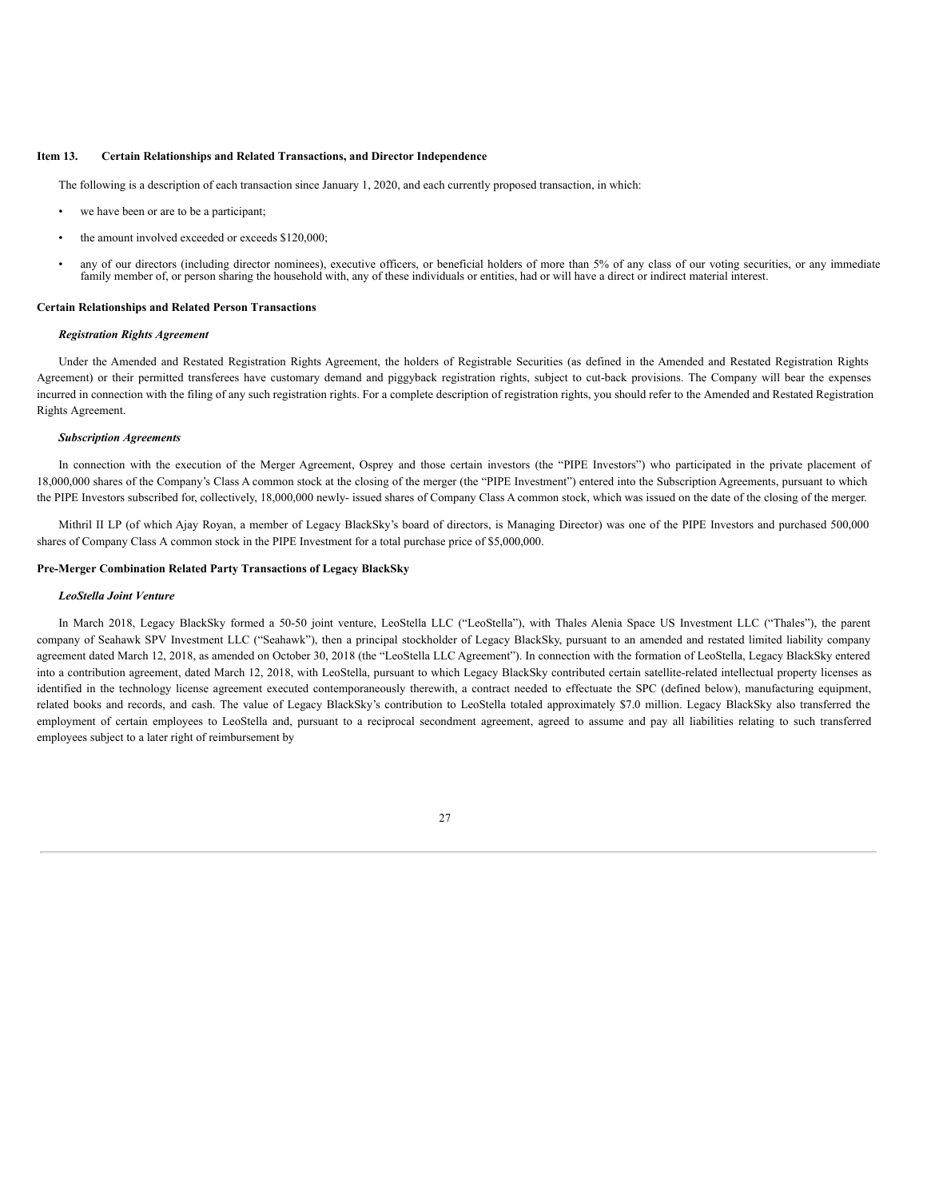## Item 13. Certain Relationships and Related Transactions, and Director Independence

The following is a description of each transaction since January 1, 2020, and each currently proposed transaction, in which:

- we have been or are to be a participant;
- the amount involved exceeded or exceeds $120,000;
- any of our directors (including director nominees), executive officers, or beneficial holders of more than 5% of any class of our voting securities, or any immediate family member of, or person sharing the household with, any of these individuals or entities, had or will have a direct or indirect material interest.

### Certain Relationships and Related Person Transactions

#### *Registration Rights Agreement*

Under the Amended and Restated Registration Rights Agreement, the holders of Registrable Securities (as defined in the Amended and Restated Registration Rights Agreement) or their permitted transferees have customary demand and piggyback registration rights, subject to cut-back provisions. The Company will bear the expenses incurred in connection with the filing of any such registration rights. For a complete description of registration rights, you should refer to the Amended and Restated Registration Rights Agreement.

#### *Subscription Agreements*

In connection with the execution of the Merger Agreement, Osprey and those certain investors (the "PIPE Investors") who participated in the private placement of 18,000,000 shares of the Company's Class A common stock at the closing of the merger (the "PIPE Investment") entered into the Subscription Agreements, pursuant to which the PIPE Investors subscribed for, collectively, 18,000,000 newly- issued shares of Company Class A common stock, which was issued on the date of the closing of the merger.

Mithril II LP (of which Ajay Royan, a member of Legacy BlackSky's board of directors, is Managing Director) was one of the PIPE Investors and purchased 500,000 shares of Company Class A common stock in the PIPE Investment for a total purchase price of $5,000,000.

### Pre-Merger Combination Related Party Transactions of Legacy BlackSky

#### *LeoStella Joint Venture*

In March 2018, Legacy BlackSky formed a 50-50 joint venture, LeoStella LLC ("LeoStella"), with Thales Alenia Space US Investment LLC ("Thales"), the parent company of Seahawk SPV Investment LLC ("Seahawk"), then a principal stockholder of Legacy BlackSky, pursuant to an amended and restated limited liability company agreement dated March 12, 2018, as amended on October 30, 2018 (the "LeoStella LLC Agreement"). In connection with the formation of LeoStella, Legacy BlackSky entered into a contribution agreement, dated March 12, 2018, with LeoStella, pursuant to which Legacy BlackSky contributed certain satellite-related intellectual property licenses as identified in the technology license agreement executed contemporaneously therewith, a contract needed to effectuate the SPC (defined below), manufacturing equipment, related books and records, and cash. The value of Legacy BlackSky's contribution to LeoStella totaled approximately $7.0 million. Legacy BlackSky also transferred the employment of certain employees to LeoStella and, pursuant to a reciprocal secondment agreement, agreed to assume and pay all liabilities relating to such transferred employees subject to a later right of reimbursement by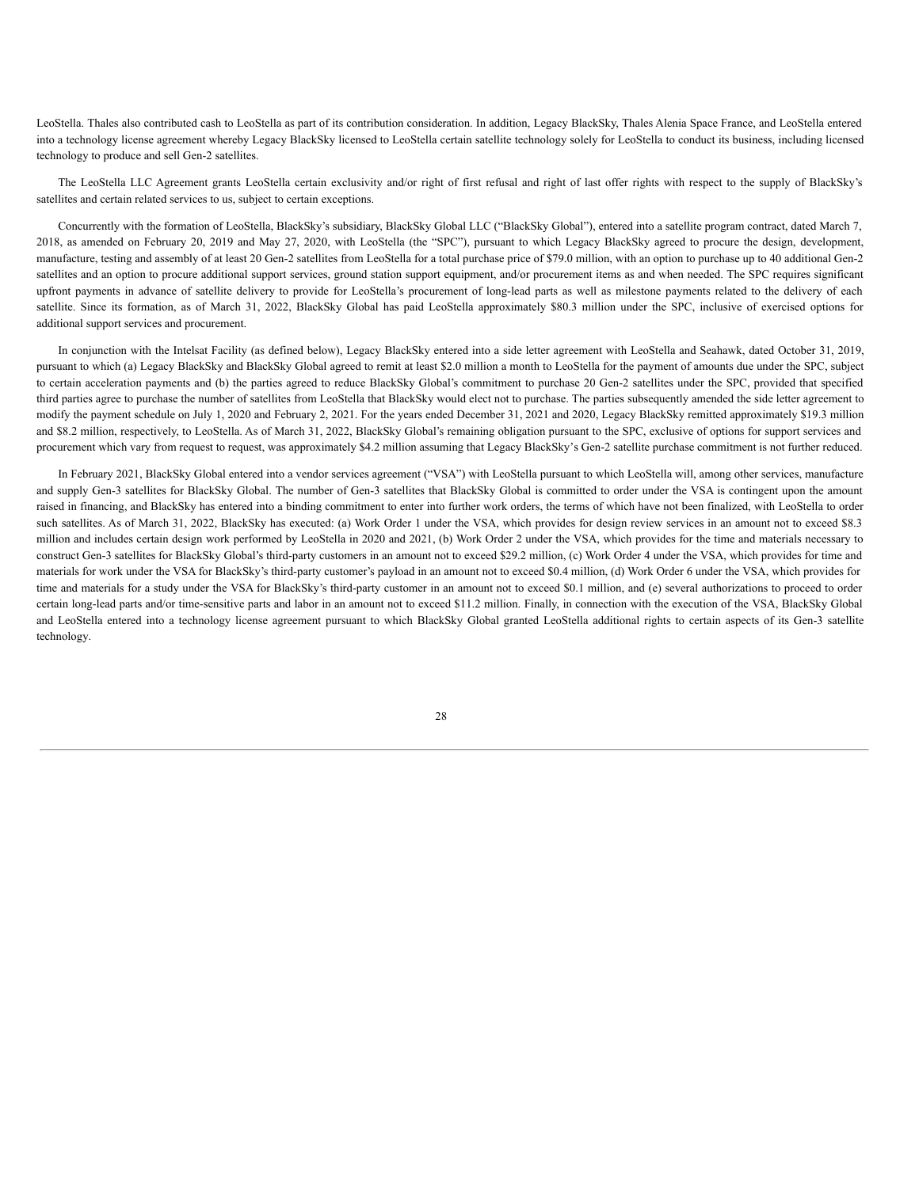LeoStella. Thales also contributed cash to LeoStella as part of its contribution consideration. In addition, Legacy BlackSky, Thales Alenia Space France, and LeoStella entered into a technology license agreement whereby Legacy BlackSky licensed to LeoStella certain satellite technology solely for LeoStella to conduct its business, including licensed technology to produce and sell Gen-2 satellites.

The LeoStella LLC Agreement grants LeoStella certain exclusivity and/or right of first refusal and right of last offer rights with respect to the supply of BlackSky's satellites and certain related services to us, subject to certain exceptions.

Concurrently with the formation of LeoStella, BlackSky's subsidiary, BlackSky Global LLC ("BlackSky Global"), entered into a satellite program contract, dated March 7, 2018, as amended on February 20, 2019 and May 27, 2020, with LeoStella (the "SPC"), pursuant to which Legacy BlackSky agreed to procure the design, development, manufacture, testing and assembly of at least 20 Gen-2 satellites from LeoStella for a total purchase price of $79.0 million, with an option to purchase up to 40 additional Gen-2 satellites and an option to procure additional support services, ground station support equipment, and/or procurement items as and when needed. The SPC requires significant upfront payments in advance of satellite delivery to provide for LeoStella's procurement of long-lead parts as well as milestone payments related to the delivery of each satellite. Since its formation, as of March 31, 2022, BlackSky Global has paid LeoStella approximately $80.3 million under the SPC, inclusive of exercised options for additional support services and procurement.

In conjunction with the Intelsat Facility (as defined below), Legacy BlackSky entered into a side letter agreement with LeoStella and Seahawk, dated October 31, 2019, pursuant to which (a) Legacy BlackSky and BlackSky Global agreed to remit at least $2.0 million a month to LeoStella for the payment of amounts due under the SPC, subject to certain acceleration payments and (b) the parties agreed to reduce BlackSky Global's commitment to purchase 20 Gen-2 satellites under the SPC, provided that specified third parties agree to purchase the number of satellites from LeoStella that BlackSky would elect not to purchase. The parties subsequently amended the side letter agreement to modify the payment schedule on July 1, 2020 and February 2, 2021. For the years ended December 31, 2021 and 2020, Legacy BlackSky remitted approximately $19.3 million and $8.2 million, respectively, to LeoStella. As of March 31, 2022, BlackSky Global's remaining obligation pursuant to the SPC, exclusive of options for support services and procurement which vary from request to request, was approximately $4.2 million assuming that Legacy BlackSky's Gen-2 satellite purchase commitment is not further reduced.

In February 2021, BlackSky Global entered into a vendor services agreement ("VSA") with LeoStella pursuant to which LeoStella will, among other services, manufacture and supply Gen-3 satellites for BlackSky Global. The number of Gen-3 satellites that BlackSky Global is committed to order under the VSA is contingent upon the amount raised in financing, and BlackSky has entered into a binding commitment to enter into further work orders, the terms of which have not been finalized, with LeoStella to order such satellites. As of March 31, 2022, BlackSky has executed: (a) Work Order 1 under the VSA, which provides for design review services in an amount not to exceed $8.3 million and includes certain design work performed by LeoStella in 2020 and 2021, (b) Work Order 2 under the VSA, which provides for the time and materials necessary to construct Gen-3 satellites for BlackSky Global's third-party customers in an amount not to exceed $29.2 million, (c) Work Order 4 under the VSA, which provides for time and materials for work under the VSA for BlackSky's third-party customer's payload in an amount not to exceed $0.4 million, (d) Work Order 6 under the VSA, which provides for time and materials for a study under the VSA for BlackSky's third-party customer in an amount not to exceed $0.1 million, and (e) several authorizations to proceed to order certain long-lead parts and/or time-sensitive parts and labor in an amount not to exceed $11.2 million. Finally, in connection with the execution of the VSA, BlackSky Global and LeoStella entered into a technology license agreement pursuant to which BlackSky Global granted LeoStella additional rights to certain aspects of its Gen-3 satellite technology.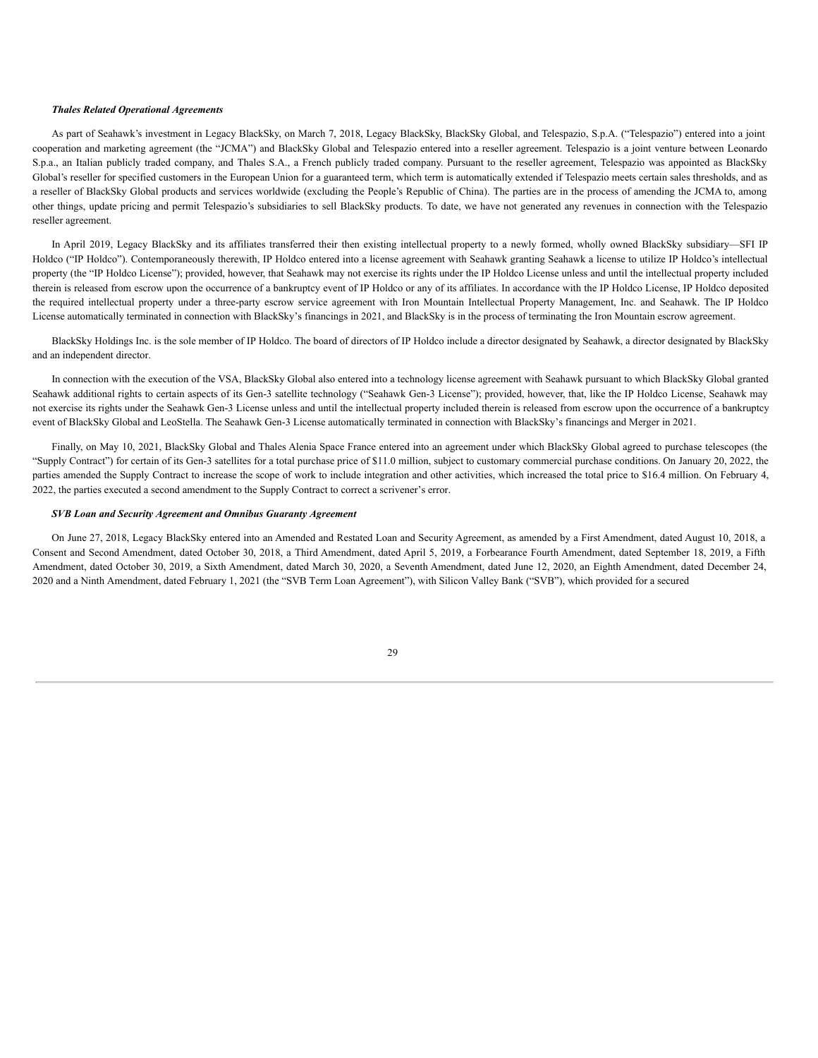***Thales Related Operational Agreements***

As part of Seahawk's investment in Legacy BlackSky, on March 7, 2018, Legacy BlackSky, BlackSky Global, and Telespazio, S.p.A. ("Telespazio") entered into a joint cooperation and marketing agreement (the "JCMA") and BlackSky Global and Telespazio entered into a reseller agreement. Telespazio is a joint venture between Leonardo S.p.a., an Italian publicly traded company, and Thales S.A., a French publicly traded company. Pursuant to the reseller agreement, Telespazio was appointed as BlackSky Global's reseller for specified customers in the European Union for a guaranteed term, which term is automatically extended if Telespazio meets certain sales thresholds, and as a reseller of BlackSky Global products and services worldwide (excluding the People's Republic of China). The parties are in the process of amending the JCMA to, among other things, update pricing and permit Telespazio's subsidiaries to sell BlackSky products. To date, we have not generated any revenues in connection with the Telespazio reseller agreement.

In April 2019, Legacy BlackSky and its affiliates transferred their then existing intellectual property to a newly formed, wholly owned BlackSky subsidiary—SFI IP Holdco ("IP Holdco"). Contemporaneously therewith, IP Holdco entered into a license agreement with Seahawk granting Seahawk a license to utilize IP Holdco's intellectual property (the "IP Holdco License"); provided, however, that Seahawk may not exercise its rights under the IP Holdco License unless and until the intellectual property included therein is released from escrow upon the occurrence of a bankruptcy event of IP Holdco or any of its affiliates. In accordance with the IP Holdco License, IP Holdco deposited the required intellectual property under a three-party escrow service agreement with Iron Mountain Intellectual Property Management, Inc. and Seahawk. The IP Holdco License automatically terminated in connection with BlackSky's financings in 2021, and BlackSky is in the process of terminating the Iron Mountain escrow agreement.

BlackSky Holdings Inc. is the sole member of IP Holdco. The board of directors of IP Holdco include a director designated by Seahawk, a director designated by BlackSky and an independent director.

In connection with the execution of the VSA, BlackSky Global also entered into a technology license agreement with Seahawk pursuant to which BlackSky Global granted Seahawk additional rights to certain aspects of its Gen-3 satellite technology ("Seahawk Gen-3 License"); provided, however, that, like the IP Holdco License, Seahawk may not exercise its rights under the Seahawk Gen-3 License unless and until the intellectual property included therein is released from escrow upon the occurrence of a bankruptcy event of BlackSky Global and LeoStella. The Seahawk Gen-3 License automatically terminated in connection with BlackSky's financings and Merger in 2021.

Finally, on May 10, 2021, BlackSky Global and Thales Alenia Space France entered into an agreement under which BlackSky Global agreed to purchase telescopes (the "Supply Contract") for certain of its Gen-3 satellites for a total purchase price of $11.0 million, subject to customary commercial purchase conditions. On January 20, 2022, the parties amended the Supply Contract to increase the scope of work to include integration and other activities, which increased the total price to $16.4 million. On February 4, 2022, the parties executed a second amendment to the Supply Contract to correct a scrivener's error.

***SVB Loan and Security Agreement and Omnibus Guaranty Agreement***

On June 27, 2018, Legacy BlackSky entered into an Amended and Restated Loan and Security Agreement, as amended by a First Amendment, dated August 10, 2018, a Consent and Second Amendment, dated October 30, 2018, a Third Amendment, dated April 5, 2019, a Forbearance Fourth Amendment, dated September 18, 2019, a Fifth Amendment, dated October 30, 2019, a Sixth Amendment, dated March 30, 2020, a Seventh Amendment, dated June 12, 2020, an Eighth Amendment, dated December 24, 2020 and a Ninth Amendment, dated February 1, 2021 (the "SVB Term Loan Agreement"), with Silicon Valley Bank ("SVB"), which provided for a secured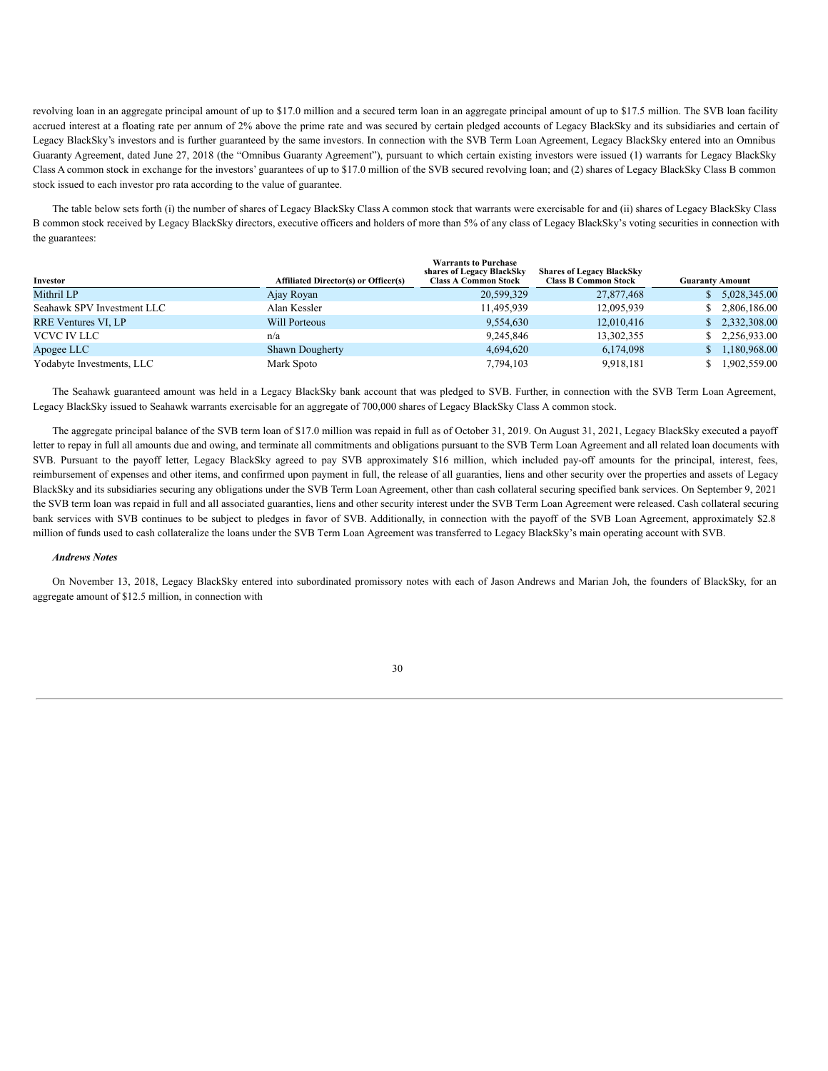revolving loan in an aggregate principal amount of up to $17.0 million and a secured term loan in an aggregate principal amount of up to $17.5 million. The SVB loan facility accrued interest at a floating rate per annum of 2% above the prime rate and was secured by certain pledged accounts of Legacy BlackSky and its subsidiaries and certain of Legacy BlackSky's investors and is further guaranteed by the same investors. In connection with the SVB Term Loan Agreement, Legacy BlackSky entered into an Omnibus Guaranty Agreement, dated June 27, 2018 (the "Omnibus Guaranty Agreement"), pursuant to which certain existing investors were issued (1) warrants for Legacy BlackSky Class A common stock in exchange for the investors' guarantees of up to $17.0 million of the SVB secured revolving loan; and (2) shares of Legacy BlackSky Class B common stock issued to each investor pro rata according to the value of guarantee.

The table below sets forth (i) the number of shares of Legacy BlackSky Class A common stock that warrants were exercisable for and (ii) shares of Legacy BlackSky Class B common stock received by Legacy BlackSky directors, executive officers and holders of more than 5% of any class of Legacy BlackSky's voting securities in connection with the guarantees:

| Investor | Affiliated Director(s) or Officer(s) | Warrants to Purchase shares of Legacy BlackSky Class A Common Stock | Shares of Legacy BlackSky Class B Common Stock | Guaranty Amount |
|---|---|---|---|---|
| Mithril LP | Ajay Royan | 20,599,329 | 27,877,468 | $ 5,028,345.00 |
| Seahawk SPV Investment LLC | Alan Kessler | 11,495,939 | 12,095,939 | $ 2,806,186.00 |
| RRE Ventures VI, LP | Will Porteous | 9,554,630 | 12,010,416 | $ 2,332,308.00 |
| VCVC IV LLC | n/a | 9,245,846 | 13,302,355 | $ 2,256,933.00 |
| Apogee LLC | Shawn Dougherty | 4,694,620 | 6,174,098 | $ 1,180,968.00 |
| Yodabyte Investments, LLC | Mark Spoto | 7,794,103 | 9,918,181 | $ 1,902,559.00 |

The Seahawk guaranteed amount was held in a Legacy BlackSky bank account that was pledged to SVB. Further, in connection with the SVB Term Loan Agreement, Legacy BlackSky issued to Seahawk warrants exercisable for an aggregate of 700,000 shares of Legacy BlackSky Class A common stock.

The aggregate principal balance of the SVB term loan of $17.0 million was repaid in full as of October 31, 2019. On August 31, 2021, Legacy BlackSky executed a payoff letter to repay in full all amounts due and owing, and terminate all commitments and obligations pursuant to the SVB Term Loan Agreement and all related loan documents with SVB. Pursuant to the payoff letter, Legacy BlackSky agreed to pay SVB approximately $16 million, which included pay-off amounts for the principal, interest, fees, reimbursement of expenses and other items, and confirmed upon payment in full, the release of all guaranties, liens and other security over the properties and assets of Legacy BlackSky and its subsidiaries securing any obligations under the SVB Term Loan Agreement, other than cash collateral securing specified bank services. On September 9, 2021 the SVB term loan was repaid in full and all associated guaranties, liens and other security interest under the SVB Term Loan Agreement were released. Cash collateral securing bank services with SVB continues to be subject to pledges in favor of SVB. Additionally, in connection with the payoff of the SVB Loan Agreement, approximately $2.8 million of funds used to cash collateralize the loans under the SVB Term Loan Agreement was transferred to Legacy BlackSky's main operating account with SVB.

***Andrews Notes***

On November 13, 2018, Legacy BlackSky entered into subordinated promissory notes with each of Jason Andrews and Marian Joh, the founders of BlackSky, for an aggregate amount of $12.5 million, in connection with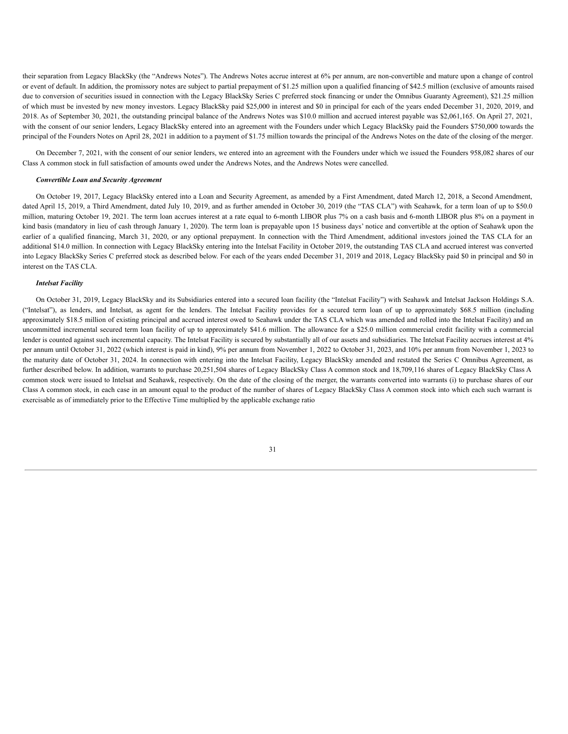their separation from Legacy BlackSky (the "Andrews Notes"). The Andrews Notes accrue interest at 6% per annum, are non-convertible and mature upon a change of control or event of default. In addition, the promissory notes are subject to partial prepayment of $1.25 million upon a qualified financing of $42.5 million (exclusive of amounts raised due to conversion of securities issued in connection with the Legacy BlackSky Series C preferred stock financing or under the Omnibus Guaranty Agreement), $21.25 million of which must be invested by new money investors. Legacy BlackSky paid $25,000 in interest and $0 in principal for each of the years ended December 31, 2020, 2019, and 2018. As of September 30, 2021, the outstanding principal balance of the Andrews Notes was $10.0 million and accrued interest payable was $2,061,165. On April 27, 2021, with the consent of our senior lenders, Legacy BlackSky entered into an agreement with the Founders under which Legacy BlackSky paid the Founders $750,000 towards the principal of the Founders Notes on April 28, 2021 in addition to a payment of $1.75 million towards the principal of the Andrews Notes on the date of the closing of the merger.

On December 7, 2021, with the consent of our senior lenders, we entered into an agreement with the Founders under which we issued the Founders 958,082 shares of our Class A common stock in full satisfaction of amounts owed under the Andrews Notes, and the Andrews Notes were cancelled.

***Convertible Loan and Security Agreement***

On October 19, 2017, Legacy BlackSky entered into a Loan and Security Agreement, as amended by a First Amendment, dated March 12, 2018, a Second Amendment, dated April 15, 2019, a Third Amendment, dated July 10, 2019, and as further amended in October 30, 2019 (the "TAS CLA") with Seahawk, for a term loan of up to $50.0 million, maturing October 19, 2021. The term loan accrues interest at a rate equal to 6-month LIBOR plus 7% on a cash basis and 6-month LIBOR plus 8% on a payment in kind basis (mandatory in lieu of cash through January 1, 2020). The term loan is prepayable upon 15 business days' notice and convertible at the option of Seahawk upon the earlier of a qualified financing, March 31, 2020, or any optional prepayment. In connection with the Third Amendment, additional investors joined the TAS CLA for an additional $14.0 million. In connection with Legacy BlackSky entering into the Intelsat Facility in October 2019, the outstanding TAS CLA and accrued interest was converted into Legacy BlackSky Series C preferred stock as described below. For each of the years ended December 31, 2019 and 2018, Legacy BlackSky paid $0 in principal and $0 in interest on the TAS CLA.

***Intelsat Facility***

On October 31, 2019, Legacy BlackSky and its Subsidiaries entered into a secured loan facility (the "Intelsat Facility") with Seahawk and Intelsat Jackson Holdings S.A. ("Intelsat"), as lenders, and Intelsat, as agent for the lenders. The Intelsat Facility provides for a secured term loan of up to approximately $68.5 million (including approximately $18.5 million of existing principal and accrued interest owed to Seahawk under the TAS CLA which was amended and rolled into the Intelsat Facility) and an uncommitted incremental secured term loan facility of up to approximately $41.6 million. The allowance for a $25.0 million commercial credit facility with a commercial lender is counted against such incremental capacity. The Intelsat Facility is secured by substantially all of our assets and subsidiaries. The Intelsat Facility accrues interest at 4% per annum until October 31, 2022 (which interest is paid in kind), 9% per annum from November 1, 2022 to October 31, 2023, and 10% per annum from November 1, 2023 to the maturity date of October 31, 2024. In connection with entering into the Intelsat Facility, Legacy BlackSky amended and restated the Series C Omnibus Agreement, as further described below. In addition, warrants to purchase 20,251,504 shares of Legacy BlackSky Class A common stock and 18,709,116 shares of Legacy BlackSky Class A common stock were issued to Intelsat and Seahawk, respectively. On the date of the closing of the merger, the warrants converted into warrants (i) to purchase shares of our Class A common stock, in each case in an amount equal to the product of the number of shares of Legacy BlackSky Class A common stock into which each such warrant is exercisable as of immediately prior to the Effective Time multiplied by the applicable exchange ratio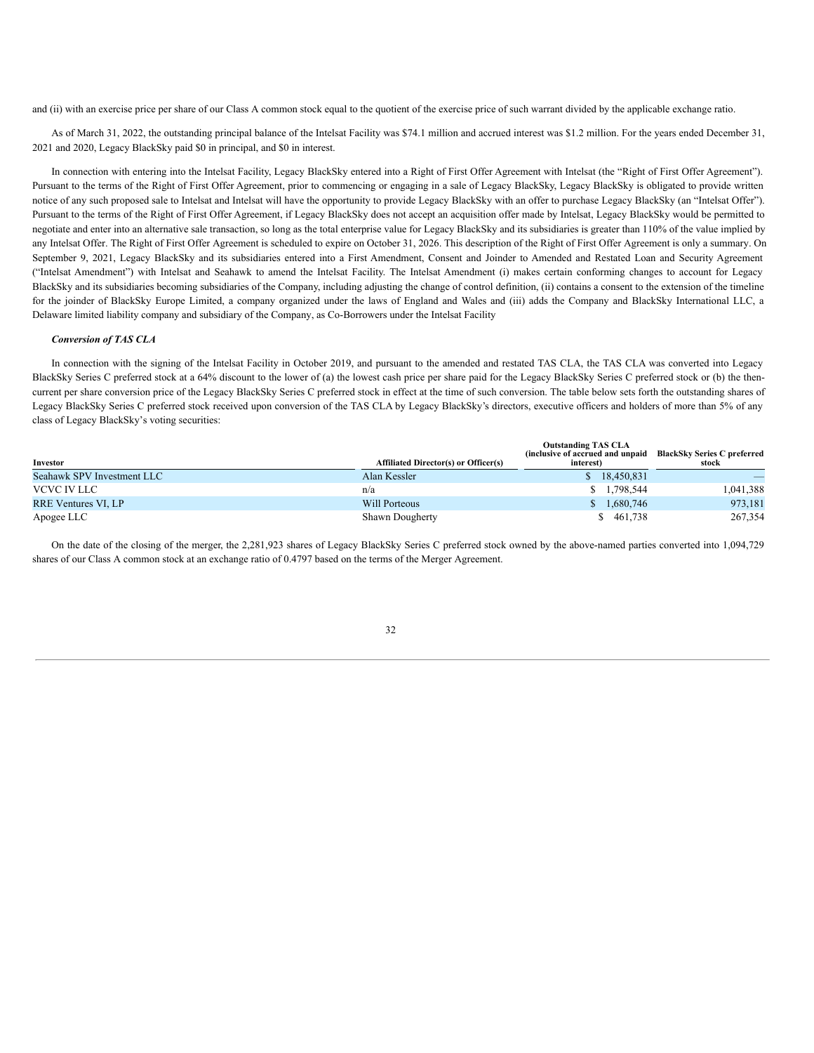and (ii) with an exercise price per share of our Class A common stock equal to the quotient of the exercise price of such warrant divided by the applicable exchange ratio.

As of March 31, 2022, the outstanding principal balance of the Intelsat Facility was $74.1 million and accrued interest was $1.2 million. For the years ended December 31, 2021 and 2020, Legacy BlackSky paid $0 in principal, and $0 in interest.

In connection with entering into the Intelsat Facility, Legacy BlackSky entered into a Right of First Offer Agreement with Intelsat (the "Right of First Offer Agreement"). Pursuant to the terms of the Right of First Offer Agreement, prior to commencing or engaging in a sale of Legacy BlackSky, Legacy BlackSky is obligated to provide written notice of any such proposed sale to Intelsat and Intelsat will have the opportunity to provide Legacy BlackSky with an offer to purchase Legacy BlackSky (an "Intelsat Offer"). Pursuant to the terms of the Right of First Offer Agreement, if Legacy BlackSky does not accept an acquisition offer made by Intelsat, Legacy BlackSky would be permitted to negotiate and enter into an alternative sale transaction, so long as the total enterprise value for Legacy BlackSky and its subsidiaries is greater than 110% of the value implied by any Intelsat Offer. The Right of First Offer Agreement is scheduled to expire on October 31, 2026. This description of the Right of First Offer Agreement is only a summary. On September 9, 2021, Legacy BlackSky and its subsidiaries entered into a First Amendment, Consent and Joinder to Amended and Restated Loan and Security Agreement ("Intelsat Amendment") with Intelsat and Seahawk to amend the Intelsat Facility. The Intelsat Amendment (i) makes certain conforming changes to account for Legacy BlackSky and its subsidiaries becoming subsidiaries of the Company, including adjusting the change of control definition, (ii) contains a consent to the extension of the timeline for the joinder of BlackSky Europe Limited, a company organized under the laws of England and Wales and (iii) adds the Company and BlackSky International LLC, a Delaware limited liability company and subsidiary of the Company, as Co-Borrowers under the Intelsat Facility

***Conversion of TAS CLA***

In connection with the signing of the Intelsat Facility in October 2019, and pursuant to the amended and restated TAS CLA, the TAS CLA was converted into Legacy BlackSky Series C preferred stock at a 64% discount to the lower of (a) the lowest cash price per share paid for the Legacy BlackSky Series C preferred stock or (b) the then-current per share conversion price of the Legacy BlackSky Series C preferred stock in effect at the time of such conversion. The table below sets forth the outstanding shares of Legacy BlackSky Series C preferred stock received upon conversion of the TAS CLA by Legacy BlackSky's directors, executive officers and holders of more than 5% of any class of Legacy BlackSky's voting securities:

| Investor | Affiliated Director(s) or Officer(s) | Outstanding TAS CLA (inclusive of accrued and unpaid interest) | BlackSky Series C preferred stock |
|---|---|---|---|
| Seahawk SPV Investment LLC | Alan Kessler | $ 18,450,831 | — |
| VCVC IV LLC | n/a | $ 1,798,544 | 1,041,388 |
| RRE Ventures VI, LP | Will Porteous | $ 1,680,746 | 973,181 |
| Apogee LLC | Shawn Dougherty | $ 461,738 | 267,354 |

On the date of the closing of the merger, the 2,281,923 shares of Legacy BlackSky Series C preferred stock owned by the above-named parties converted into 1,094,729 shares of our Class A common stock at an exchange ratio of 0.4797 based on the terms of the Merger Agreement.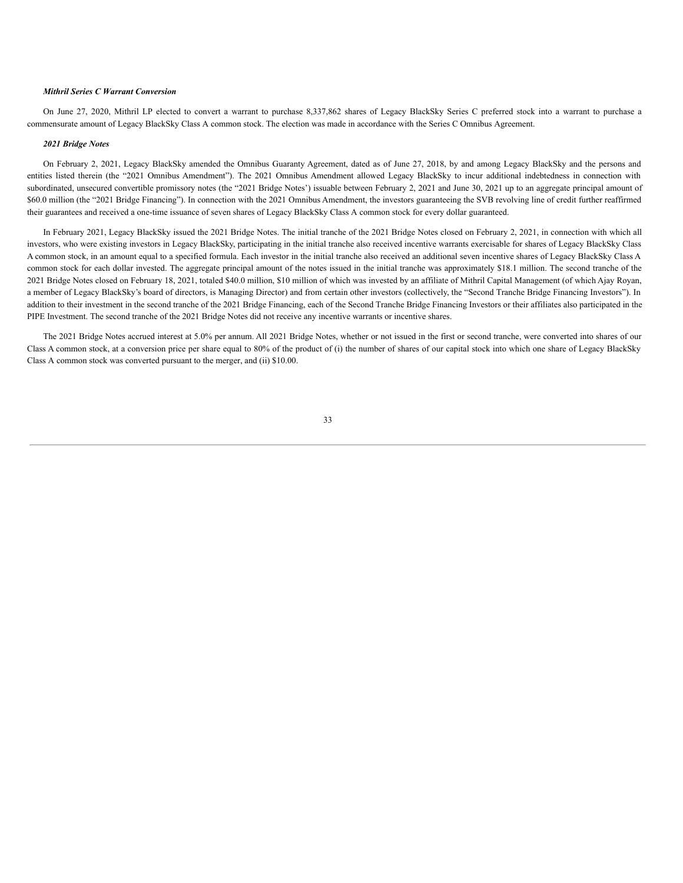***Mithril Series C Warrant Conversion***

On June 27, 2020, Mithril LP elected to convert a warrant to purchase 8,337,862 shares of Legacy BlackSky Series C preferred stock into a warrant to purchase a commensurate amount of Legacy BlackSky Class A common stock. The election was made in accordance with the Series C Omnibus Agreement.

***2021 Bridge Notes***

On February 2, 2021, Legacy BlackSky amended the Omnibus Guaranty Agreement, dated as of June 27, 2018, by and among Legacy BlackSky and the persons and entities listed therein (the "2021 Omnibus Amendment"). The 2021 Omnibus Amendment allowed Legacy BlackSky to incur additional indebtedness in connection with subordinated, unsecured convertible promissory notes (the "2021 Bridge Notes') issuable between February 2, 2021 and June 30, 2021 up to an aggregate principal amount of $60.0 million (the "2021 Bridge Financing"). In connection with the 2021 Omnibus Amendment, the investors guaranteeing the SVB revolving line of credit further reaffirmed their guarantees and received a one-time issuance of seven shares of Legacy BlackSky Class A common stock for every dollar guaranteed.

In February 2021, Legacy BlackSky issued the 2021 Bridge Notes. The initial tranche of the 2021 Bridge Notes closed on February 2, 2021, in connection with which all investors, who were existing investors in Legacy BlackSky, participating in the initial tranche also received incentive warrants exercisable for shares of Legacy BlackSky Class A common stock, in an amount equal to a specified formula. Each investor in the initial tranche also received an additional seven incentive shares of Legacy BlackSky Class A common stock for each dollar invested. The aggregate principal amount of the notes issued in the initial tranche was approximately $18.1 million. The second tranche of the 2021 Bridge Notes closed on February 18, 2021, totaled $40.0 million, $10 million of which was invested by an affiliate of Mithril Capital Management (of which Ajay Royan, a member of Legacy BlackSky's board of directors, is Managing Director) and from certain other investors (collectively, the "Second Tranche Bridge Financing Investors"). In addition to their investment in the second tranche of the 2021 Bridge Financing, each of the Second Tranche Bridge Financing Investors or their affiliates also participated in the PIPE Investment. The second tranche of the 2021 Bridge Notes did not receive any incentive warrants or incentive shares.

The 2021 Bridge Notes accrued interest at 5.0% per annum. All 2021 Bridge Notes, whether or not issued in the first or second tranche, were converted into shares of our Class A common stock, at a conversion price per share equal to 80% of the product of (i) the number of shares of our capital stock into which one share of Legacy BlackSky Class A common stock was converted pursuant to the merger, and (ii) $10.00.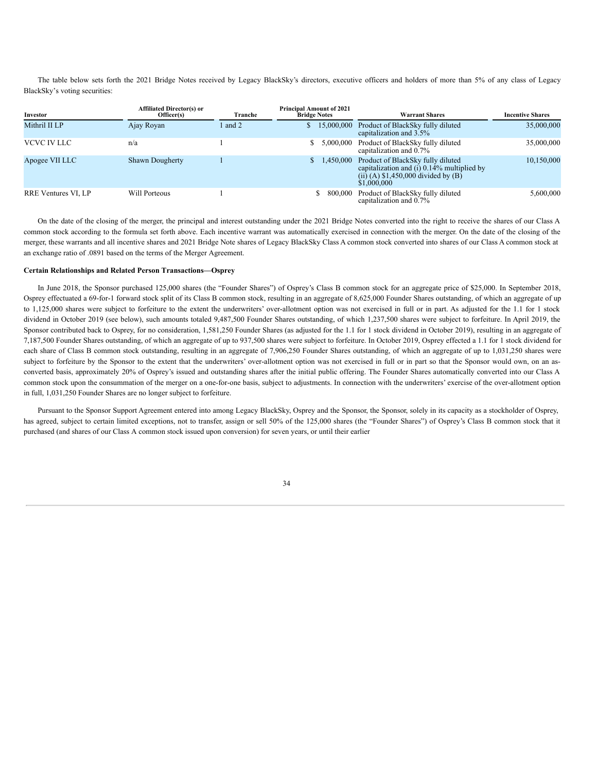The table below sets forth the 2021 Bridge Notes received by Legacy BlackSky's directors, executive officers and holders of more than 5% of any class of Legacy BlackSky's voting securities:

| Investor | Affiliated Director(s) or Officer(s) | Tranche | Principal Amount of 2021 Bridge Notes | Warrant Shares | Incentive Shares |
| --- | --- | --- | --- | --- | --- |
| Mithril II LP | Ajay Royan | 1 and 2 | $ 15,000,000 | Product of BlackSky fully diluted capitalization and 3.5% | 35,000,000 |
| VCVC IV LLC | n/a | 1 | $ 5,000,000 | Product of BlackSky fully diluted capitalization and 0.7% | 35,000,000 |
| Apogee VII LLC | Shawn Dougherty | 1 | $ 1,450,000 | Product of BlackSky fully diluted capitalization and (i) 0.14% multiplied by (ii) (A) $1,450,000 divided by (B) $1,000,000 | 10,150,000 |
| RRE Ventures VI, LP | Will Porteous | 1 | $ 800,000 | Product of BlackSky fully diluted capitalization and 0.7% | 5,600,000 |

On the date of the closing of the merger, the principal and interest outstanding under the 2021 Bridge Notes converted into the right to receive the shares of our Class A common stock according to the formula set forth above. Each incentive warrant was automatically exercised in connection with the merger. On the date of the closing of the merger, these warrants and all incentive shares and 2021 Bridge Note shares of Legacy BlackSky Class A common stock converted into shares of our Class A common stock at an exchange ratio of .0891 based on the terms of the Merger Agreement.

**Certain Relationships and Related Person Transactions—Osprey**

In June 2018, the Sponsor purchased 125,000 shares (the "Founder Shares") of Osprey's Class B common stock for an aggregate price of $25,000. In September 2018, Osprey effectuated a 69-for-1 forward stock split of its Class B common stock, resulting in an aggregate of 8,625,000 Founder Shares outstanding, of which an aggregate of up to 1,125,000 shares were subject to forfeiture to the extent the underwriters' over-allotment option was not exercised in full or in part. As adjusted for the 1.1 for 1 stock dividend in October 2019 (see below), such amounts totaled 9,487,500 Founder Shares outstanding, of which 1,237,500 shares were subject to forfeiture. In April 2019, the Sponsor contributed back to Osprey, for no consideration, 1,581,250 Founder Shares (as adjusted for the 1.1 for 1 stock dividend in October 2019), resulting in an aggregate of 7,187,500 Founder Shares outstanding, of which an aggregate of up to 937,500 shares were subject to forfeiture. In October 2019, Osprey effected a 1.1 for 1 stock dividend for each share of Class B common stock outstanding, resulting in an aggregate of 7,906,250 Founder Shares outstanding, of which an aggregate of up to 1,031,250 shares were subject to forfeiture by the Sponsor to the extent that the underwriters' over-allotment option was not exercised in full or in part so that the Sponsor would own, on an as-converted basis, approximately 20% of Osprey's issued and outstanding shares after the initial public offering. The Founder Shares automatically converted into our Class A common stock upon the consummation of the merger on a one-for-one basis, subject to adjustments. In connection with the underwriters' exercise of the over-allotment option in full, 1,031,250 Founder Shares are no longer subject to forfeiture.

Pursuant to the Sponsor Support Agreement entered into among Legacy BlackSky, Osprey and the Sponsor, the Sponsor, solely in its capacity as a stockholder of Osprey, has agreed, subject to certain limited exceptions, not to transfer, assign or sell 50% of the 125,000 shares (the "Founder Shares") of Osprey's Class B common stock that it purchased (and shares of our Class A common stock issued upon conversion) for seven years, or until their earlier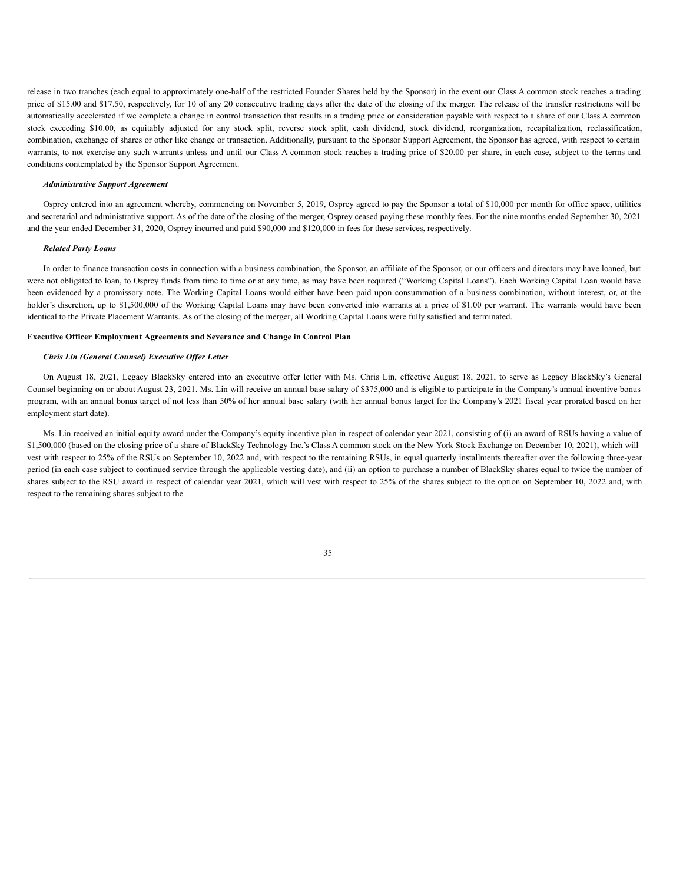release in two tranches (each equal to approximately one-half of the restricted Founder Shares held by the Sponsor) in the event our Class A common stock reaches a trading price of $15.00 and $17.50, respectively, for 10 of any 20 consecutive trading days after the date of the closing of the merger. The release of the transfer restrictions will be automatically accelerated if we complete a change in control transaction that results in a trading price or consideration payable with respect to a share of our Class A common stock exceeding $10.00, as equitably adjusted for any stock split, reverse stock split, cash dividend, stock dividend, reorganization, recapitalization, reclassification, combination, exchange of shares or other like change or transaction. Additionally, pursuant to the Sponsor Support Agreement, the Sponsor has agreed, with respect to certain warrants, to not exercise any such warrants unless and until our Class A common stock reaches a trading price of $20.00 per share, in each case, subject to the terms and conditions contemplated by the Sponsor Support Agreement.

***Administrative Support Agreement***

Osprey entered into an agreement whereby, commencing on November 5, 2019, Osprey agreed to pay the Sponsor a total of $10,000 per month for office space, utilities and secretarial and administrative support. As of the date of the closing of the merger, Osprey ceased paying these monthly fees. For the nine months ended September 30, 2021 and the year ended December 31, 2020, Osprey incurred and paid $90,000 and $120,000 in fees for these services, respectively.

***Related Party Loans***

In order to finance transaction costs in connection with a business combination, the Sponsor, an affiliate of the Sponsor, or our officers and directors may have loaned, but were not obligated to loan, to Osprey funds from time to time or at any time, as may have been required ("Working Capital Loans"). Each Working Capital Loan would have been evidenced by a promissory note. The Working Capital Loans would either have been paid upon consummation of a business combination, without interest, or, at the holder's discretion, up to $1,500,000 of the Working Capital Loans may have been converted into warrants at a price of $1.00 per warrant. The warrants would have been identical to the Private Placement Warrants. As of the closing of the merger, all Working Capital Loans were fully satisfied and terminated.

**Executive Officer Employment Agreements and Severance and Change in Control Plan**

***Chris Lin (General Counsel) Executive Offer Letter***

On August 18, 2021, Legacy BlackSky entered into an executive offer letter with Ms. Chris Lin, effective August 18, 2021, to serve as Legacy BlackSky's General Counsel beginning on or about August 23, 2021. Ms. Lin will receive an annual base salary of $375,000 and is eligible to participate in the Company's annual incentive bonus program, with an annual bonus target of not less than 50% of her annual base salary (with her annual bonus target for the Company's 2021 fiscal year prorated based on her employment start date).

Ms. Lin received an initial equity award under the Company's equity incentive plan in respect of calendar year 2021, consisting of (i) an award of RSUs having a value of $1,500,000 (based on the closing price of a share of BlackSky Technology Inc.'s Class A common stock on the New York Stock Exchange on December 10, 2021), which will vest with respect to 25% of the RSUs on September 10, 2022 and, with respect to the remaining RSUs, in equal quarterly installments thereafter over the following three-year period (in each case subject to continued service through the applicable vesting date), and (ii) an option to purchase a number of BlackSky shares equal to twice the number of shares subject to the RSU award in respect of calendar year 2021, which will vest with respect to 25% of the shares subject to the option on September 10, 2022 and, with respect to the remaining shares subject to the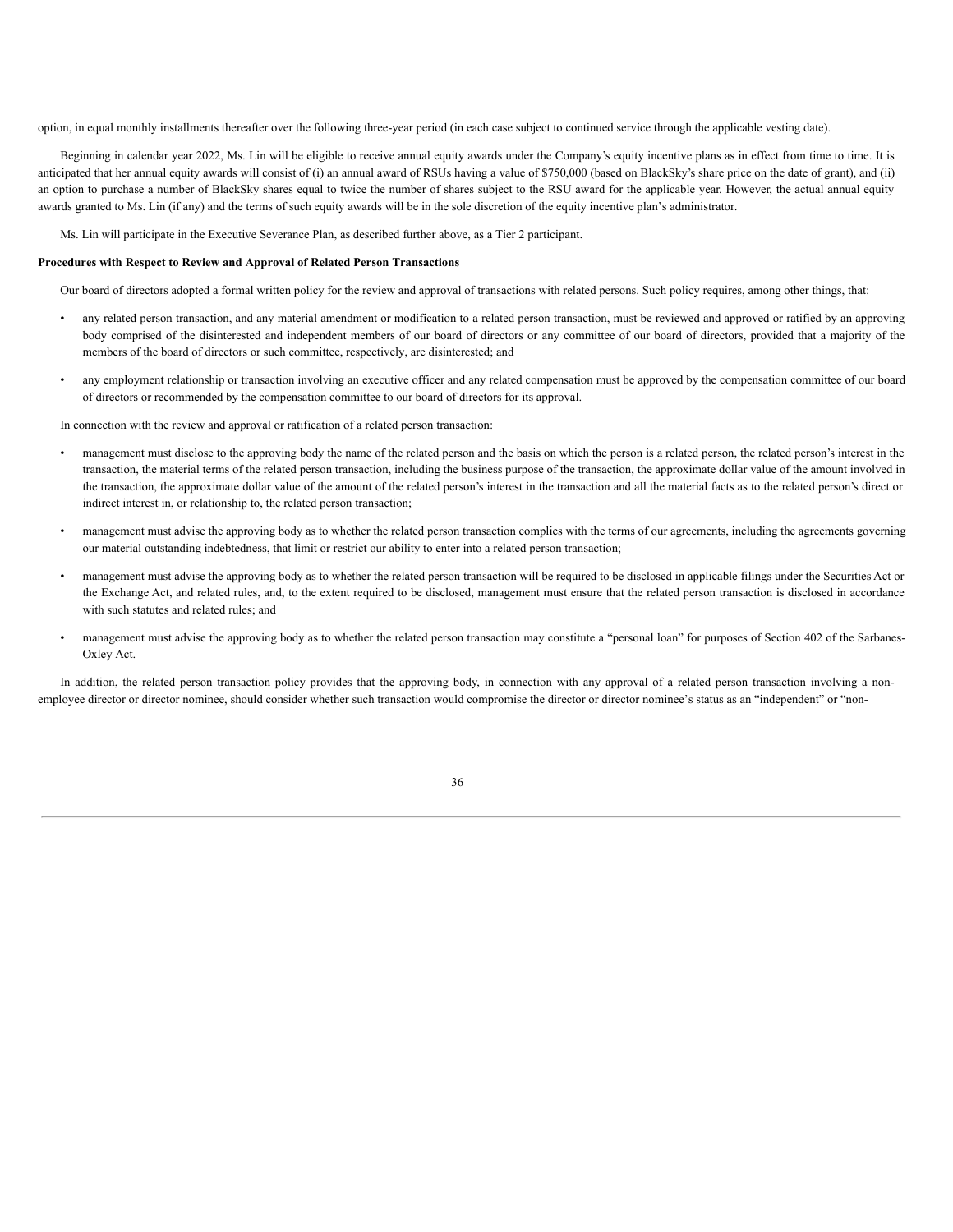option, in equal monthly installments thereafter over the following three-year period (in each case subject to continued service through the applicable vesting date).

Beginning in calendar year 2022, Ms. Lin will be eligible to receive annual equity awards under the Company's equity incentive plans as in effect from time to time. It is anticipated that her annual equity awards will consist of (i) an annual award of RSUs having a value of $750,000 (based on BlackSky's share price on the date of grant), and (ii) an option to purchase a number of BlackSky shares equal to twice the number of shares subject to the RSU award for the applicable year. However, the actual annual equity awards granted to Ms. Lin (if any) and the terms of such equity awards will be in the sole discretion of the equity incentive plan's administrator.

Ms. Lin will participate in the Executive Severance Plan, as described further above, as a Tier 2 participant.

**Procedures with Respect to Review and Approval of Related Person Transactions**

Our board of directors adopted a formal written policy for the review and approval of transactions with related persons. Such policy requires, among other things, that:

- any related person transaction, and any material amendment or modification to a related person transaction, must be reviewed and approved or ratified by an approving body comprised of the disinterested and independent members of our board of directors or any committee of our board of directors, provided that a majority of the members of the board of directors or such committee, respectively, are disinterested; and
- any employment relationship or transaction involving an executive officer and any related compensation must be approved by the compensation committee of our board of directors or recommended by the compensation committee to our board of directors for its approval.

In connection with the review and approval or ratification of a related person transaction:

- management must disclose to the approving body the name of the related person and the basis on which the person is a related person, the related person's interest in the transaction, the material terms of the related person transaction, including the business purpose of the transaction, the approximate dollar value of the amount involved in the transaction, the approximate dollar value of the amount of the related person's interest in the transaction and all the material facts as to the related person's direct or indirect interest in, or relationship to, the related person transaction;
- management must advise the approving body as to whether the related person transaction complies with the terms of our agreements, including the agreements governing our material outstanding indebtedness, that limit or restrict our ability to enter into a related person transaction;
- management must advise the approving body as to whether the related person transaction will be required to be disclosed in applicable filings under the Securities Act or the Exchange Act, and related rules, and, to the extent required to be disclosed, management must ensure that the related person transaction is disclosed in accordance with such statutes and related rules; and
- management must advise the approving body as to whether the related person transaction may constitute a "personal loan" for purposes of Section 402 of the Sarbanes-Oxley Act.

In addition, the related person transaction policy provides that the approving body, in connection with any approval of a related person transaction involving a non-employee director or director nominee, should consider whether such transaction would compromise the director or director nominee's status as an "independent" or "non-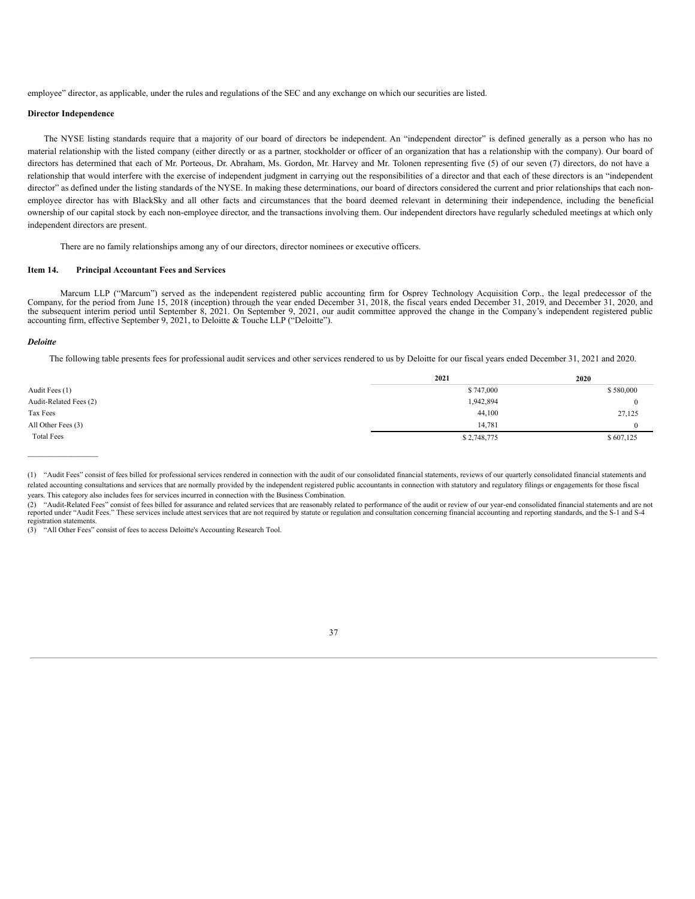employee” director, as applicable, under the rules and regulations of the SEC and any exchange on which our securities are listed.

**Director Independence**

The NYSE listing standards require that a majority of our board of directors be independent. An “independent director” is defined generally as a person who has no material relationship with the listed company (either directly or as a partner, stockholder or officer of an organization that has a relationship with the company). Our board of directors has determined that each of Mr. Porteous, Dr. Abraham, Ms. Gordon, Mr. Harvey and Mr. Tolonen representing five (5) of our seven (7) directors, do not have a relationship that would interfere with the exercise of independent judgment in carrying out the responsibilities of a director and that each of these directors is an “independent director” as defined under the listing standards of the NYSE. In making these determinations, our board of directors considered the current and prior relationships that each non-employee director has with BlackSky and all other facts and circumstances that the board deemed relevant in determining their independence, including the beneficial ownership of our capital stock by each non-employee director, and the transactions involving them. Our independent directors have regularly scheduled meetings at which only independent directors are present.

There are no family relationships among any of our directors, director nominees or executive officers.

**Item 14. Principal Accountant Fees and Services**

Marcum LLP (“Marcum”) served as the independent registered public accounting firm for Osprey Technology Acquisition Corp., the legal predecessor of the Company, for the period from June 15, 2018 (inception) through the year ended December 31, 2018, the fiscal years ended December 31, 2019, and December 31, 2020, and the subsequent interim period until September 8, 2021. On September 9, 2021, our audit committee approved the change in the Company’s independent registered public accounting firm, effective September 9, 2021, to Deloitte & Touche LLP (“Deloitte”).

***Deloitte***

The following table presents fees for professional audit services and other services rendered to us by Deloitte for our fiscal years ended December 31, 2021 and 2020.

| | **2021** | **2020** |
|---|---|---|
| Audit Fees (1) | $ 747,000 | $ 580,000 |
| Audit-Related Fees (2) | 1,942,894 | 0 |
| Tax Fees | 44,100 | 27,125 |
| All Other Fees (3) | 14,781 | 0 |
| Total Fees | $ 2,748,775 | $ 607,125 |

(1) “Audit Fees” consist of fees billed for professional services rendered in connection with the audit of our consolidated financial statements, reviews of our quarterly consolidated financial statements and related accounting consultations and services that are normally provided by the independent registered public accountants in connection with statutory and regulatory filings or engagements for those fiscal years. This category also includes fees for services incurred in connection with the Business Combination.

(2) “Audit-Related Fees” consist of fees billed for assurance and related services that are reasonably related to performance of the audit or review of our year-end consolidated financial statements and are not reported under “Audit Fees.” These services include attest services that are not required by statute or regulation and consultation concerning financial accounting and reporting standards, and the S-1 and S-4 registration statements.

(3) “All Other Fees” consist of fees to access Deloitte's Accounting Research Tool.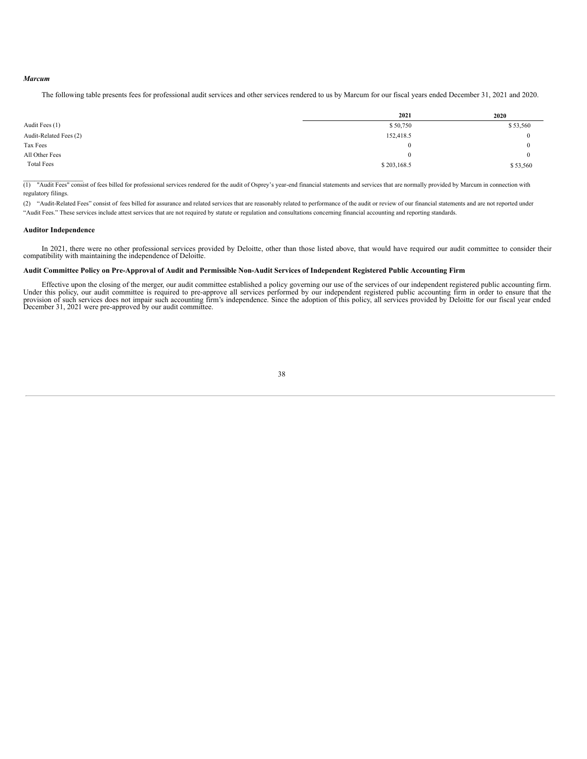***Marcum***

The following table presents fees for professional audit services and other services rendered to us by Marcum for our fiscal years ended December 31, 2021 and 2020.

| | 2021 | 2020 |
|---|---|---|
| Audit Fees (1) | $ 50,750 | $ 53,560 |
| Audit-Related Fees (2) | 152,418.5 | 0 |
| Tax Fees | 0 | 0 |
| All Other Fees | 0 | 0 |
| Total Fees | $ 203,168.5 | $ 53,560 |

(1) "Audit Fees" consist of fees billed for professional services rendered for the audit of Osprey's year-end financial statements and services that are normally provided by Marcum in connection with regulatory filings.

(2) "Audit-Related Fees" consist of fees billed for assurance and related services that are reasonably related to performance of the audit or review of our financial statements and are not reported under "Audit Fees." These services include attest services that are not required by statute or regulation and consultations concerning financial accounting and reporting standards.

**Auditor Independence**

In 2021, there were no other professional services provided by Deloitte, other than those listed above, that would have required our audit committee to consider their compatibility with maintaining the independence of Deloitte.

**Audit Committee Policy on Pre-Approval of Audit and Permissible Non-Audit Services of Independent Registered Public Accounting Firm**

Effective upon the closing of the merger, our audit committee established a policy governing our use of the services of our independent registered public accounting firm. Under this policy, our audit committee is required to pre-approve all services performed by our independent registered public accounting firm in order to ensure that the provision of such services does not impair such accounting firm's independence. Since the adoption of this policy, all services provided by Deloitte for our fiscal year ended December 31, 2021 were pre-approved by our audit committee.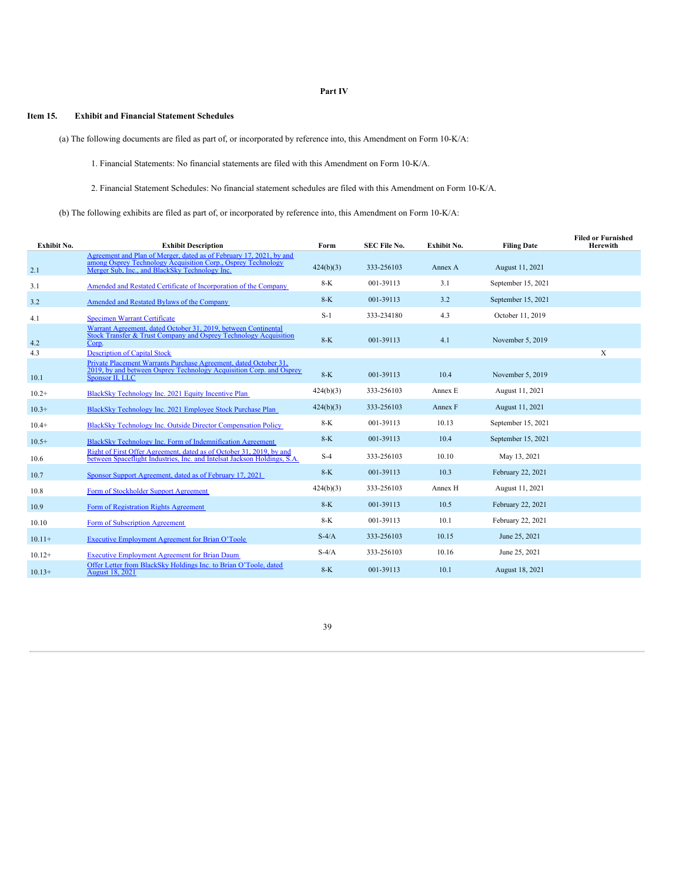# Part IV

## Item 15. Exhibit and Financial Statement Schedules

(a) The following documents are filed as part of, or incorporated by reference into, this Amendment on Form 10-K/A:

1. Financial Statements: No financial statements are filed with this Amendment on Form 10-K/A.

2. Financial Statement Schedules: No financial statement schedules are filed with this Amendment on Form 10-K/A.

(b) The following exhibits are filed as part of, or incorporated by reference into, this Amendment on Form 10-K/A:

| Exhibit No. | Exhibit Description | Form | SEC File No. | Exhibit No. | Filing Date | Filed or Furnished Herewith |
|---|---|---|---|---|---|---|
| 2.1 | Agreement and Plan of Merger, dated as of February 17, 2021, by and among Osprey Technology Acquisition Corp., Osprey Technology Merger Sub, Inc., and BlackSky Technology Inc. | 424(b)(3) | 333-256103 | Annex A | August 11, 2021 | |
| 3.1 | Amended and Restated Certificate of Incorporation of the Company | 8-K | 001-39113 | 3.1 | September 15, 2021 | |
| 3.2 | Amended and Restated Bylaws of the Company | 8-K | 001-39113 | 3.2 | September 15, 2021 | |
| 4.1 | Specimen Warrant Certificate | S-1 | 333-234180 | 4.3 | October 11, 2019 | |
| 4.2 | Warrant Agreement, dated October 31, 2019, between Continental Stock Transfer & Trust Company and Osprey Technology Acquisition Corp. | 8-K | 001-39113 | 4.1 | November 5, 2019 | |
| 4.3 | Description of Capital Stock | | | | | X |
| 10.1 | Private Placement Warrants Purchase Agreement, dated October 31, 2019, by and between Osprey Technology Acquisition Corp. and Osprey Sponsor II, LLC | 8-K | 001-39113 | 10.4 | November 5, 2019 | |
| 10.2+ | BlackSky Technology Inc. 2021 Equity Incentive Plan | 424(b)(3) | 333-256103 | Annex E | August 11, 2021 | |
| 10.3+ | BlackSky Technology Inc. 2021 Employee Stock Purchase Plan | 424(b)(3) | 333-256103 | Annex F | August 11, 2021 | |
| 10.4+ | BlackSky Technology Inc. Outside Director Compensation Policy | 8-K | 001-39113 | 10.13 | September 15, 2021 | |
| 10.5+ | BlackSky Technology Inc. Form of Indemnification Agreement | 8-K | 001-39113 | 10.4 | September 15, 2021 | |
| 10.6 | Right of First Offer Agreement, dated as of October 31, 2019, by and between Spaceflight Industries, Inc. and Intelsat Jackson Holdings, S.A. | S-4 | 333-256103 | 10.10 | May 13, 2021 | |
| 10.7 | Sponsor Support Agreement, dated as of February 17, 2021 | 8-K | 001-39113 | 10.3 | February 22, 2021 | |
| 10.8 | Form of Stockholder Support Agreement | 424(b)(3) | 333-256103 | Annex H | August 11, 2021 | |
| 10.9 | Form of Registration Rights Agreement | 8-K | 001-39113 | 10.5 | February 22, 2021 | |
| 10.10 | Form of Subscription Agreement | 8-K | 001-39113 | 10.1 | February 22, 2021 | |
| 10.11+ | Executive Employment Agreement for Brian O'Toole | S-4/A | 333-256103 | 10.15 | June 25, 2021 | |
| 10.12+ | Executive Employment Agreement for Brian Daum | S-4/A | 333-256103 | 10.16 | June 25, 2021 | |
| 10.13+ | Offer Letter from BlackSky Holdings Inc. to Brian O'Toole, dated August 18, 2021 | 8-K | 001-39113 | 10.1 | August 18, 2021 | |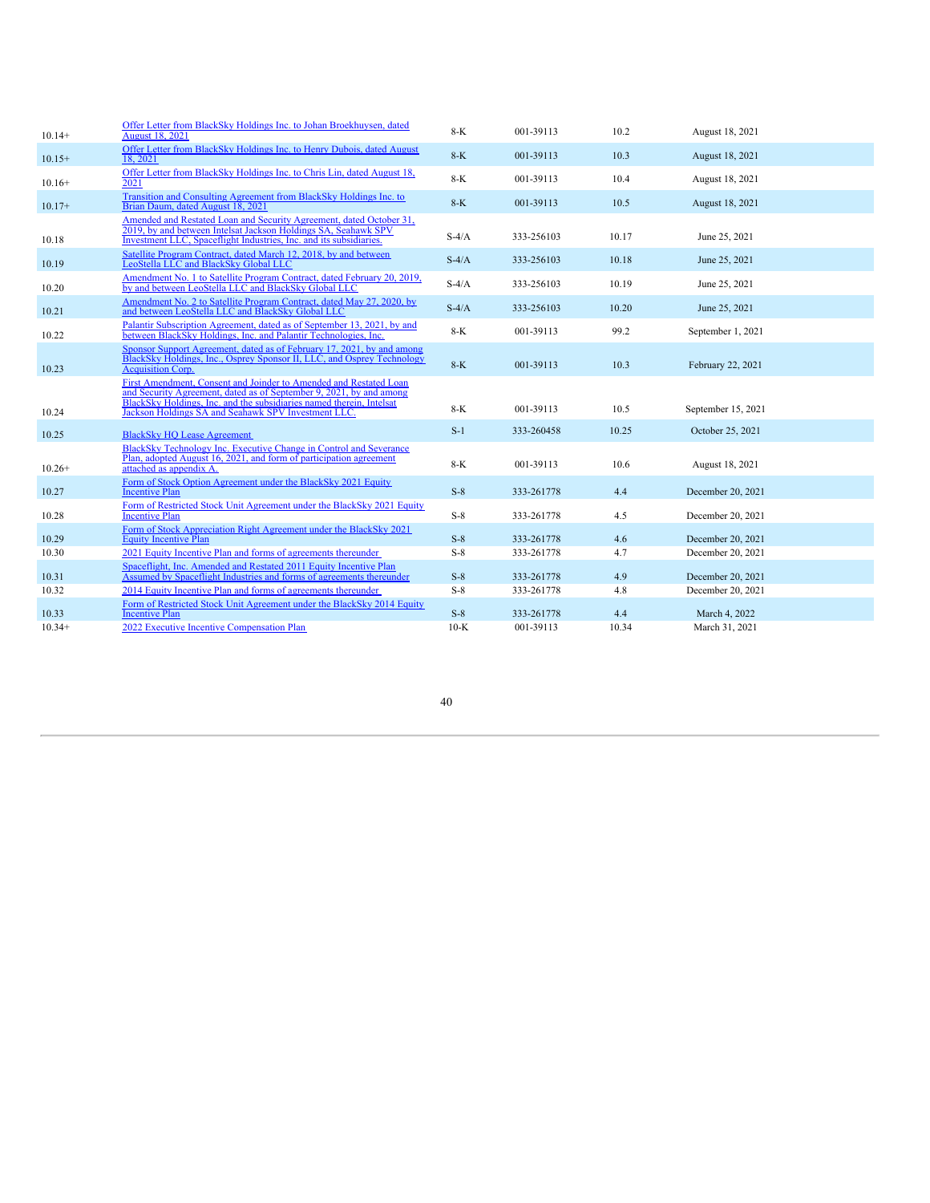| | | | | | |
|---|---|---|---|---|---|
| 10.14+ | Offer Letter from BlackSky Holdings Inc. to Johan Broekhuysen, dated August 18, 2021 | 8-K | 001-39113 | 10.2 | August 18, 2021 |
| 10.15+ | Offer Letter from BlackSky Holdings Inc. to Henry Dubois, dated August 18, 2021 | 8-K | 001-39113 | 10.3 | August 18, 2021 |
| 10.16+ | Offer Letter from BlackSky Holdings Inc. to Chris Lin, dated August 18, 2021 | 8-K | 001-39113 | 10.4 | August 18, 2021 |
| 10.17+ | Transition and Consulting Agreement from BlackSky Holdings Inc. to Brian Daum, dated August 18, 2021 | 8-K | 001-39113 | 10.5 | August 18, 2021 |
| 10.18 | Amended and Restated Loan and Security Agreement, dated October 31, 2019, by and between Intelsat Jackson Holdings SA, Seahawk SPV Investment LLC, Spaceflight Industries, Inc. and its subsidiaries. | S-4/A | 333-256103 | 10.17 | June 25, 2021 |
| 10.19 | Satellite Program Contract, dated March 12, 2018, by and between LeoStella LLC and BlackSky Global LLC | S-4/A | 333-256103 | 10.18 | June 25, 2021 |
| 10.20 | Amendment No. 1 to Satellite Program Contract, dated February 20, 2019, by and between LeoStella LLC and BlackSky Global LLC | S-4/A | 333-256103 | 10.19 | June 25, 2021 |
| 10.21 | Amendment No. 2 to Satellite Program Contract, dated May 27, 2020, by and between LeoStella LLC and BlackSky Global LLC | S-4/A | 333-256103 | 10.20 | June 25, 2021 |
| 10.22 | Palantir Subscription Agreement, dated as of September 13, 2021, by and between BlackSky Holdings, Inc. and Palantir Technologies, Inc. | 8-K | 001-39113 | 99.2 | September 1, 2021 |
| 10.23 | Sponsor Support Agreement, dated as of February 17, 2021, by and among BlackSky Holdings, Inc., Osprey Sponsor II, LLC, and Osprey Technology Acquisition Corp. | 8-K | 001-39113 | 10.3 | February 22, 2021 |
| 10.24 | First Amendment, Consent and Joinder to Amended and Restated Loan and Security Agreement, dated as of September 9, 2021, by and among BlackSky Holdings, Inc. and the subsidiaries named therein, Intelsat Jackson Holdings SA and Seahawk SPV Investment LLC. | 8-K | 001-39113 | 10.5 | September 15, 2021 |
| 10.25 | BlackSky HQ Lease Agreement | S-1 | 333-260458 | 10.25 | October 25, 2021 |
| 10.26+ | BlackSky Technology Inc. Executive Change in Control and Severance Plan, adopted August 16, 2021, and form of participation agreement attached as appendix A. | 8-K | 001-39113 | 10.6 | August 18, 2021 |
| 10.27 | Form of Stock Option Agreement under the BlackSky 2021 Equity Incentive Plan | S-8 | 333-261778 | 4.4 | December 20, 2021 |
| 10.28 | Form of Restricted Stock Unit Agreement under the BlackSky 2021 Equity Incentive Plan | S-8 | 333-261778 | 4.5 | December 20, 2021 |
| 10.29 | Form of Stock Appreciation Right Agreement under the BlackSky 2021 Equity Incentive Plan | S-8 | 333-261778 | 4.6 | December 20, 2021 |
| 10.30 | 2021 Equity Incentive Plan and forms of agreements thereunder | S-8 | 333-261778 | 4.7 | December 20, 2021 |
| 10.31 | Spaceflight, Inc. Amended and Restated 2011 Equity Incentive Plan Assumed by Spaceflight Industries and forms of agreements thereunder | S-8 | 333-261778 | 4.9 | December 20, 2021 |
| 10.32 | 2014 Equity Incentive Plan and forms of agreements thereunder | S-8 | 333-261778 | 4.8 | December 20, 2021 |
| 10.33 | Form of Restricted Stock Unit Agreement under the BlackSky 2014 Equity Incentive Plan | S-8 | 333-261778 | 4.4 | March 4, 2022 |
| 10.34+ | 2022 Executive Incentive Compensation Plan | 10-K | 001-39113 | 10.34 | March 31, 2021 |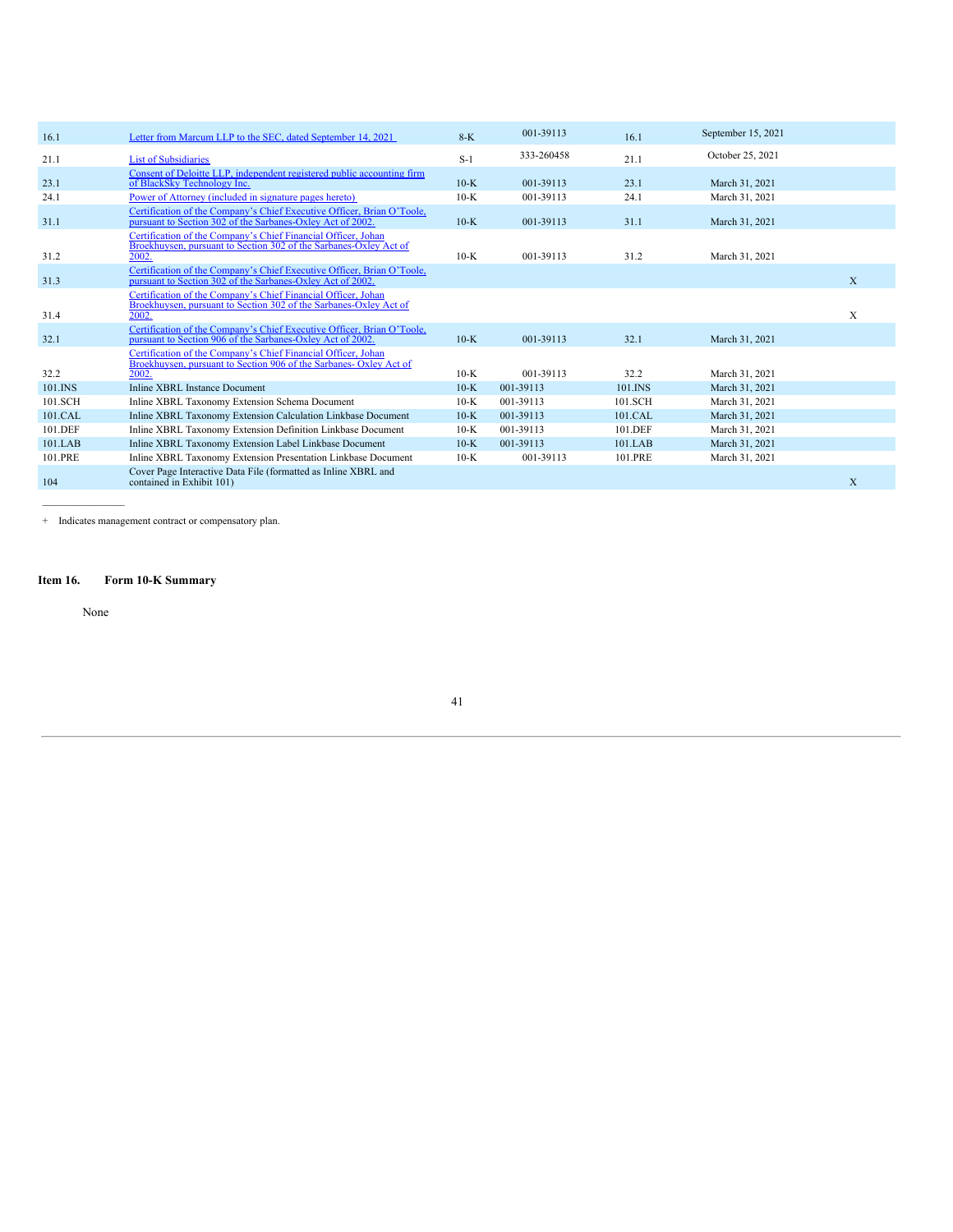| | | | | | | |
|---|---|---|---|---|---|---|
| 16.1 | Letter from Marcum LLP to the SEC, dated September 14, 2021 | 8-K | 001-39113 | 16.1 | September 15, 2021 | |
| 21.1 | List of Subsidiaries | S-1 | 333-260458 | 21.1 | October 25, 2021 | |
| 23.1 | Consent of Deloitte LLP, independent registered public accounting firm of BlackSky Technology Inc. | 10-K | 001-39113 | 23.1 | March 31, 2021 | |
| 24.1 | Power of Attorney (included in signature pages hereto) | 10-K | 001-39113 | 24.1 | March 31, 2021 | |
| 31.1 | Certification of the Company's Chief Executive Officer, Brian O'Toole, pursuant to Section 302 of the Sarbanes-Oxley Act of 2002. | 10-K | 001-39113 | 31.1 | March 31, 2021 | |
| 31.2 | Certification of the Company's Chief Financial Officer, Johan Broekhuysen, pursuant to Section 302 of the Sarbanes-Oxley Act of 2002. | 10-K | 001-39113 | 31.2 | March 31, 2021 | |
| 31.3 | Certification of the Company's Chief Executive Officer, Brian O'Toole, pursuant to Section 302 of the Sarbanes-Oxley Act of 2002. | | | | | X |
| 31.4 | Certification of the Company's Chief Financial Officer, Johan Broekhuysen, pursuant to Section 302 of the Sarbanes-Oxley Act of 2002. | | | | | X |
| 32.1 | Certification of the Company's Chief Executive Officer, Brian O'Toole, pursuant to Section 906 of the Sarbanes-Oxley Act of 2002. | 10-K | 001-39113 | 32.1 | March 31, 2021 | |
| 32.2 | Certification of the Company's Chief Financial Officer, Johan Broekhuysen, pursuant to Section 906 of the Sarbanes- Oxley Act of 2002. | 10-K | 001-39113 | 32.2 | March 31, 2021 | |
| 101.INS | Inline XBRL Instance Document | 10-K | 001-39113 | 101.INS | March 31, 2021 | |
| 101.SCH | Inline XBRL Taxonomy Extension Schema Document | 10-K | 001-39113 | 101.SCH | March 31, 2021 | |
| 101.CAL | Inline XBRL Taxonomy Extension Calculation Linkbase Document | 10-K | 001-39113 | 101.CAL | March 31, 2021 | |
| 101.DEF | Inline XBRL Taxonomy Extension Definition Linkbase Document | 10-K | 001-39113 | 101.DEF | March 31, 2021 | |
| 101.LAB | Inline XBRL Taxonomy Extension Label Linkbase Document | 10-K | 001-39113 | 101.LAB | March 31, 2021 | |
| 101.PRE | Inline XBRL Taxonomy Extension Presentation Linkbase Document | 10-K | 001-39113 | 101.PRE | March 31, 2021 | |
| 104 | Cover Page Interactive Data File (formatted as Inline XBRL and contained in Exhibit 101) | | | | | X |

\+ Indicates management contract or compensatory plan.

### Item 16. Form 10-K Summary

None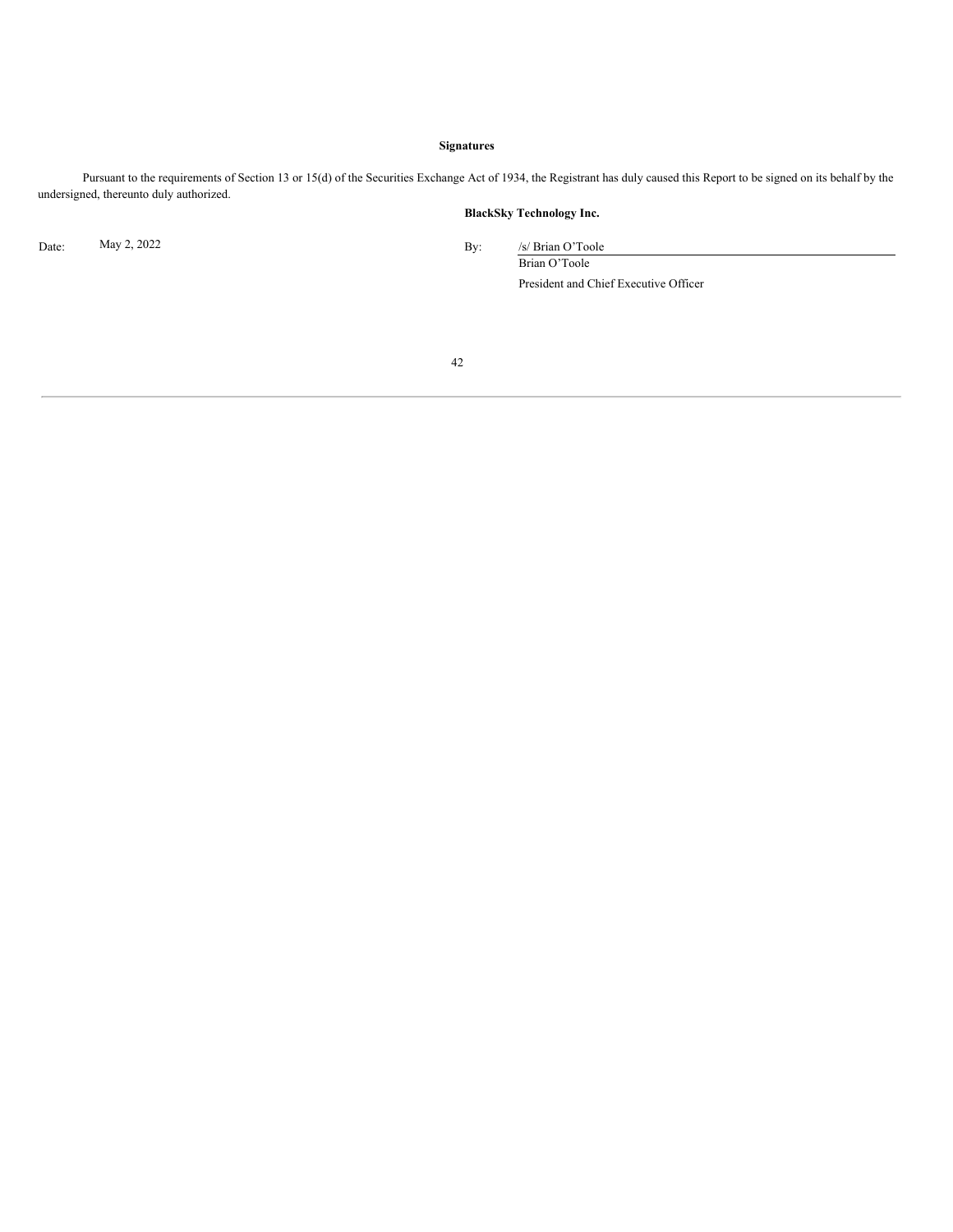## Signatures

Pursuant to the requirements of Section 13 or 15(d) of the Securities Exchange Act of 1934, the Registrant has duly caused this Report to be signed on its behalf by the undersigned, thereunto duly authorized.

**BlackSky Technology Inc.**

| | | | |
|---|---|---|---|
| Date: | May 2, 2022 | By: | /s/ Brian O'Toole |
| | | | Brian O'Toole |
| | | | President and Chief Executive Officer |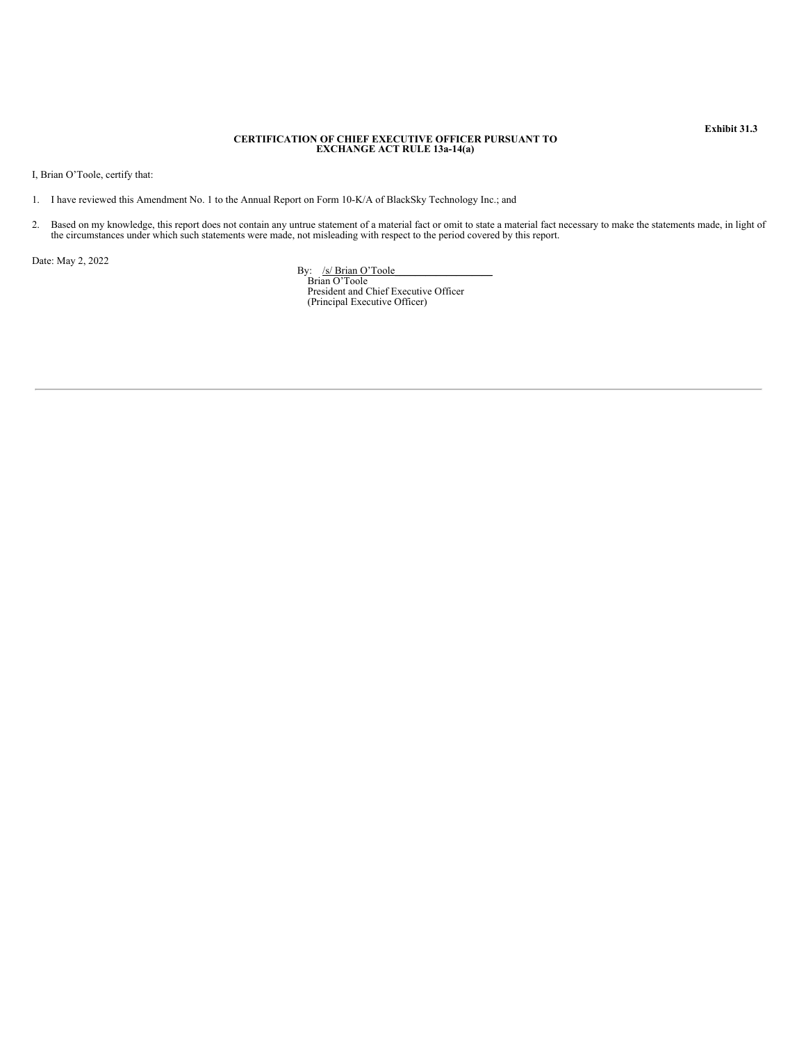**Exhibit 31.3**

**CERTIFICATION OF CHIEF EXECUTIVE OFFICER PURSUANT TO EXCHANGE ACT RULE 13a-14(a)**

I, Brian O'Toole, certify that:

1. I have reviewed this Amendment No. 1 to the Annual Report on Form 10-K/A of BlackSky Technology Inc.; and

2. Based on my knowledge, this report does not contain any untrue statement of a material fact or omit to state a material fact necessary to make the statements made, in light of the circumstances under which such statements were made, not misleading with respect to the period covered by this report.

Date: May 2, 2022

By: /s/ Brian O'Toole
Brian O'Toole
President and Chief Executive Officer
(Principal Executive Officer)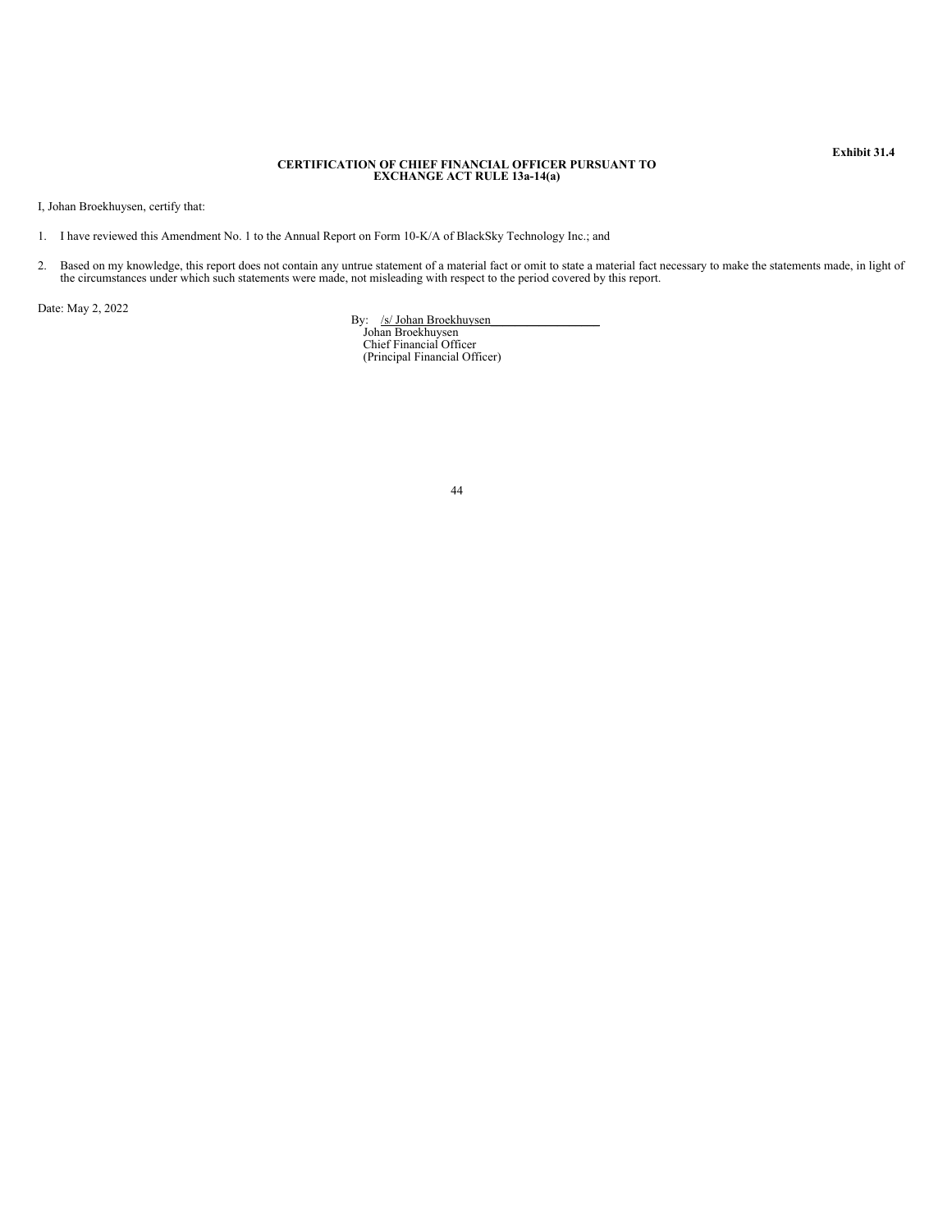**Exhibit 31.4**

**CERTIFICATION OF CHIEF FINANCIAL OFFICER PURSUANT TO EXCHANGE ACT RULE 13a-14(a)**

I, Johan Broekhuysen, certify that:

1. I have reviewed this Amendment No. 1 to the Annual Report on Form 10-K/A of BlackSky Technology Inc.; and

2. Based on my knowledge, this report does not contain any untrue statement of a material fact or omit to state a material fact necessary to make the statements made, in light of the circumstances under which such statements were made, not misleading with respect to the period covered by this report.

Date: May 2, 2022

By: /s/ Johan Broekhuysen
Johan Broekhuysen
Chief Financial Officer
(Principal Financial Officer)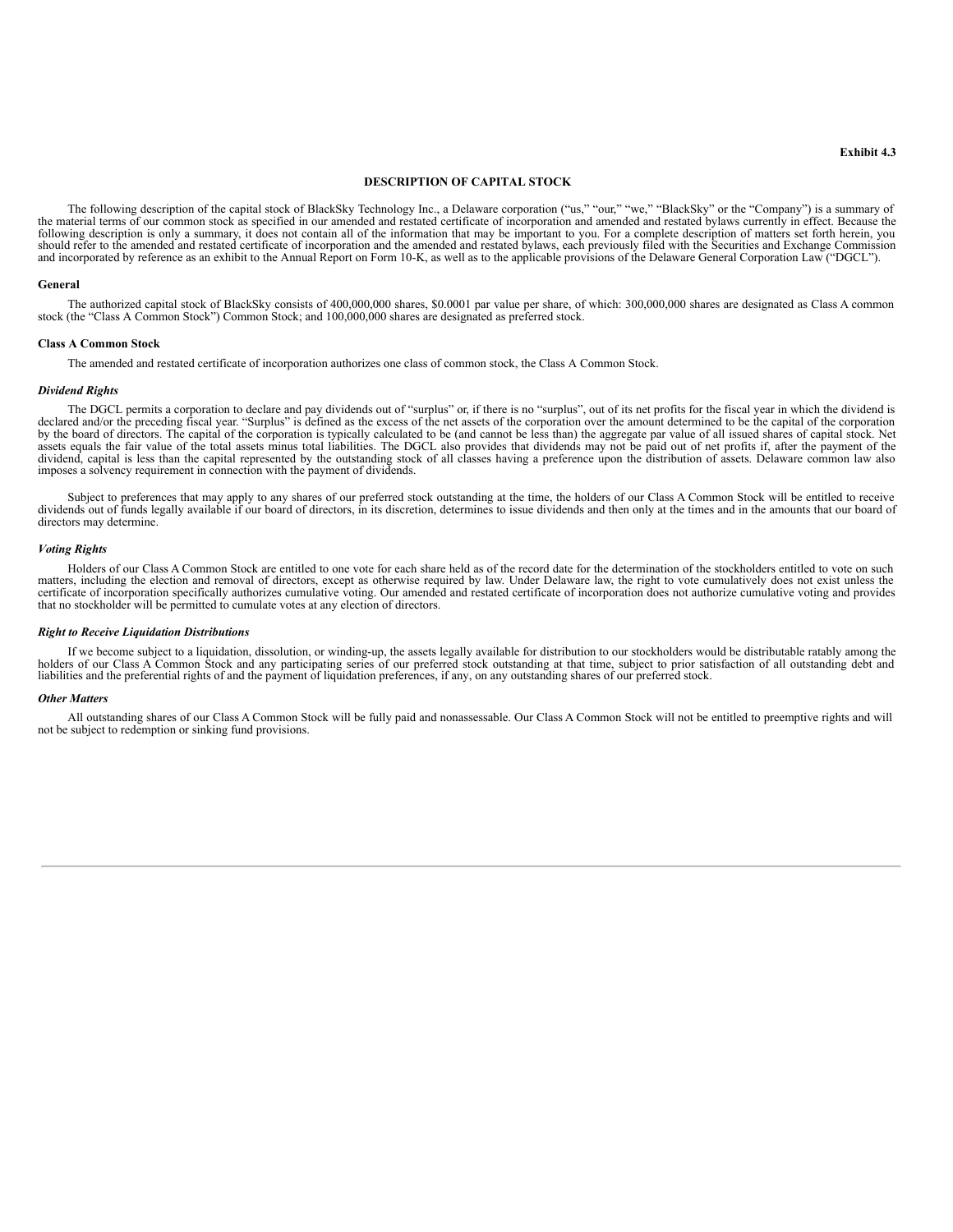**Exhibit 4.3**

# DESCRIPTION OF CAPITAL STOCK

The following description of the capital stock of BlackSky Technology Inc., a Delaware corporation ("us," "our," "we," "BlackSky" or the "Company") is a summary of the material terms of our common stock as specified in our amended and restated certificate of incorporation and amended and restated bylaws currently in effect. Because the following description is only a summary, it does not contain all of the information that may be important to you. For a complete description of matters set forth herein, you should refer to the amended and restated certificate of incorporation and the amended and restated bylaws, each previously filed with the Securities and Exchange Commission and incorporated by reference as an exhibit to the Annual Report on Form 10-K, as well as to the applicable provisions of the Delaware General Corporation Law ("DGCL").

## General

The authorized capital stock of BlackSky consists of 400,000,000 shares, $0.0001 par value per share, of which: 300,000,000 shares are designated as Class A common stock (the "Class A Common Stock") Common Stock; and 100,000,000 shares are designated as preferred stock.

## Class A Common Stock

The amended and restated certificate of incorporation authorizes one class of common stock, the Class A Common Stock.

### *Dividend Rights*

The DGCL permits a corporation to declare and pay dividends out of "surplus" or, if there is no "surplus", out of its net profits for the fiscal year in which the dividend is declared and/or the preceding fiscal year. "Surplus" is defined as the excess of the net assets of the corporation over the amount determined to be the capital of the corporation by the board of directors. The capital of the corporation is typically calculated to be (and cannot be less than) the aggregate par value of all issued shares of capital stock. Net assets equals the fair value of the total assets minus total liabilities. The DGCL also provides that dividends may not be paid out of net profits if, after the payment of the dividend, capital is less than the capital represented by the outstanding stock of all classes having a preference upon the distribution of assets. Delaware common law also imposes a solvency requirement in connection with the payment of dividends.

Subject to preferences that may apply to any shares of our preferred stock outstanding at the time, the holders of our Class A Common Stock will be entitled to receive dividends out of funds legally available if our board of directors, in its discretion, determines to issue dividends and then only at the times and in the amounts that our board of directors may determine.

### *Voting Rights*

Holders of our Class A Common Stock are entitled to one vote for each share held as of the record date for the determination of the stockholders entitled to vote on such matters, including the election and removal of directors, except as otherwise required by law. Under Delaware law, the right to vote cumulatively does not exist unless the certificate of incorporation specifically authorizes cumulative voting. Our amended and restated certificate of incorporation does not authorize cumulative voting and provides that no stockholder will be permitted to cumulate votes at any election of directors.

### *Right to Receive Liquidation Distributions*

If we become subject to a liquidation, dissolution, or winding-up, the assets legally available for distribution to our stockholders would be distributable ratably among the holders of our Class A Common Stock and any participating series of our preferred stock outstanding at that time, subject to prior satisfaction of all outstanding debt and liabilities and the preferential rights of and the payment of liquidation preferences, if any, on any outstanding shares of our preferred stock.

### *Other Matters*

All outstanding shares of our Class A Common Stock will be fully paid and nonassessable. Our Class A Common Stock will not be entitled to preemptive rights and will not be subject to redemption or sinking fund provisions.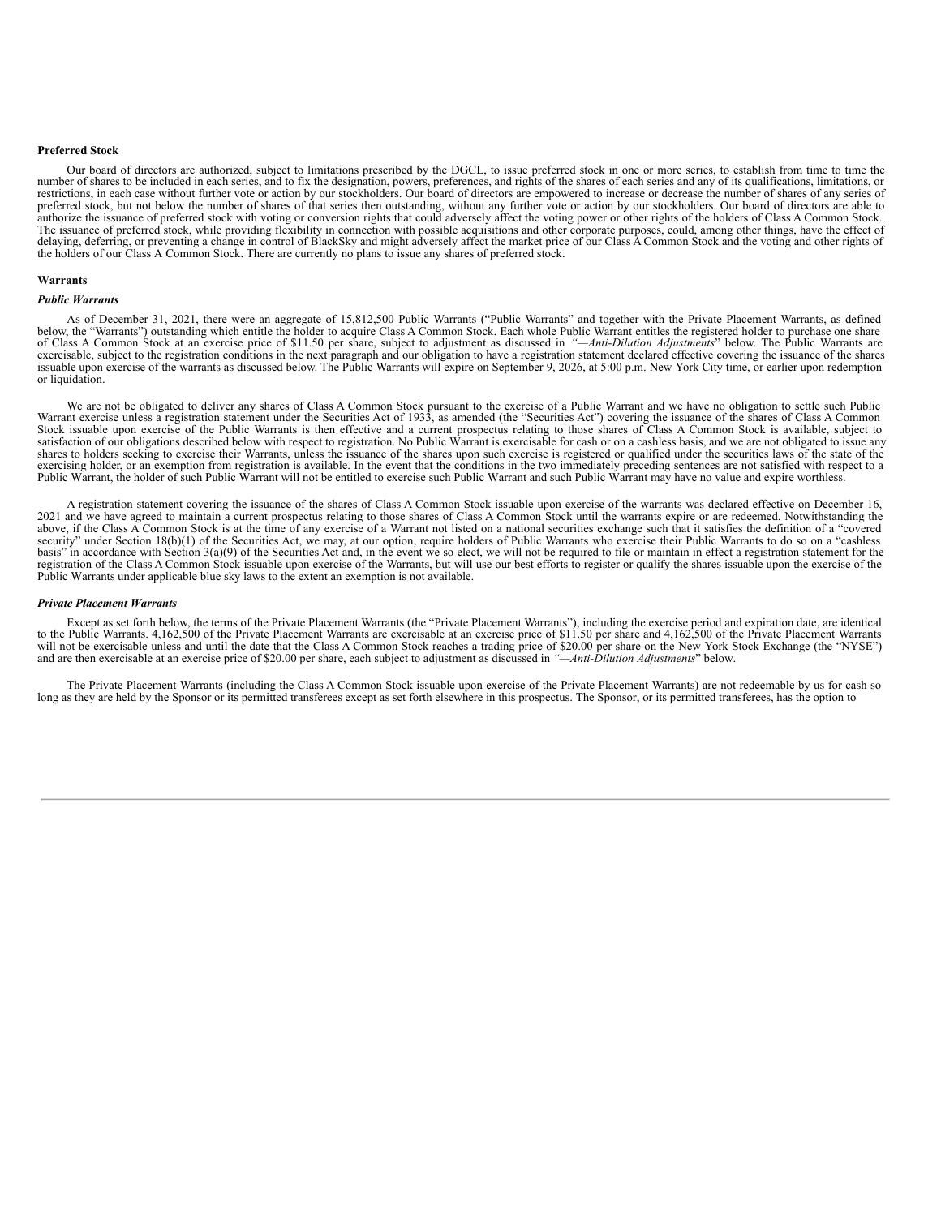## Preferred Stock

Our board of directors are authorized, subject to limitations prescribed by the DGCL, to issue preferred stock in one or more series, to establish from time to time the number of shares to be included in each series, and to fix the designation, powers, preferences, and rights of the shares of each series and any of its qualifications, limitations, or restrictions, in each case without further vote or action by our stockholders. Our board of directors are empowered to increase or decrease the number of shares of any series of preferred stock, but not below the number of shares of that series then outstanding, without any further vote or action by our stockholders. Our board of directors are able to authorize the issuance of preferred stock with voting or conversion rights that could adversely affect the voting power or other rights of the holders of Class A Common Stock. The issuance of preferred stock, while providing flexibility in connection with possible acquisitions and other corporate purposes, could, among other things, have the effect of delaying, deferring, or preventing a change in control of BlackSky and might adversely affect the market price of our Class A Common Stock and the voting and other rights of the holders of our Class A Common Stock. There are currently no plans to issue any shares of preferred stock.

## Warrants

### *Public Warrants*

As of December 31, 2021, there were an aggregate of 15,812,500 Public Warrants ("Public Warrants" and together with the Private Placement Warrants, as defined below, the "Warrants") outstanding which entitle the holder to acquire Class A Common Stock. Each whole Public Warrant entitles the registered holder to purchase one share of Class A Common Stock at an exercise price of $11.50 per share, subject to adjustment as discussed in *"—Anti-Dilution Adjustments"* below. The Public Warrants are exercisable, subject to the registration conditions in the next paragraph and our obligation to have a registration statement declared effective covering the issuance of the shares issuable upon exercise of the warrants as discussed below. The Public Warrants will expire on September 9, 2026, at 5:00 p.m. New York City time, or earlier upon redemption or liquidation.

We are not be obligated to deliver any shares of Class A Common Stock pursuant to the exercise of a Public Warrant and we have no obligation to settle such Public Warrant exercise unless a registration statement under the Securities Act of 1933, as amended (the "Securities Act") covering the issuance of the shares of Class A Common Stock issuable upon exercise of the Public Warrants is then effective and a current prospectus relating to those shares of Class A Common Stock is available, subject to satisfaction of our obligations described below with respect to registration. No Public Warrant is exercisable for cash or on a cashless basis, and we are not obligated to issue any shares to holders seeking to exercise their Warrants, unless the issuance of the shares upon such exercise is registered or qualified under the securities laws of the state of the exercising holder, or an exemption from registration is available. In the event that the conditions in the two immediately preceding sentences are not satisfied with respect to a Public Warrant, the holder of such Public Warrant will not be entitled to exercise such Public Warrant and such Public Warrant may have no value and expire worthless.

A registration statement covering the issuance of the shares of Class A Common Stock issuable upon exercise of the warrants was declared effective on December 16, 2021 and we have agreed to maintain a current prospectus relating to those shares of Class A Common Stock until the warrants expire or are redeemed. Notwithstanding the above, if the Class A Common Stock is at the time of any exercise of a Warrant not listed on a national securities exchange such that it satisfies the definition of a "covered security" under Section 18(b)(1) of the Securities Act, we may, at our option, require holders of Public Warrants who exercise their Public Warrants to do so on a "cashless basis" in accordance with Section 3(a)(9) of the Securities Act and, in the event we so elect, we will not be required to file or maintain in effect a registration statement for the registration of the Class A Common Stock issuable upon exercise of the Warrants, but will use our best efforts to register or qualify the shares issuable upon the exercise of the Public Warrants under applicable blue sky laws to the extent an exemption is not available.

### *Private Placement Warrants*

Except as set forth below, the terms of the Private Placement Warrants (the "Private Placement Warrants"), including the exercise period and expiration date, are identical to the Public Warrants. 4,162,500 of the Private Placement Warrants are exercisable at an exercise price of $11.50 per share and 4,162,500 of the Private Placement Warrants will not be exercisable unless and until the date that the Class A Common Stock reaches a trading price of $20.00 per share on the New York Stock Exchange (the "NYSE") and are then exercisable at an exercise price of $20.00 per share, each subject to adjustment as discussed in *"—Anti-Dilution Adjustments"* below.

The Private Placement Warrants (including the Class A Common Stock issuable upon exercise of the Private Placement Warrants) are not redeemable by us for cash so long as they are held by the Sponsor or its permitted transferees except as set forth elsewhere in this prospectus. The Sponsor, or its permitted transferees, has the option to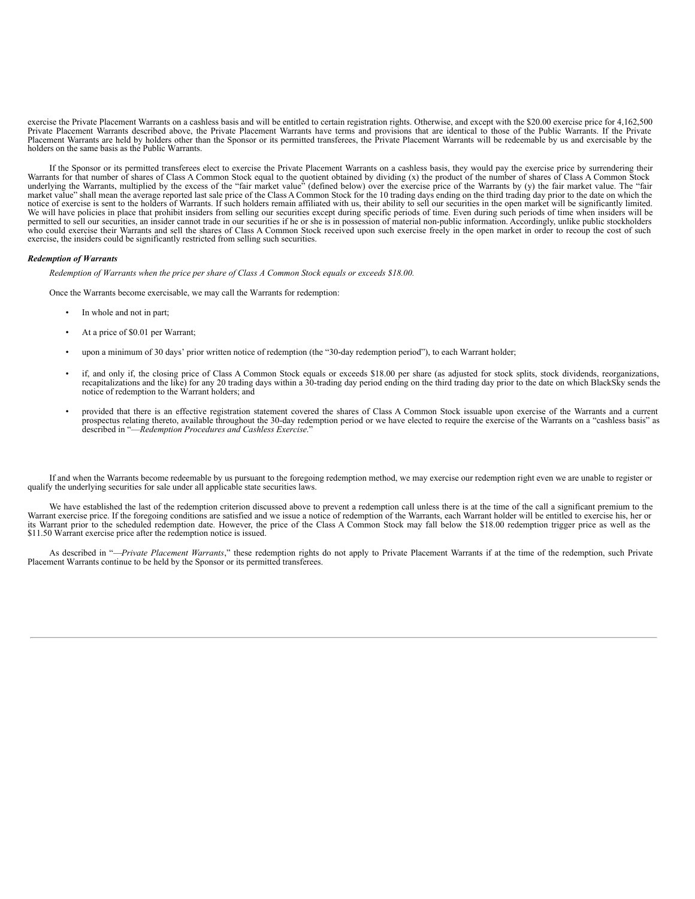exercise the Private Placement Warrants on a cashless basis and will be entitled to certain registration rights. Otherwise, and except with the $20.00 exercise price for 4,162,500 Private Placement Warrants described above, the Private Placement Warrants have terms and provisions that are identical to those of the Public Warrants. If the Private Placement Warrants are held by holders other than the Sponsor or its permitted transferees, the Private Placement Warrants will be redeemable by us and exercisable by the holders on the same basis as the Public Warrants.

If the Sponsor or its permitted transferees elect to exercise the Private Placement Warrants on a cashless basis, they would pay the exercise price by surrendering their Warrants for that number of shares of Class A Common Stock equal to the quotient obtained by dividing (x) the product of the number of shares of Class A Common Stock underlying the Warrants, multiplied by the excess of the "fair market value" (defined below) over the exercise price of the Warrants by (y) the fair market value. The "fair market value" shall mean the average reported last sale price of the Class A Common Stock for the 10 trading days ending on the third trading day prior to the date on which the notice of exercise is sent to the holders of Warrants. If such holders remain affiliated with us, their ability to sell our securities in the open market will be significantly limited. We will have policies in place that prohibit insiders from selling our securities except during specific periods of time. Even during such periods of time when insiders will be permitted to sell our securities, an insider cannot trade in our securities if he or she is in possession of material non-public information. Accordingly, unlike public stockholders who could exercise their Warrants and sell the shares of Class A Common Stock received upon such exercise freely in the open market in order to recoup the cost of such exercise, the insiders could be significantly restricted from selling such securities.

***Redemption of Warrants***

*Redemption of Warrants when the price per share of Class A Common Stock equals or exceeds $18.00.*

Once the Warrants become exercisable, we may call the Warrants for redemption:

- In whole and not in part;
- At a price of $0.01 per Warrant;
- upon a minimum of 30 days' prior written notice of redemption (the "30-day redemption period"), to each Warrant holder;
- if, and only if, the closing price of Class A Common Stock equals or exceeds $18.00 per share (as adjusted for stock splits, stock dividends, reorganizations, recapitalizations and the like) for any 20 trading days within a 30-trading day period ending on the third trading day prior to the date on which BlackSky sends the notice of redemption to the Warrant holders; and
- provided that there is an effective registration statement covered the shares of Class A Common Stock issuable upon exercise of the Warrants and a current prospectus relating thereto, available throughout the 30-day redemption period or we have elected to require the exercise of the Warrants on a "cashless basis" as described in "—*Redemption Procedures and Cashless Exercise*."

If and when the Warrants become redeemable by us pursuant to the foregoing redemption method, we may exercise our redemption right even we are unable to register or qualify the underlying securities for sale under all applicable state securities laws.

We have established the last of the redemption criterion discussed above to prevent a redemption call unless there is at the time of the call a significant premium to the Warrant exercise price. If the foregoing conditions are satisfied and we issue a notice of redemption of the Warrants, each Warrant holder will be entitled to exercise his, her or its Warrant prior to the scheduled redemption date. However, the price of the Class A Common Stock may fall below the $18.00 redemption trigger price as well as the $11.50 Warrant exercise price after the redemption notice is issued.

As described in "—*Private Placement Warrants*," these redemption rights do not apply to Private Placement Warrants if at the time of the redemption, such Private Placement Warrants continue to be held by the Sponsor or its permitted transferees.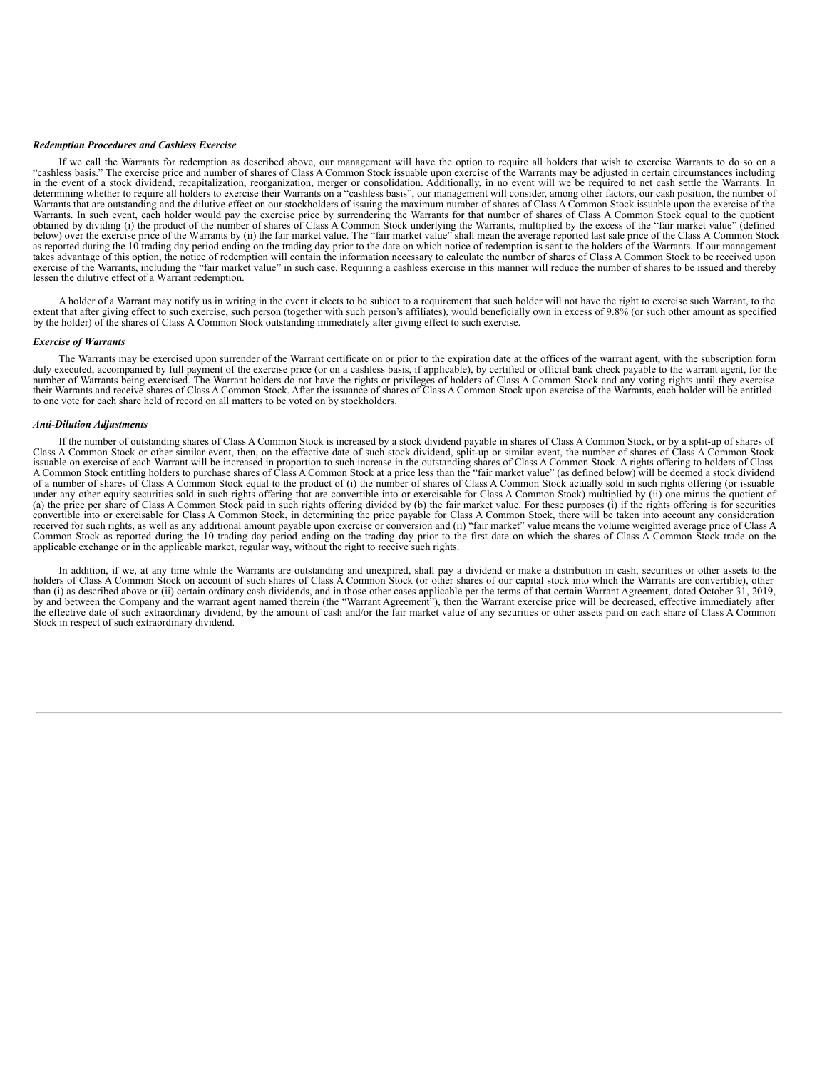***Redemption Procedures and Cashless Exercise***

If we call the Warrants for redemption as described above, our management will have the option to require all holders that wish to exercise Warrants to do so on a "cashless basis." The exercise price and number of shares of Class A Common Stock issuable upon exercise of the Warrants may be adjusted in certain circumstances including in the event of a stock dividend, recapitalization, reorganization, merger or consolidation. Additionally, in no event will we be required to net cash settle the Warrants. In determining whether to require all holders to exercise their Warrants on a "cashless basis", our management will consider, among other factors, our cash position, the number of Warrants that are outstanding and the dilutive effect on our stockholders of issuing the maximum number of shares of Class A Common Stock issuable upon the exercise of the Warrants. In such event, each holder would pay the exercise price by surrendering the Warrants for that number of shares of Class A Common Stock equal to the quotient obtained by dividing (i) the product of the number of shares of Class A Common Stock underlying the Warrants, multiplied by the excess of the "fair market value" (defined below) over the exercise price of the Warrants by (ii) the fair market value. The "fair market value" shall mean the average reported last sale price of the Class A Common Stock as reported during the 10 trading day period ending on the trading day prior to the date on which notice of redemption is sent to the holders of the Warrants. If our management takes advantage of this option, the notice of redemption will contain the information necessary to calculate the number of shares of Class A Common Stock to be received upon exercise of the Warrants, including the "fair market value" in such case. Requiring a cashless exercise in this manner will reduce the number of shares to be issued and thereby lessen the dilutive effect of a Warrant redemption.

A holder of a Warrant may notify us in writing in the event it elects to be subject to a requirement that such holder will not have the right to exercise such Warrant, to the extent that after giving effect to such exercise, such person (together with such person's affiliates), would beneficially own in excess of 9.8% (or such other amount as specified by the holder) of the shares of Class A Common Stock outstanding immediately after giving effect to such exercise.

***Exercise of Warrants***

The Warrants may be exercised upon surrender of the Warrant certificate on or prior to the expiration date at the offices of the warrant agent, with the subscription form duly executed, accompanied by full payment of the exercise price (or on a cashless basis, if applicable), by certified or official bank check payable to the warrant agent, for the number of Warrants being exercised. The Warrant holders do not have the rights or privileges of holders of Class A Common Stock and any voting rights until they exercise their Warrants and receive shares of Class A Common Stock. After the issuance of shares of Class A Common Stock upon exercise of the Warrants, each holder will be entitled to one vote for each share held of record on all matters to be voted on by stockholders.

***Anti-Dilution Adjustments***

If the number of outstanding shares of Class A Common Stock is increased by a stock dividend payable in shares of Class A Common Stock, or by a split-up of shares of Class A Common Stock or other similar event, then, on the effective date of such stock dividend, split-up or similar event, the number of shares of Class A Common Stock issuable on exercise of each Warrant will be increased in proportion to such increase in the outstanding shares of Class A Common Stock. A rights offering to holders of Class A Common Stock entitling holders to purchase shares of Class A Common Stock at a price less than the "fair market value" (as defined below) will be deemed a stock dividend of a number of shares of Class A Common Stock equal to the product of (i) the number of shares of Class A Common Stock actually sold in such rights offering (or issuable under any other equity securities sold in such rights offering that are convertible into or exercisable for Class A Common Stock) multiplied by (ii) one minus the quotient of (a) the price per share of Class A Common Stock paid in such rights offering divided by (b) the fair market value. For these purposes (i) if the rights offering is for securities convertible into or exercisable for Class A Common Stock, in determining the price payable for Class A Common Stock, there will be taken into account any consideration received for such rights, as well as any additional amount payable upon exercise or conversion and (ii) "fair market" value means the volume weighted average price of Class A Common Stock as reported during the 10 trading day period ending on the trading day prior to the first date on which the shares of Class A Common Stock trade on the applicable exchange or in the applicable market, regular way, without the right to receive such rights.

In addition, if we, at any time while the Warrants are outstanding and unexpired, shall pay a dividend or make a distribution in cash, securities or other assets to the holders of Class A Common Stock on account of such shares of Class A Common Stock (or other shares of our capital stock into which the Warrants are convertible), other than (i) as described above or (ii) certain ordinary cash dividends, and in those other cases applicable per the terms of that certain Warrant Agreement, dated October 31, 2019, by and between the Company and the warrant agent named therein (the "Warrant Agreement"), then the Warrant exercise price will be decreased, effective immediately after the effective date of such extraordinary dividend, by the amount of cash and/or the fair market value of any securities or other assets paid on each share of Class A Common Stock in respect of such extraordinary dividend.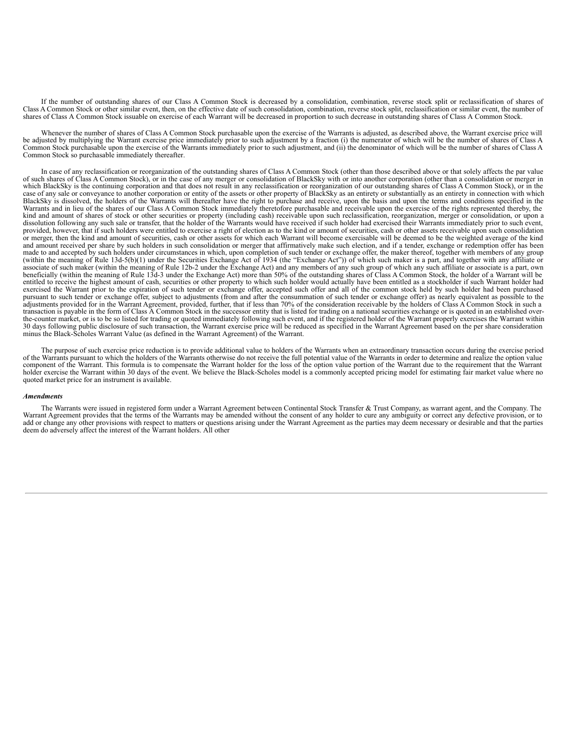If the number of outstanding shares of our Class A Common Stock is decreased by a consolidation, combination, reverse stock split or reclassification of shares of Class A Common Stock or other similar event, then, on the effective date of such consolidation, combination, reverse stock split, reclassification or similar event, the number of shares of Class A Common Stock issuable on exercise of each Warrant will be decreased in proportion to such decrease in outstanding shares of Class A Common Stock.

Whenever the number of shares of Class A Common Stock purchasable upon the exercise of the Warrants is adjusted, as described above, the Warrant exercise price will be adjusted by multiplying the Warrant exercise price immediately prior to such adjustment by a fraction (i) the numerator of which will be the number of shares of Class A Common Stock purchasable upon the exercise of the Warrants immediately prior to such adjustment, and (ii) the denominator of which will be the number of shares of Class A Common Stock so purchasable immediately thereafter.

In case of any reclassification or reorganization of the outstanding shares of Class A Common Stock (other than those described above or that solely affects the par value of such shares of Class A Common Stock), or in the case of any merger or consolidation of BlackSky with or into another corporation (other than a consolidation or merger in which BlackSky is the continuing corporation and that does not result in any reclassification or reorganization of our outstanding shares of Class A Common Stock), or in the case of any sale or conveyance to another corporation or entity of the assets or other property of BlackSky as an entirety or substantially as an entirety in connection with which BlackSky is dissolved, the holders of the Warrants will thereafter have the right to purchase and receive, upon the basis and upon the terms and conditions specified in the Warrants and in lieu of the shares of our Class A Common Stock immediately theretofore purchasable and receivable upon the exercise of the rights represented thereby, the kind and amount of shares of stock or other securities or property (including cash) receivable upon such reclassification, reorganization, merger or consolidation, or upon a dissolution following any such sale or transfer, that the holder of the Warrants would have received if such holder had exercised their Warrants immediately prior to such event, provided, however, that if such holders were entitled to exercise a right of election as to the kind or amount of securities, cash or other assets receivable upon such consolidation or merger, then the kind and amount of securities, cash or other assets for which each Warrant will become exercisable will be deemed to be the weighted average of the kind and amount received per share by such holders in such consolidation or merger that affirmatively make such election, and if a tender, exchange or redemption offer has been made to and accepted by such holders under circumstances in which, upon completion of such tender or exchange offer, the maker thereof, together with members of any group (within the meaning of Rule 13d-5(b)(1) under the Securities Exchange Act of 1934 (the "Exchange Act")) of which such maker is a part, and together with any affiliate or associate of such maker (within the meaning of Rule 12b-2 under the Exchange Act) and any members of any such group of which any such affiliate or associate is a part, own beneficially (within the meaning of Rule 13d-3 under the Exchange Act) more than 50% of the outstanding shares of Class A Common Stock, the holder of a Warrant will be entitled to receive the highest amount of cash, securities or other property to which such holder would actually have been entitled as a stockholder if such Warrant holder had exercised the Warrant prior to the expiration of such tender or exchange offer, accepted such offer and all of the common stock held by such holder had been purchased pursuant to such tender or exchange offer, subject to adjustments (from and after the consummation of such tender or exchange offer) as nearly equivalent as possible to the adjustments provided for in the Warrant Agreement, provided, further, that if less than 70% of the consideration receivable by the holders of Class A Common Stock in such a transaction is payable in the form of Class A Common Stock in the successor entity that is listed for trading on a national securities exchange or is quoted in an established over-the-counter market, or is to be so listed for trading or quoted immediately following such event, and if the registered holder of the Warrant properly exercises the Warrant within 30 days following public disclosure of such transaction, the Warrant exercise price will be reduced as specified in the Warrant Agreement based on the per share consideration minus the Black-Scholes Warrant Value (as defined in the Warrant Agreement) of the Warrant.

The purpose of such exercise price reduction is to provide additional value to holders of the Warrants when an extraordinary transaction occurs during the exercise period of the Warrants pursuant to which the holders of the Warrants otherwise do not receive the full potential value of the Warrants in order to determine and realize the option value component of the Warrant. This formula is to compensate the Warrant holder for the loss of the option value portion of the Warrant due to the requirement that the Warrant holder exercise the Warrant within 30 days of the event. We believe the Black-Scholes model is a commonly accepted pricing model for estimating fair market value where no quoted market price for an instrument is available.

***Amendments***

The Warrants were issued in registered form under a Warrant Agreement between Continental Stock Transfer & Trust Company, as warrant agent, and the Company. The Warrant Agreement provides that the terms of the Warrants may be amended without the consent of any holder to cure any ambiguity or correct any defective provision, or to add or change any other provisions with respect to matters or questions arising under the Warrant Agreement as the parties may deem necessary or desirable and that the parties deem do adversely affect the interest of the Warrant holders. All other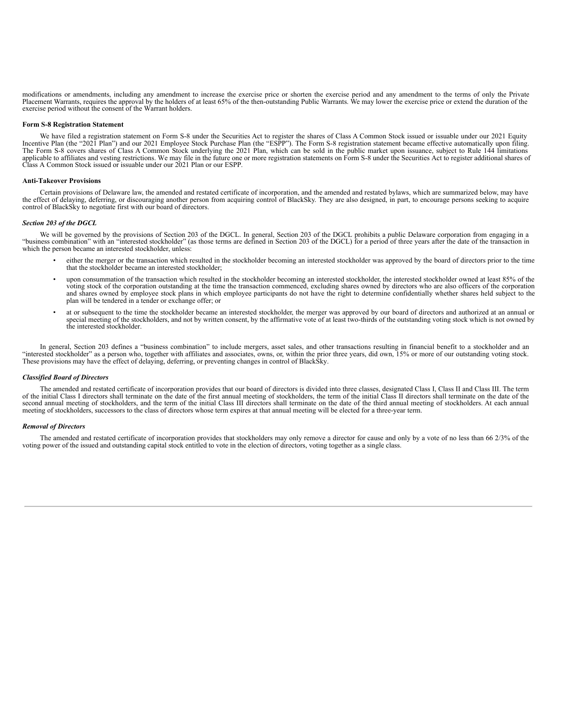modifications or amendments, including any amendment to increase the exercise price or shorten the exercise period and any amendment to the terms of only the Private Placement Warrants, requires the approval by the holders of at least 65% of the then-outstanding Public Warrants. We may lower the exercise price or extend the duration of the exercise period without the consent of the Warrant holders.

**Form S-8 Registration Statement**

We have filed a registration statement on Form S-8 under the Securities Act to register the shares of Class A Common Stock issued or issuable under our 2021 Equity Incentive Plan (the "2021 Plan") and our 2021 Employee Stock Purchase Plan (the "ESPP"). The Form S-8 registration statement became effective automatically upon filing. The Form S-8 covers shares of Class A Common Stock underlying the 2021 Plan, which can be sold in the public market upon issuance, subject to Rule 144 limitations applicable to affiliates and vesting restrictions. We may file in the future one or more registration statements on Form S-8 under the Securities Act to register additional shares of Class A Common Stock issued or issuable under our 2021 Plan or our ESPP.

**Anti-Takeover Provisions**

Certain provisions of Delaware law, the amended and restated certificate of incorporation, and the amended and restated bylaws, which are summarized below, may have the effect of delaying, deferring, or discouraging another person from acquiring control of BlackSky. They are also designed, in part, to encourage persons seeking to acquire control of BlackSky to negotiate first with our board of directors.

***Section 203 of the DGCL***

We will be governed by the provisions of Section 203 of the DGCL. In general, Section 203 of the DGCL prohibits a public Delaware corporation from engaging in a "business combination" with an "interested stockholder" (as those terms are defined in Section 203 of the DGCL) for a period of three years after the date of the transaction in which the person became an interested stockholder, unless:

- either the merger or the transaction which resulted in the stockholder becoming an interested stockholder was approved by the board of directors prior to the time that the stockholder became an interested stockholder;
- upon consummation of the transaction which resulted in the stockholder becoming an interested stockholder, the interested stockholder owned at least 85% of the voting stock of the corporation outstanding at the time the transaction commenced, excluding shares owned by directors who are also officers of the corporation and shares owned by employee stock plans in which employee participants do not have the right to determine confidentially whether shares held subject to the plan will be tendered in a tender or exchange offer; or
- at or subsequent to the time the stockholder became an interested stockholder, the merger was approved by our board of directors and authorized at an annual or special meeting of the stockholders, and not by written consent, by the affirmative vote of at least two-thirds of the outstanding voting stock which is not owned by the interested stockholder.

In general, Section 203 defines a "business combination" to include mergers, asset sales, and other transactions resulting in financial benefit to a stockholder and an "interested stockholder" as a person who, together with affiliates and associates, owns, or, within the prior three years, did own, 15% or more of our outstanding voting stock. These provisions may have the effect of delaying, deferring, or preventing changes in control of BlackSky.

***Classified Board of Directors***

The amended and restated certificate of incorporation provides that our board of directors is divided into three classes, designated Class I, Class II and Class III. The term of the initial Class I directors shall terminate on the date of the first annual meeting of stockholders, the term of the initial Class II directors shall terminate on the date of the second annual meeting of stockholders, and the term of the initial Class III directors shall terminate on the date of the third annual meeting of stockholders. At each annual meeting of stockholders, successors to the class of directors whose term expires at that annual meeting will be elected for a three-year term.

***Removal of Directors***

The amended and restated certificate of incorporation provides that stockholders may only remove a director for cause and only by a vote of no less than 66 2/3% of the voting power of the issued and outstanding capital stock entitled to vote in the election of directors, voting together as a single class.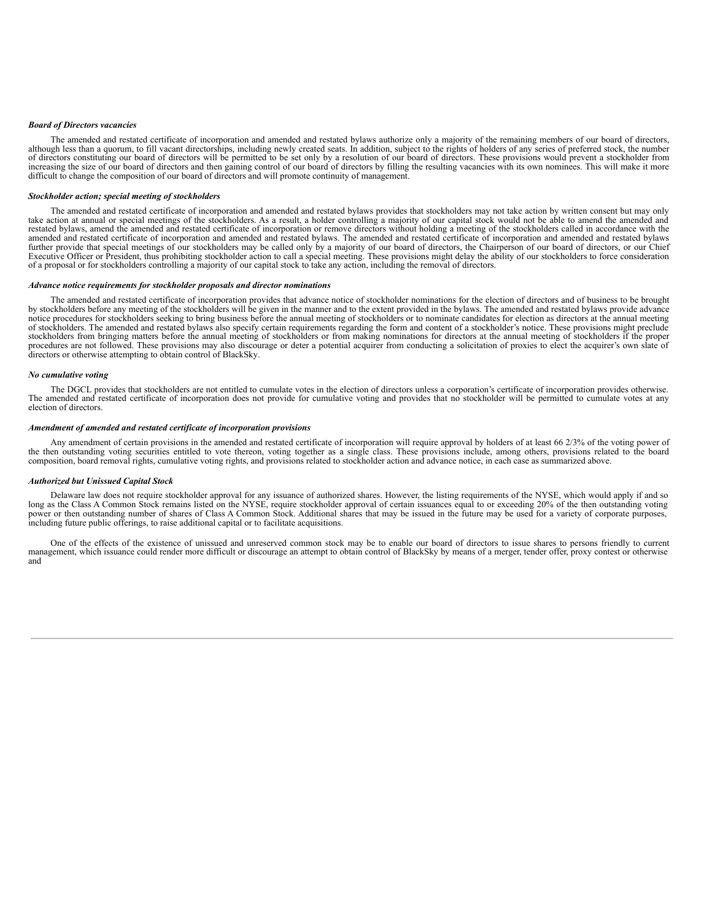***Board of Directors vacancies***

The amended and restated certificate of incorporation and amended and restated bylaws authorize only a majority of the remaining members of our board of directors, although less than a quorum, to fill vacant directorships, including newly created seats. In addition, subject to the rights of holders of any series of preferred stock, the number of directors constituting our board of directors will be permitted to be set only by a resolution of our board of directors. These provisions would prevent a stockholder from increasing the size of our board of directors and then gaining control of our board of directors by filling the resulting vacancies with its own nominees. This will make it more difficult to change the composition of our board of directors and will promote continuity of management.

***Stockholder action; special meeting of stockholders***

The amended and restated certificate of incorporation and amended and restated bylaws provides that stockholders may not take action by written consent but may only take action at annual or special meetings of the stockholders. As a result, a holder controlling a majority of our capital stock would not be able to amend the amended and restated bylaws, amend the amended and restated certificate of incorporation or remove directors without holding a meeting of the stockholders called in accordance with the amended and restated certificate of incorporation and amended and restated bylaws. The amended and restated certificate of incorporation and amended and restated bylaws further provide that special meetings of our stockholders may be called only by a majority of our board of directors, the Chairperson of our board of directors, or our Chief Executive Officer or President, thus prohibiting stockholder action to call a special meeting. These provisions might delay the ability of our stockholders to force consideration of a proposal or for stockholders controlling a majority of our capital stock to take any action, including the removal of directors.

***Advance notice requirements for stockholder proposals and director nominations***

The amended and restated certificate of incorporation provides that advance notice of stockholder nominations for the election of directors and of business to be brought by stockholders before any meeting of the stockholders will be given in the manner and to the extent provided in the bylaws. The amended and restated bylaws provide advance notice procedures for stockholders seeking to bring business before the annual meeting of stockholders or to nominate candidates for election as directors at the annual meeting of stockholders. The amended and restated bylaws also specify certain requirements regarding the form and content of a stockholder's notice. These provisions might preclude stockholders from bringing matters before the annual meeting of stockholders or from making nominations for directors at the annual meeting of stockholders if the proper procedures are not followed. These provisions may also discourage or deter a potential acquirer from conducting a solicitation of proxies to elect the acquirer's own slate of directors or otherwise attempting to obtain control of BlackSky.

***No cumulative voting***

The DGCL provides that stockholders are not entitled to cumulate votes in the election of directors unless a corporation's certificate of incorporation provides otherwise. The amended and restated certificate of incorporation does not provide for cumulative voting and provides that no stockholder will be permitted to cumulate votes at any election of directors.

***Amendment of amended and restated certificate of incorporation provisions***

Any amendment of certain provisions in the amended and restated certificate of incorporation will require approval by holders of at least 66 2/3% of the voting power of the then outstanding voting securities entitled to vote thereon, voting together as a single class. These provisions include, among others, provisions related to the board composition, board removal rights, cumulative voting rights, and provisions related to stockholder action and advance notice, in each case as summarized above.

***Authorized but Unissued Capital Stock***

Delaware law does not require stockholder approval for any issuance of authorized shares. However, the listing requirements of the NYSE, which would apply if and so long as the Class A Common Stock remains listed on the NYSE, require stockholder approval of certain issuances equal to or exceeding 20% of the then outstanding voting power or then outstanding number of shares of Class A Common Stock. Additional shares that may be issued in the future may be used for a variety of corporate purposes, including future public offerings, to raise additional capital or to facilitate acquisitions.

One of the effects of the existence of unissued and unreserved common stock may be to enable our board of directors to issue shares to persons friendly to current management, which issuance could render more difficult or discourage an attempt to obtain control of BlackSky by means of a merger, tender offer, proxy contest or otherwise and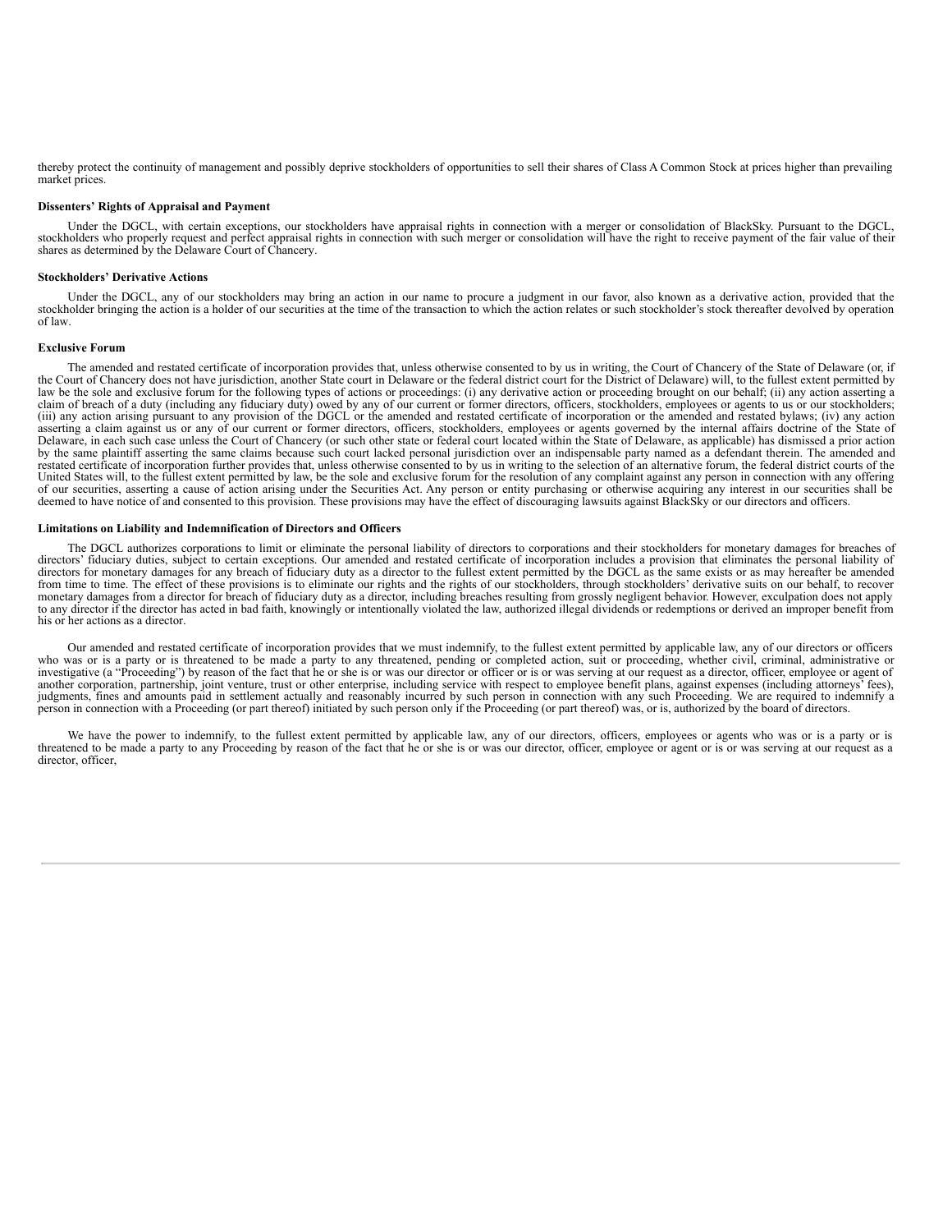thereby protect the continuity of management and possibly deprive stockholders of opportunities to sell their shares of Class A Common Stock at prices higher than prevailing market prices.

**Dissenters' Rights of Appraisal and Payment**

Under the DGCL, with certain exceptions, our stockholders have appraisal rights in connection with a merger or consolidation of BlackSky. Pursuant to the DGCL, stockholders who properly request and perfect appraisal rights in connection with such merger or consolidation will have the right to receive payment of the fair value of their shares as determined by the Delaware Court of Chancery.

**Stockholders' Derivative Actions**

Under the DGCL, any of our stockholders may bring an action in our name to procure a judgment in our favor, also known as a derivative action, provided that the stockholder bringing the action is a holder of our securities at the time of the transaction to which the action relates or such stockholder's stock thereafter devolved by operation of law.

**Exclusive Forum**

The amended and restated certificate of incorporation provides that, unless otherwise consented to by us in writing, the Court of Chancery of the State of Delaware (or, if the Court of Chancery does not have jurisdiction, another State court in Delaware or the federal district court for the District of Delaware) will, to the fullest extent permitted by law be the sole and exclusive forum for the following types of actions or proceedings: (i) any derivative action or proceeding brought on our behalf; (ii) any action asserting a claim of breach of a duty (including any fiduciary duty) owed by any of our current or former directors, officers, stockholders, employees or agents to us or our stockholders; (iii) any action arising pursuant to any provision of the DGCL or the amended and restated certificate of incorporation or the amended and restated bylaws; (iv) any action asserting a claim against us or any of our current or former directors, officers, stockholders, employees or agents governed by the internal affairs doctrine of the State of Delaware, in each such case unless the Court of Chancery (or such other state or federal court located within the State of Delaware, as applicable) has dismissed a prior action by the same plaintiff asserting the same claims because such court lacked personal jurisdiction over an indispensable party named as a defendant therein. The amended and restated certificate of incorporation further provides that, unless otherwise consented to by us in writing to the selection of an alternative forum, the federal district courts of the United States will, to the fullest extent permitted by law, be the sole and exclusive forum for the resolution of any complaint against any person in connection with any offering of our securities, asserting a cause of action arising under the Securities Act. Any person or entity purchasing or otherwise acquiring any interest in our securities shall be deemed to have notice of and consented to this provision. These provisions may have the effect of discouraging lawsuits against BlackSky or our directors and officers.

**Limitations on Liability and Indemnification of Directors and Officers**

The DGCL authorizes corporations to limit or eliminate the personal liability of directors to corporations and their stockholders for monetary damages for breaches of directors' fiduciary duties, subject to certain exceptions. Our amended and restated certificate of incorporation includes a provision that eliminates the personal liability of directors for monetary damages for any breach of fiduciary duty as a director to the fullest extent permitted by the DGCL as the same exists or as may hereafter be amended from time to time. The effect of these provisions is to eliminate our rights and the rights of our stockholders, through stockholders' derivative suits on our behalf, to recover monetary damages from a director for breach of fiduciary duty as a director, including breaches resulting from grossly negligent behavior. However, exculpation does not apply to any director if the director has acted in bad faith, knowingly or intentionally violated the law, authorized illegal dividends or redemptions or derived an improper benefit from his or her actions as a director.

Our amended and restated certificate of incorporation provides that we must indemnify, to the fullest extent permitted by applicable law, any of our directors or officers who was or is a party or is threatened to be made a party to any threatened, pending or completed action, suit or proceeding, whether civil, criminal, administrative or investigative (a "Proceeding") by reason of the fact that he or she is or was our director or officer or is or was serving at our request as a director, officer, employee or agent of another corporation, partnership, joint venture, trust or other enterprise, including service with respect to employee benefit plans, against expenses (including attorneys' fees), judgments, fines and amounts paid in settlement actually and reasonably incurred by such person in connection with any such Proceeding. We are required to indemnify a person in connection with a Proceeding (or part thereof) initiated by such person only if the Proceeding (or part thereof) was, or is, authorized by the board of directors.

We have the power to indemnify, to the fullest extent permitted by applicable law, any of our directors, officers, employees or agents who was or is a party or is threatened to be made a party to any Proceeding by reason of the fact that he or she is or was our director, officer, employee or agent or is or was serving at our request as a director, officer,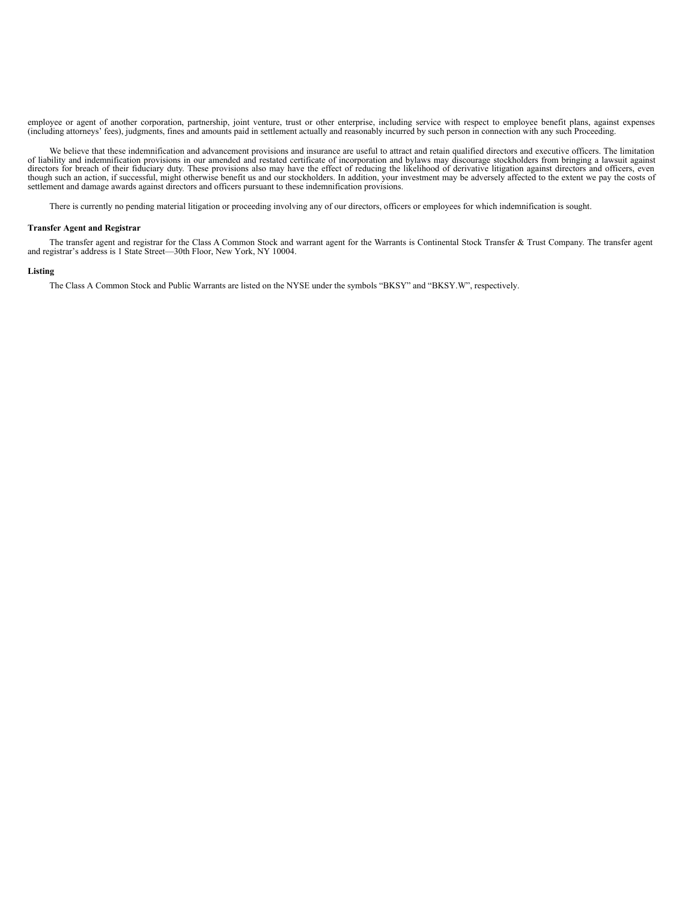employee or agent of another corporation, partnership, joint venture, trust or other enterprise, including service with respect to employee benefit plans, against expenses (including attorneys' fees), judgments, fines and amounts paid in settlement actually and reasonably incurred by such person in connection with any such Proceeding.

We believe that these indemnification and advancement provisions and insurance are useful to attract and retain qualified directors and executive officers. The limitation of liability and indemnification provisions in our amended and restated certificate of incorporation and bylaws may discourage stockholders from bringing a lawsuit against directors for breach of their fiduciary duty. These provisions also may have the effect of reducing the likelihood of derivative litigation against directors and officers, even though such an action, if successful, might otherwise benefit us and our stockholders. In addition, your investment may be adversely affected to the extent we pay the costs of settlement and damage awards against directors and officers pursuant to these indemnification provisions.

There is currently no pending material litigation or proceeding involving any of our directors, officers or employees for which indemnification is sought.

**Transfer Agent and Registrar**

The transfer agent and registrar for the Class A Common Stock and warrant agent for the Warrants is Continental Stock Transfer & Trust Company. The transfer agent and registrar's address is 1 State Street—30th Floor, New York, NY 10004.

**Listing**

The Class A Common Stock and Public Warrants are listed on the NYSE under the symbols "BKSY" and "BKSY.W", respectively.